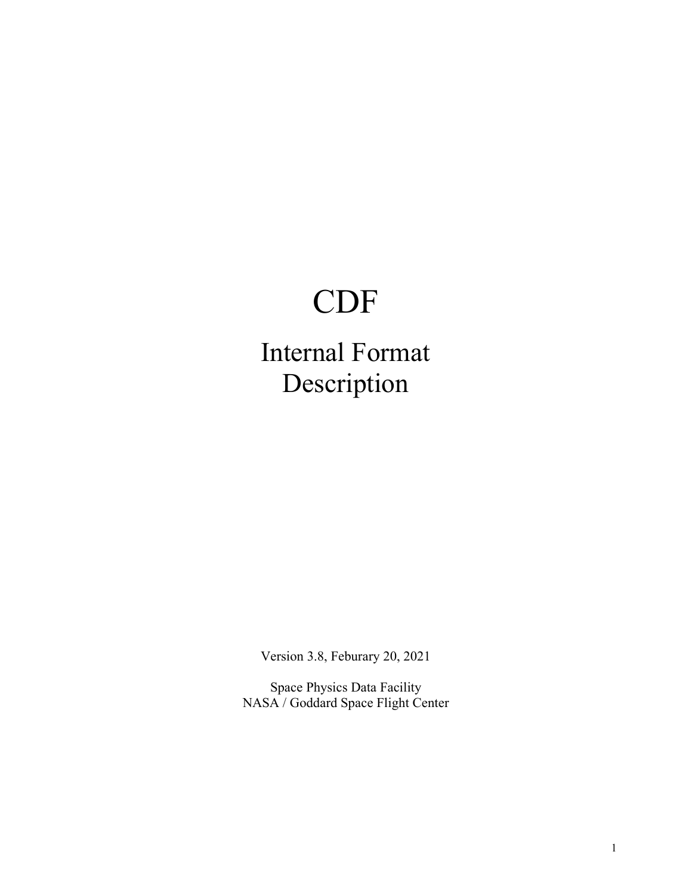# CDF

## Internal Format Description

Version 3.8, Feburary 20, 2021

Space Physics Data Facility
NASA / Goddard Space Flight Center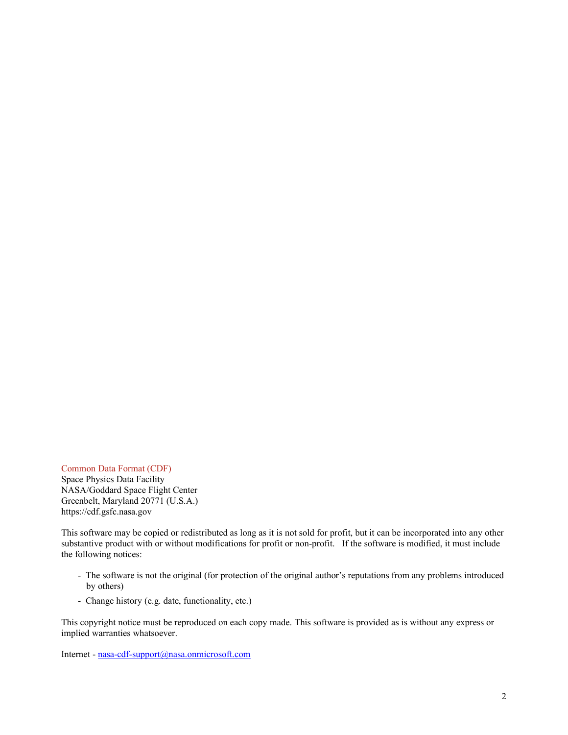Common Data Format (CDF)
Space Physics Data Facility
NASA/Goddard Space Flight Center
Greenbelt, Maryland 20771 (U.S.A.)
https://cdf.gsfc.nasa.gov

This software may be copied or redistributed as long as it is not sold for profit, but it can be incorporated into any other substantive product with or without modifications for profit or non-profit. If the software is modified, it must include the following notices:

- The software is not the original (for protection of the original author's reputations from any problems introduced by others)
- Change history (e.g. date, functionality, etc.)

This copyright notice must be reproduced on each copy made. This software is provided as is without any express or implied warranties whatsoever.

Internet - nasa-cdf-support@nasa.onmicrosoft.com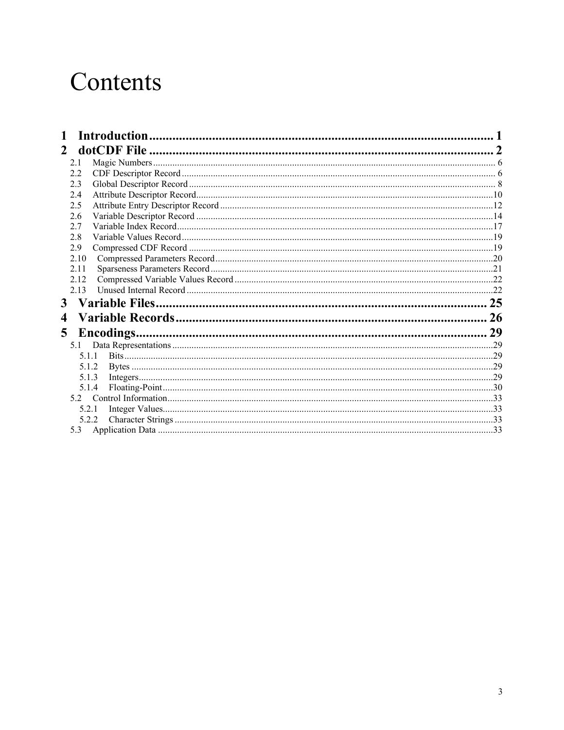# Contents

- **1 Introduction** ........ 1
- **2 dotCDF File** ........ 2
  - 2.1 Magic Numbers ........ 6
  - 2.2 CDF Descriptor Record ........ 6
  - 2.3 Global Descriptor Record ........ 8
  - 2.4 Attribute Descriptor Record ........ 10
  - 2.5 Attribute Entry Descriptor Record ........ 12
  - 2.6 Variable Descriptor Record ........ 14
  - 2.7 Variable Index Record ........ 17
  - 2.8 Variable Values Record ........ 19
  - 2.9 Compressed CDF Record ........ 19
  - 2.10 Compressed Parameters Record ........ 20
  - 2.11 Sparseness Parameters Record ........ 21
  - 2.12 Compressed Variable Values Record ........ 22
  - 2.13 Unused Internal Record ........ 22
- **3 Variable Files** ........ 25
- **4 Variable Records** ........ 26
- **5 Encodings** ........ 29
  - 5.1 Data Representations ........ 29
    - 5.1.1 Bits ........ 29
    - 5.1.2 Bytes ........ 29
    - 5.1.3 Integers ........ 29
    - 5.1.4 Floating-Point ........ 30
  - 5.2 Control Information ........ 33
    - 5.2.1 Integer Values ........ 33
    - 5.2.2 Character Strings ........ 33
  - 5.3 Application Data ........ 33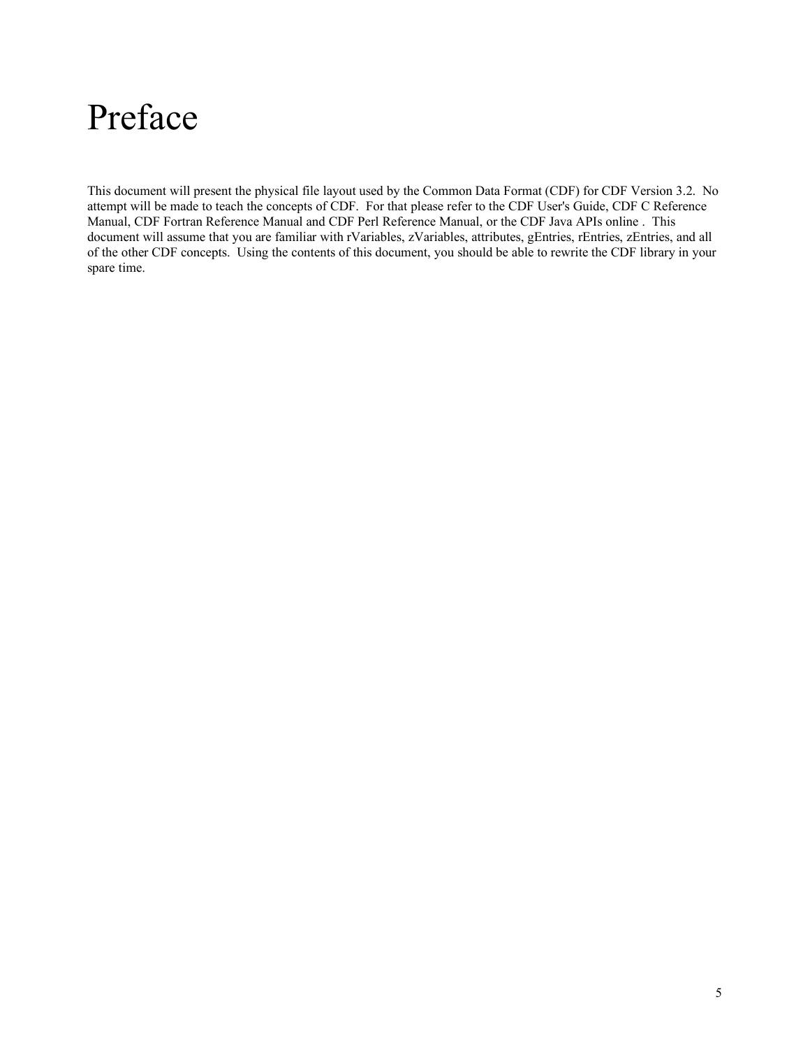# Preface

This document will present the physical file layout used by the Common Data Format (CDF) for CDF Version 3.2. No attempt will be made to teach the concepts of CDF. For that please refer to the CDF User's Guide, CDF C Reference Manual, CDF Fortran Reference Manual and CDF Perl Reference Manual, or the CDF Java APIs online . This document will assume that you are familiar with rVariables, zVariables, attributes, gEntries, rEntries, zEntries, and all of the other CDF concepts. Using the contents of this document, you should be able to rewrite the CDF library in your spare time.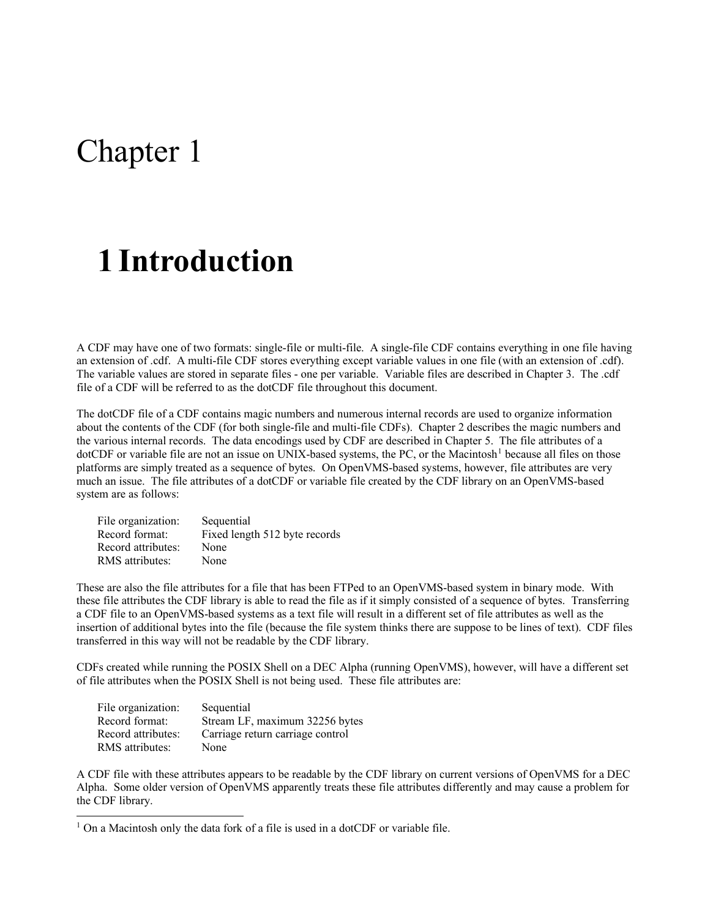# Chapter 1

## 1 Introduction

A CDF may have one of two formats: single-file or multi-file. A single-file CDF contains everything in one file having an extension of .cdf. A multi-file CDF stores everything except variable values in one file (with an extension of .cdf). The variable values are stored in separate files - one per variable. Variable files are described in Chapter 3. The .cdf file of a CDF will be referred to as the dotCDF file throughout this document.

The dotCDF file of a CDF contains magic numbers and numerous internal records are used to organize information about the contents of the CDF (for both single-file and multi-file CDFs). Chapter 2 describes the magic numbers and the various internal records. The data encodings used by CDF are described in Chapter 5. The file attributes of a dotCDF or variable file are not an issue on UNIX-based systems, the PC, or the Macintosh[1] because all files on those platforms are simply treated as a sequence of bytes. On OpenVMS-based systems, however, file attributes are very much an issue. The file attributes of a dotCDF or variable file created by the CDF library on an OpenVMS-based system are as follows:

| | |
|---|---|
| File organization: | Sequential |
| Record format: | Fixed length 512 byte records |
| Record attributes: | None |
| RMS attributes: | None |

These are also the file attributes for a file that has been FTPed to an OpenVMS-based system in binary mode. With these file attributes the CDF library is able to read the file as if it simply consisted of a sequence of bytes. Transferring a CDF file to an OpenVMS-based systems as a text file will result in a different set of file attributes as well as the insertion of additional bytes into the file (because the file system thinks there are suppose to be lines of text). CDF files transferred in this way will not be readable by the CDF library.

CDFs created while running the POSIX Shell on a DEC Alpha (running OpenVMS), however, will have a different set of file attributes when the POSIX Shell is not being used. These file attributes are:

| | |
|---|---|
| File organization: | Sequential |
| Record format: | Stream LF, maximum 32256 bytes |
| Record attributes: | Carriage return carriage control |
| RMS attributes: | None |

A CDF file with these attributes appears to be readable by the CDF library on current versions of OpenVMS for a DEC Alpha. Some older version of OpenVMS apparently treats these file attributes differently and may cause a problem for the CDF library.

---

[1] On a Macintosh only the data fork of a file is used in a dotCDF or variable file.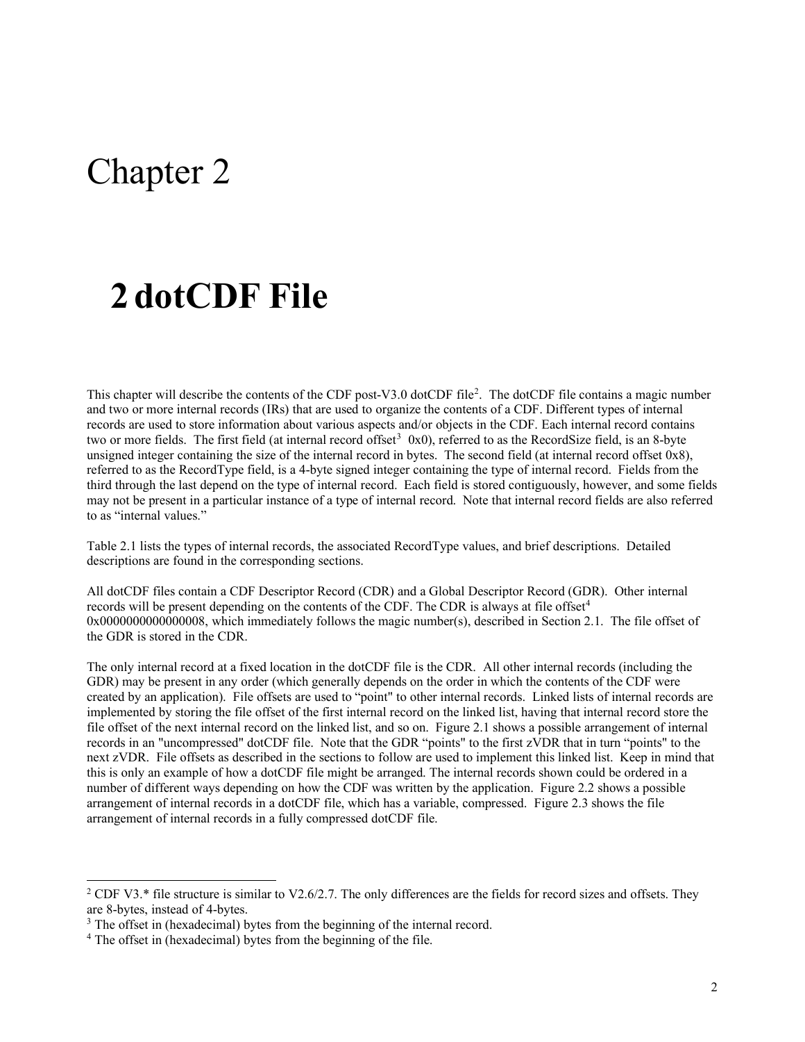# Chapter 2

## 2 dotCDF File

This chapter will describe the contents of the CDF post-V3.0 dotCDF file[2]. The dotCDF file contains a magic number and two or more internal records (IRs) that are used to organize the contents of a CDF. Different types of internal records are used to store information about various aspects and/or objects in the CDF. Each internal record contains two or more fields. The first field (at internal record offset[3] 0x0), referred to as the RecordSize field, is an 8-byte unsigned integer containing the size of the internal record in bytes. The second field (at internal record offset 0x8), referred to as the RecordType field, is a 4-byte signed integer containing the type of internal record. Fields from the third through the last depend on the type of internal record. Each field is stored contiguously, however, and some fields may not be present in a particular instance of a type of internal record. Note that internal record fields are also referred to as "internal values."

Table 2.1 lists the types of internal records, the associated RecordType values, and brief descriptions. Detailed descriptions are found in the corresponding sections.

All dotCDF files contain a CDF Descriptor Record (CDR) and a Global Descriptor Record (GDR). Other internal records will be present depending on the contents of the CDF. The CDR is always at file offset[4] 0x0000000000000008, which immediately follows the magic number(s), described in Section 2.1. The file offset of the GDR is stored in the CDR.

The only internal record at a fixed location in the dotCDF file is the CDR. All other internal records (including the GDR) may be present in any order (which generally depends on the order in which the contents of the CDF were created by an application). File offsets are used to "point" to other internal records. Linked lists of internal records are implemented by storing the file offset of the first internal record on the linked list, having that internal record store the file offset of the next internal record on the linked list, and so on. Figure 2.1 shows a possible arrangement of internal records in an "uncompressed" dotCDF file. Note that the GDR "points" to the first zVDR that in turn "points" to the next zVDR. File offsets as described in the sections to follow are used to implement this linked list. Keep in mind that this is only an example of how a dotCDF file might be arranged. The internal records shown could be ordered in a number of different ways depending on how the CDF was written by the application. Figure 2.2 shows a possible arrangement of internal records in a dotCDF file, which has a variable, compressed. Figure 2.3 shows the file arrangement of internal records in a fully compressed dotCDF file.

---

[2] CDF V3.* file structure is similar to V2.6/2.7. The only differences are the fields for record sizes and offsets. They are 8-bytes, instead of 4-bytes.

[3] The offset in (hexadecimal) bytes from the beginning of the internal record.

[4] The offset in (hexadecimal) bytes from the beginning of the file.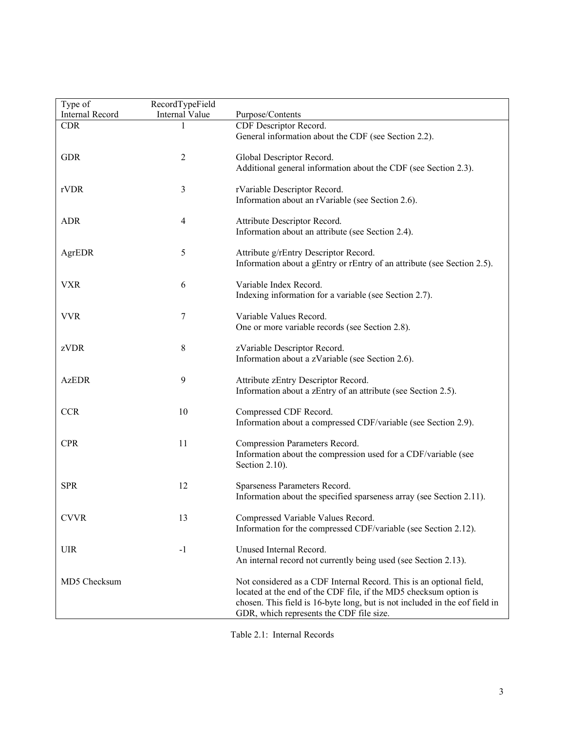| Type of Internal Record | RecordTypeField Internal Value | Purpose/Contents |
| --- | --- | --- |
| CDR | 1 | CDF Descriptor Record. General information about the CDF (see Section 2.2). |
| GDR | 2 | Global Descriptor Record. Additional general information about the CDF (see Section 2.3). |
| rVDR | 3 | rVariable Descriptor Record. Information about an rVariable (see Section 2.6). |
| ADR | 4 | Attribute Descriptor Record. Information about an attribute (see Section 2.4). |
| AgrEDR | 5 | Attribute g/rEntry Descriptor Record. Information about a gEntry or rEntry of an attribute (see Section 2.5). |
| VXR | 6 | Variable Index Record. Indexing information for a variable (see Section 2.7). |
| VVR | 7 | Variable Values Record. One or more variable records (see Section 2.8). |
| zVDR | 8 | zVariable Descriptor Record. Information about a zVariable (see Section 2.6). |
| AzEDR | 9 | Attribute zEntry Descriptor Record. Information about a zEntry of an attribute (see Section 2.5). |
| CCR | 10 | Compressed CDF Record. Information about a compressed CDF/variable (see Section 2.9). |
| CPR | 11 | Compression Parameters Record. Information about the compression used for a CDF/variable (see Section 2.10). |
| SPR | 12 | Sparseness Parameters Record. Information about the specified sparseness array (see Section 2.11). |
| CVVR | 13 | Compressed Variable Values Record. Information for the compressed CDF/variable (see Section 2.12). |
| UIR | -1 | Unused Internal Record. An internal record not currently being used (see Section 2.13). |
| MD5 Checksum | | Not considered as a CDF Internal Record. This is an optional field, located at the end of the CDF file, if the MD5 checksum option is chosen. This field is 16-byte long, but is not included in the eof field in GDR, which represents the CDF file size. |

Table 2.1: Internal Records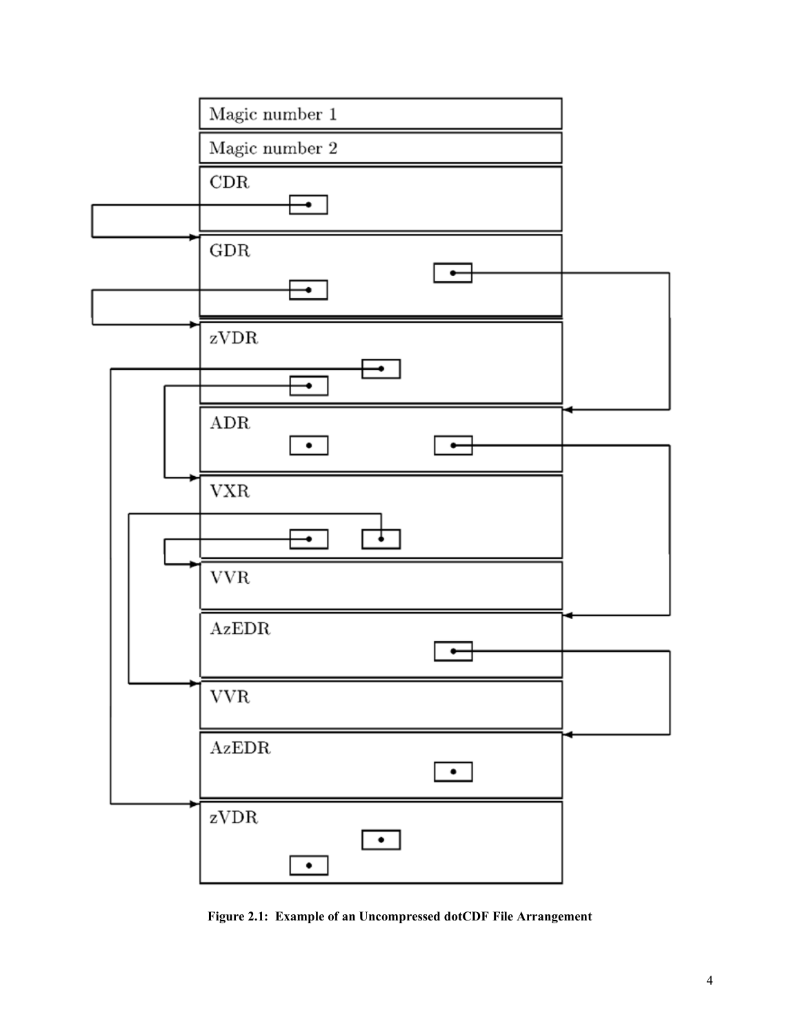**Figure 2.1: Example of an Uncompressed dotCDF File Arrangement**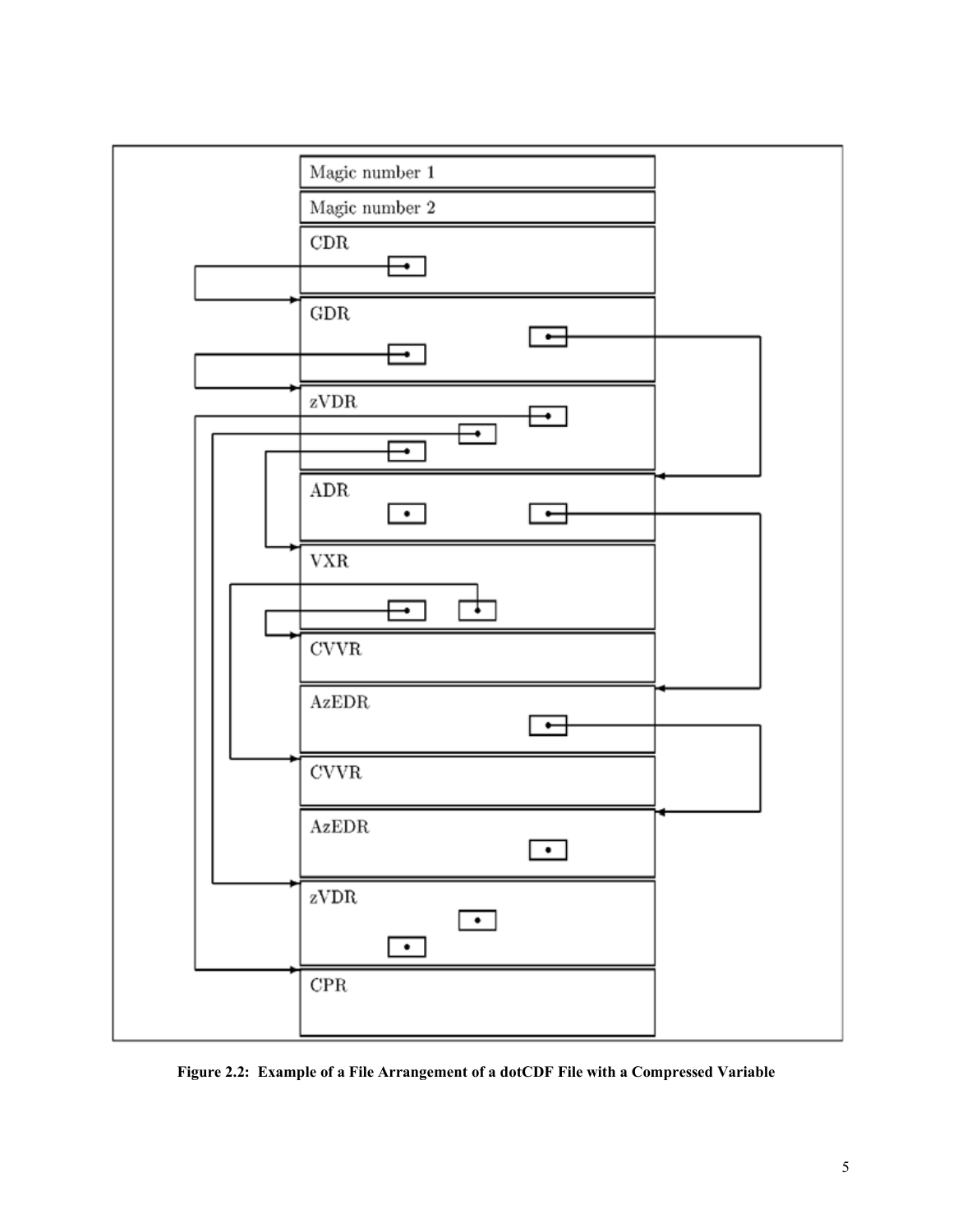**Figure 2.2: Example of a File Arrangement of a dotCDF File with a Compressed Variable**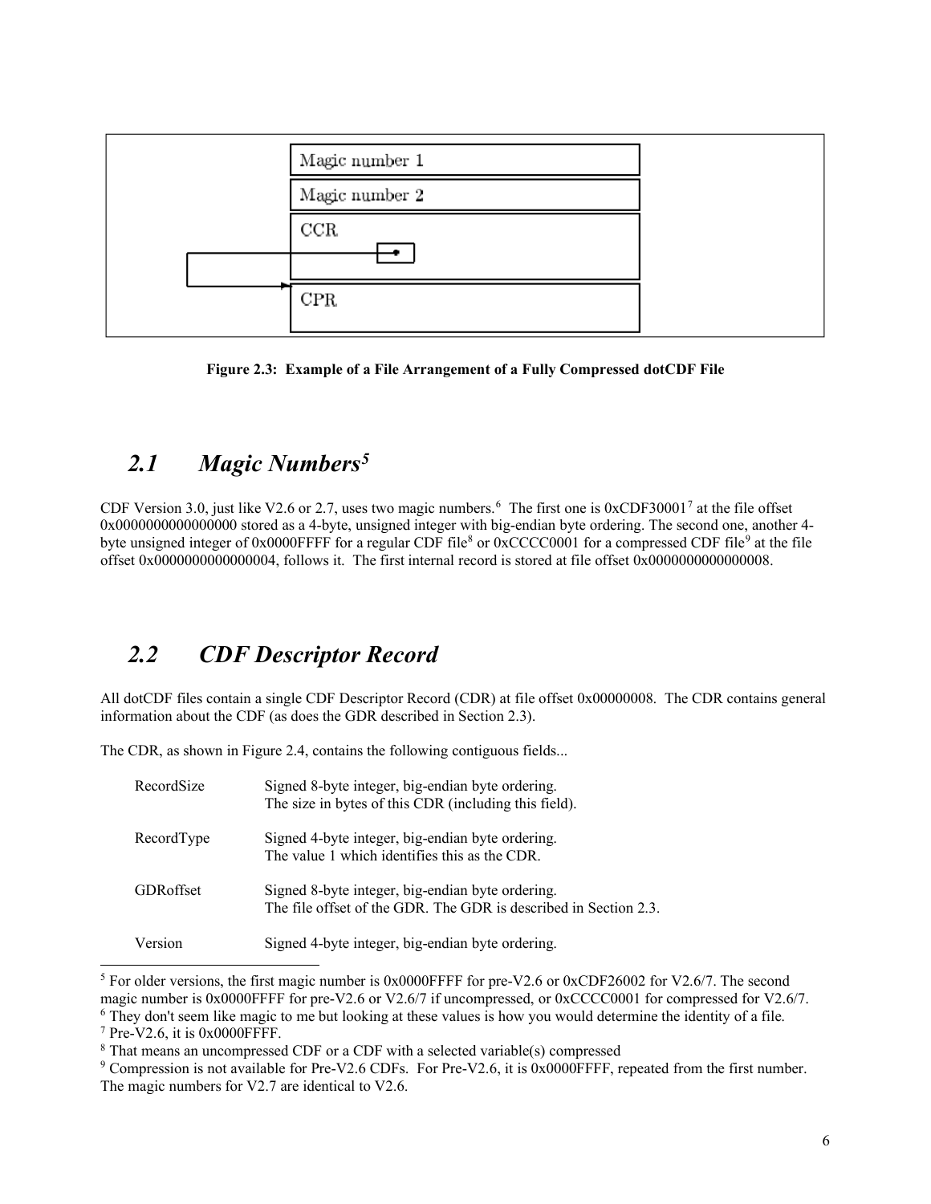Magic number 1

Magic number 2

CCR

CPR

**Figure 2.3: Example of a File Arrangement of a Fully Compressed dotCDF File**

## *2.1 Magic Numbers[5]*

CDF Version 3.0, just like V2.6 or 2.7, uses two magic numbers.[6] The first one is 0xCDF30001[7] at the file offset 0x0000000000000000 stored as a 4-byte, unsigned integer with big-endian byte ordering. The second one, another 4-byte unsigned integer of 0x0000FFFF for a regular CDF file[8] or 0xCCCC0001 for a compressed CDF file[9] at the file offset 0x0000000000000004, follows it. The first internal record is stored at file offset 0x0000000000000008.

## *2.2 CDF Descriptor Record*

All dotCDF files contain a single CDF Descriptor Record (CDR) at file offset 0x00000008. The CDR contains general information about the CDF (as does the GDR described in Section 2.3).

The CDR, as shown in Figure 2.4, contains the following contiguous fields...

| | |
|---|---|
| RecordSize | Signed 8-byte integer, big-endian byte ordering. The size in bytes of this CDR (including this field). |
| RecordType | Signed 4-byte integer, big-endian byte ordering. The value 1 which identifies this as the CDR. |
| GDRoffset | Signed 8-byte integer, big-endian byte ordering. The file offset of the GDR. The GDR is described in Section 2.3. |
| Version | Signed 4-byte integer, big-endian byte ordering. |

[5] For older versions, the first magic number is 0x0000FFFF for pre-V2.6 or 0xCDF26002 for V2.6/7. The second magic number is 0x0000FFFF for pre-V2.6 or V2.6/7 if uncompressed, or 0xCCCC0001 for compressed for V2.6/7.

[6] They don't seem like magic to me but looking at these values is how you would determine the identity of a file.

[7] Pre-V2.6, it is 0x0000FFFF.

[8] That means an uncompressed CDF or a CDF with a selected variable(s) compressed

[9] Compression is not available for Pre-V2.6 CDFs. For Pre-V2.6, it is 0x0000FFFF, repeated from the first number. The magic numbers for V2.7 are identical to V2.6.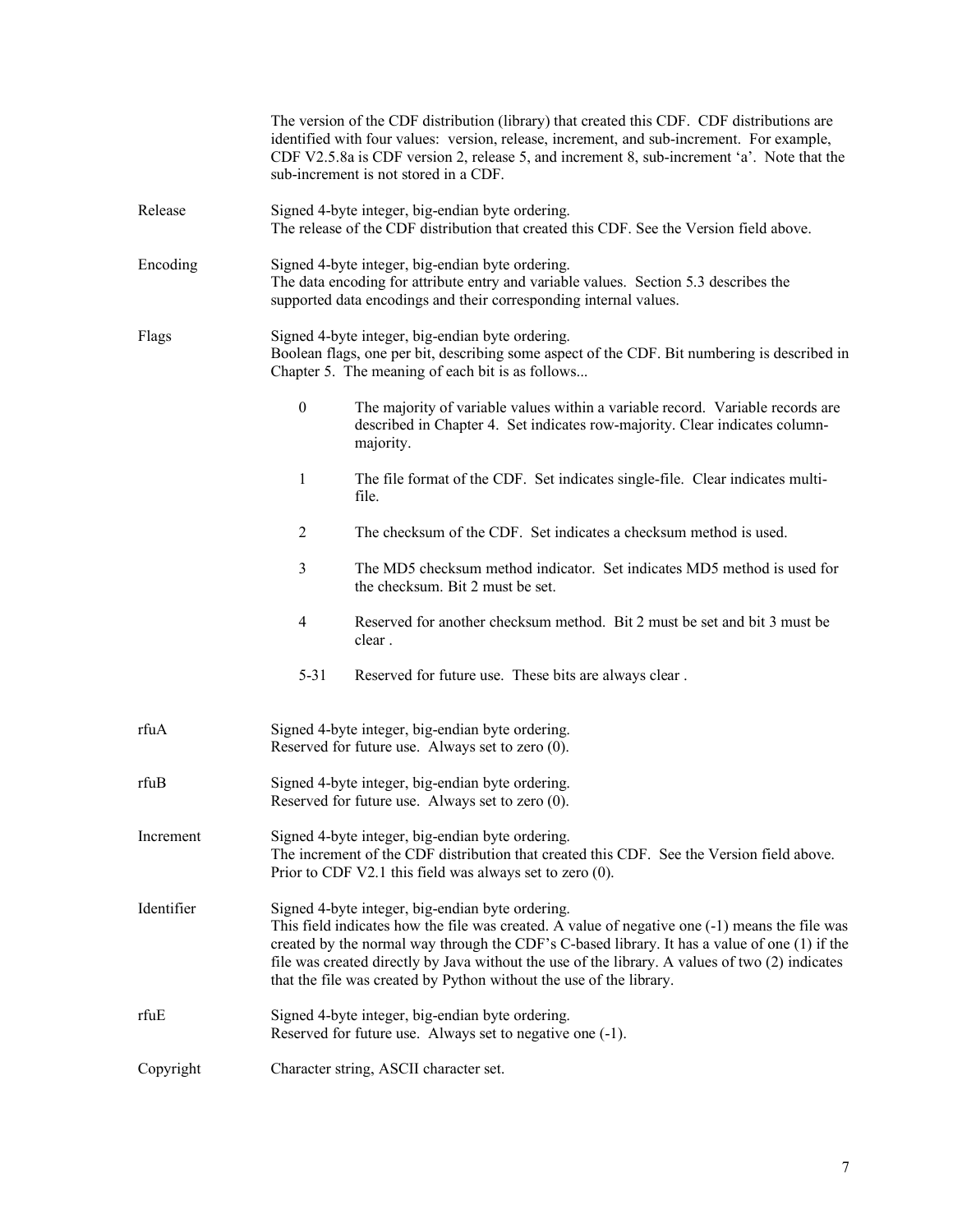The version of the CDF distribution (library) that created this CDF. CDF distributions are identified with four values: version, release, increment, and sub-increment. For example, CDF V2.5.8a is CDF version 2, release 5, and increment 8, sub-increment 'a'. Note that the sub-increment is not stored in a CDF.

**Release**
Signed 4-byte integer, big-endian byte ordering.
The release of the CDF distribution that created this CDF. See the Version field above.

**Encoding**
Signed 4-byte integer, big-endian byte ordering.
The data encoding for attribute entry and variable values. Section 5.3 describes the supported data encodings and their corresponding internal values.

**Flags**
Signed 4-byte integer, big-endian byte ordering.
Boolean flags, one per bit, describing some aspect of the CDF. Bit numbering is described in Chapter 5. The meaning of each bit is as follows...

| Bit | Meaning |
|---|---|
| 0 | The majority of variable values within a variable record. Variable records are described in Chapter 4. Set indicates row-majority. Clear indicates column-majority. |
| 1 | The file format of the CDF. Set indicates single-file. Clear indicates multi-file. |
| 2 | The checksum of the CDF. Set indicates a checksum method is used. |
| 3 | The MD5 checksum method indicator. Set indicates MD5 method is used for the checksum. Bit 2 must be set. |
| 4 | Reserved for another checksum method. Bit 2 must be set and bit 3 must be clear . |
| 5-31 | Reserved for future use. These bits are always clear . |

**rfuA**
Signed 4-byte integer, big-endian byte ordering.
Reserved for future use. Always set to zero (0).

**rfuB**
Signed 4-byte integer, big-endian byte ordering.
Reserved for future use. Always set to zero (0).

**Increment**
Signed 4-byte integer, big-endian byte ordering.
The increment of the CDF distribution that created this CDF. See the Version field above. Prior to CDF V2.1 this field was always set to zero (0).

**Identifier**
Signed 4-byte integer, big-endian byte ordering.
This field indicates how the file was created. A value of negative one (-1) means the file was created by the normal way through the CDF's C-based library. It has a value of one (1) if the file was created directly by Java without the use of the library. A values of two (2) indicates that the file was created by Python without the use of the library.

**rfuE**
Signed 4-byte integer, big-endian byte ordering.
Reserved for future use. Always set to negative one (-1).

**Copyright**
Character string, ASCII character set.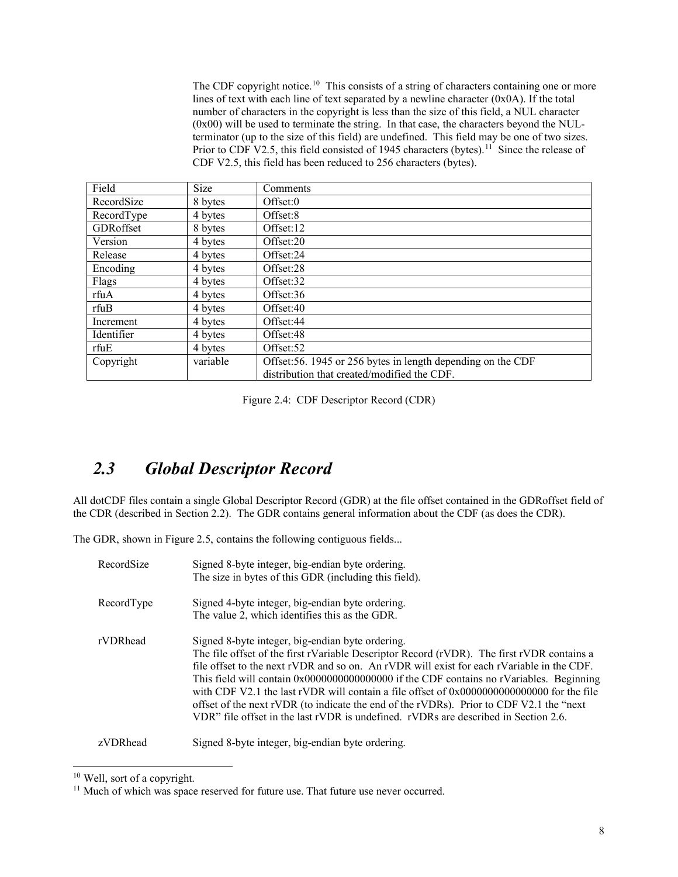The CDF copyright notice.[10] This consists of a string of characters containing one or more lines of text with each line of text separated by a newline character (0x0A). If the total number of characters in the copyright is less than the size of this field, a NUL character (0x00) will be used to terminate the string. In that case, the characters beyond the NUL-terminator (up to the size of this field) are undefined. This field may be one of two sizes. Prior to CDF V2.5, this field consisted of 1945 characters (bytes).[11] Since the release of CDF V2.5, this field has been reduced to 256 characters (bytes).

| Field | Size | Comments |
|---|---|---|
| RecordSize | 8 bytes | Offset:0 |
| RecordType | 4 bytes | Offset:8 |
| GDRoffset | 8 bytes | Offset:12 |
| Version | 4 bytes | Offset:20 |
| Release | 4 bytes | Offset:24 |
| Encoding | 4 bytes | Offset:28 |
| Flags | 4 bytes | Offset:32 |
| rfuA | 4 bytes | Offset:36 |
| rfuB | 4 bytes | Offset:40 |
| Increment | 4 bytes | Offset:44 |
| Identifier | 4 bytes | Offset:48 |
| rfuE | 4 bytes | Offset:52 |
| Copyright | variable | Offset:56. 1945 or 256 bytes in length depending on the CDF distribution that created/modified the CDF. |

Figure 2.4: CDF Descriptor Record (CDR)

## *2.3 Global Descriptor Record*

All dotCDF files contain a single Global Descriptor Record (GDR) at the file offset contained in the GDRoffset field of the CDR (described in Section 2.2). The GDR contains general information about the CDF (as does the CDR).

The GDR, shown in Figure 2.5, contains the following contiguous fields...

RecordSize — Signed 8-byte integer, big-endian byte ordering.
The size in bytes of this GDR (including this field).

RecordType — Signed 4-byte integer, big-endian byte ordering.
The value 2, which identifies this as the GDR.

rVDRhead — Signed 8-byte integer, big-endian byte ordering.
The file offset of the first rVariable Descriptor Record (rVDR). The first rVDR contains a file offset to the next rVDR and so on. An rVDR will exist for each rVariable in the CDF. This field will contain 0x0000000000000000 if the CDF contains no rVariables. Beginning with CDF V2.1 the last rVDR will contain a file offset of 0x0000000000000000 for the file offset of the next rVDR (to indicate the end of the rVDRs). Prior to CDF V2.1 the "next VDR" file offset in the last rVDR is undefined. rVDRs are described in Section 2.6.

zVDRhead — Signed 8-byte integer, big-endian byte ordering.

[10] Well, sort of a copyright.

[11] Much of which was space reserved for future use. That future use never occurred.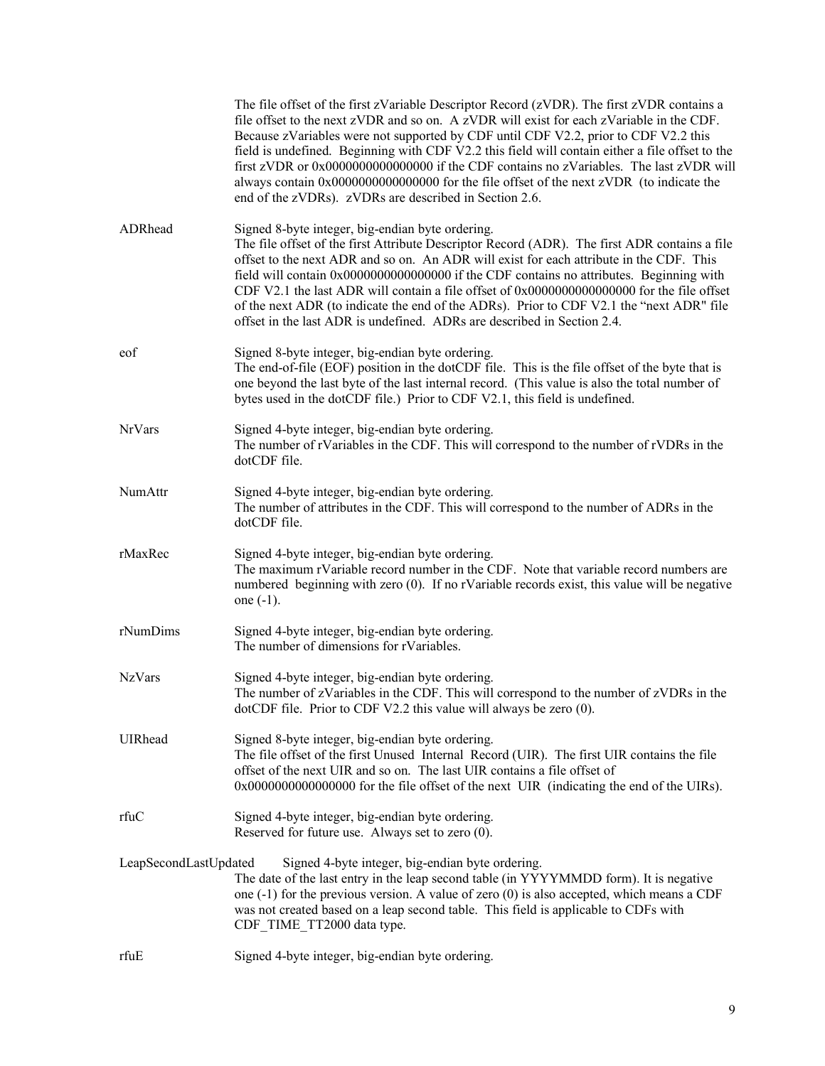The file offset of the first zVariable Descriptor Record (zVDR). The first zVDR contains a file offset to the next zVDR and so on. A zVDR will exist for each zVariable in the CDF. Because zVariables were not supported by CDF until CDF V2.2, prior to CDF V2.2 this field is undefined. Beginning with CDF V2.2 this field will contain either a file offset to the first zVDR or 0x0000000000000000 if the CDF contains no zVariables. The last zVDR will always contain 0x0000000000000000 for the file offset of the next zVDR (to indicate the end of the zVDRs). zVDRs are described in Section 2.6.

| | |
|---|---|
| ADRhead | Signed 8-byte integer, big-endian byte ordering. The file offset of the first Attribute Descriptor Record (ADR). The first ADR contains a file offset to the next ADR and so on. An ADR will exist for each attribute in the CDF. This field will contain 0x0000000000000000 if the CDF contains no attributes. Beginning with CDF V2.1 the last ADR will contain a file offset of 0x0000000000000000 for the file offset of the next ADR (to indicate the end of the ADRs). Prior to CDF V2.1 the "next ADR" file offset in the last ADR is undefined. ADRs are described in Section 2.4. |
| eof | Signed 8-byte integer, big-endian byte ordering. The end-of-file (EOF) position in the dotCDF file. This is the file offset of the byte that is one beyond the last byte of the last internal record. (This value is also the total number of bytes used in the dotCDF file.) Prior to CDF V2.1, this field is undefined. |
| NrVars | Signed 4-byte integer, big-endian byte ordering. The number of rVariables in the CDF. This will correspond to the number of rVDRs in the dotCDF file. |
| NumAttr | Signed 4-byte integer, big-endian byte ordering. The number of attributes in the CDF. This will correspond to the number of ADRs in the dotCDF file. |
| rMaxRec | Signed 4-byte integer, big-endian byte ordering. The maximum rVariable record number in the CDF. Note that variable record numbers are numbered beginning with zero (0). If no rVariable records exist, this value will be negative one (-1). |
| rNumDims | Signed 4-byte integer, big-endian byte ordering. The number of dimensions for rVariables. |
| NzVars | Signed 4-byte integer, big-endian byte ordering. The number of zVariables in the CDF. This will correspond to the number of zVDRs in the dotCDF file. Prior to CDF V2.2 this value will always be zero (0). |
| UIRhead | Signed 8-byte integer, big-endian byte ordering. The file offset of the first Unused Internal Record (UIR). The first UIR contains the file offset of the next UIR and so on. The last UIR contains a file offset of 0x0000000000000000 for the file offset of the next UIR (indicating the end of the UIRs). |
| rfuC | Signed 4-byte integer, big-endian byte ordering. Reserved for future use. Always set to zero (0). |
| LeapSecondLastUpdated | Signed 4-byte integer, big-endian byte ordering. The date of the last entry in the leap second table (in YYYYMMDD form). It is negative one (-1) for the previous version. A value of zero (0) is also accepted, which means a CDF was not created based on a leap second table. This field is applicable to CDFs with CDF_TIME_TT2000 data type. |
| rfuE | Signed 4-byte integer, big-endian byte ordering. |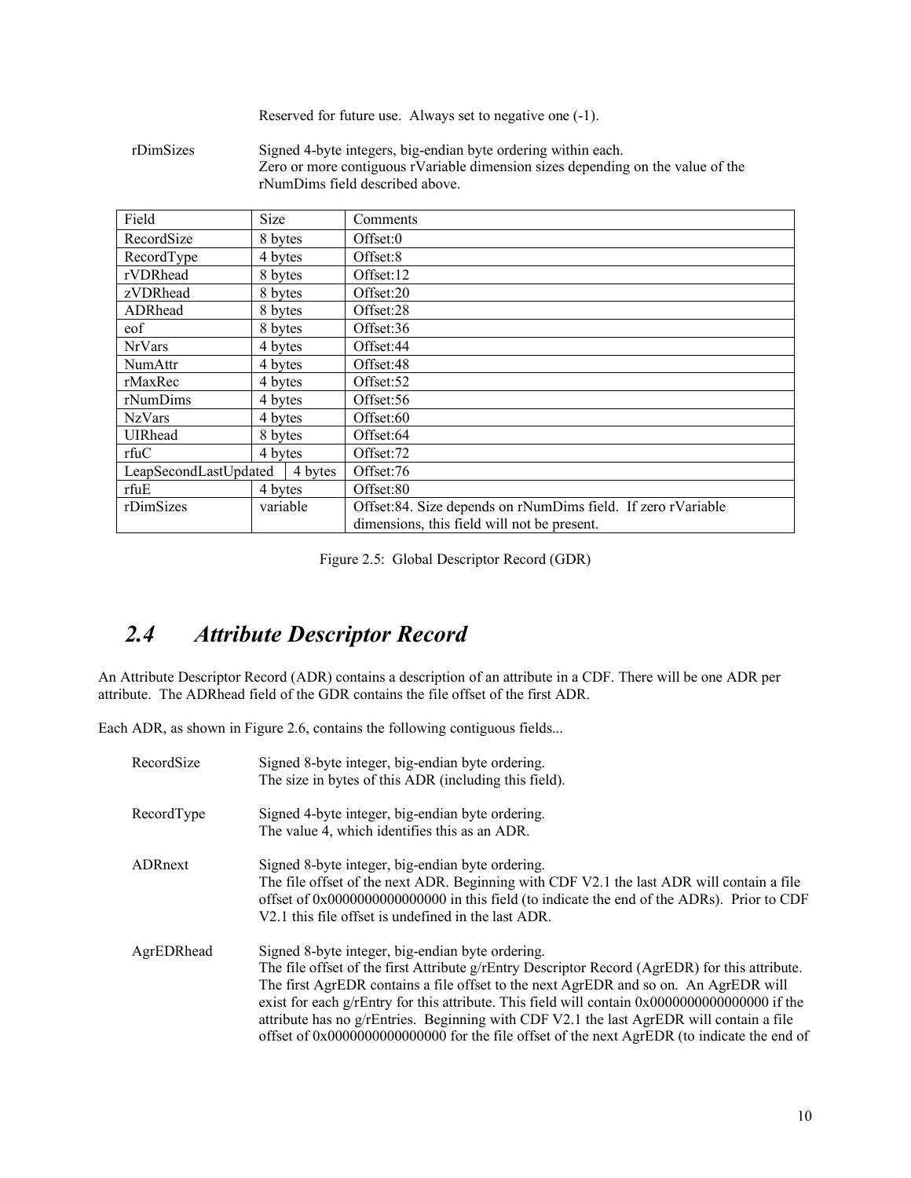Reserved for future use. Always set to negative one (-1).

rDimSizes — Signed 4-byte integers, big-endian byte ordering within each.
Zero or more contiguous rVariable dimension sizes depending on the value of the rNumDims field described above.

| Field | Size | Comments |
|---|---|---|
| RecordSize | 8 bytes | Offset:0 |
| RecordType | 4 bytes | Offset:8 |
| rVDRhead | 8 bytes | Offset:12 |
| zVDRhead | 8 bytes | Offset:20 |
| ADRhead | 8 bytes | Offset:28 |
| eof | 8 bytes | Offset:36 |
| NrVars | 4 bytes | Offset:44 |
| NumAttr | 4 bytes | Offset:48 |
| rMaxRec | 4 bytes | Offset:52 |
| rNumDims | 4 bytes | Offset:56 |
| NzVars | 4 bytes | Offset:60 |
| UIRhead | 8 bytes | Offset:64 |
| rfuC | 4 bytes | Offset:72 |
| LeapSecondLastUpdated | 4 bytes | Offset:76 |
| rfuE | 4 bytes | Offset:80 |
| rDimSizes | variable | Offset:84. Size depends on rNumDims field. If zero rVariable dimensions, this field will not be present. |

Figure 2.5: Global Descriptor Record (GDR)

## *2.4 Attribute Descriptor Record*

An Attribute Descriptor Record (ADR) contains a description of an attribute in a CDF. There will be one ADR per attribute. The ADRhead field of the GDR contains the file offset of the first ADR.

Each ADR, as shown in Figure 2.6, contains the following contiguous fields...

RecordSize — Signed 8-byte integer, big-endian byte ordering.
The size in bytes of this ADR (including this field).

RecordType — Signed 4-byte integer, big-endian byte ordering.
The value 4, which identifies this as an ADR.

ADRnext — Signed 8-byte integer, big-endian byte ordering.
The file offset of the next ADR. Beginning with CDF V2.1 the last ADR will contain a file offset of 0x0000000000000000 in this field (to indicate the end of the ADRs). Prior to CDF V2.1 this file offset is undefined in the last ADR.

AgrEDRhead — Signed 8-byte integer, big-endian byte ordering.
The file offset of the first Attribute g/rEntry Descriptor Record (AgrEDR) for this attribute. The first AgrEDR contains a file offset to the next AgrEDR and so on. An AgrEDR will exist for each g/rEntry for this attribute. This field will contain 0x0000000000000000 if the attribute has no g/rEntries. Beginning with CDF V2.1 the last AgrEDR will contain a file offset of 0x0000000000000000 for the file offset of the next AgrEDR (to indicate the end of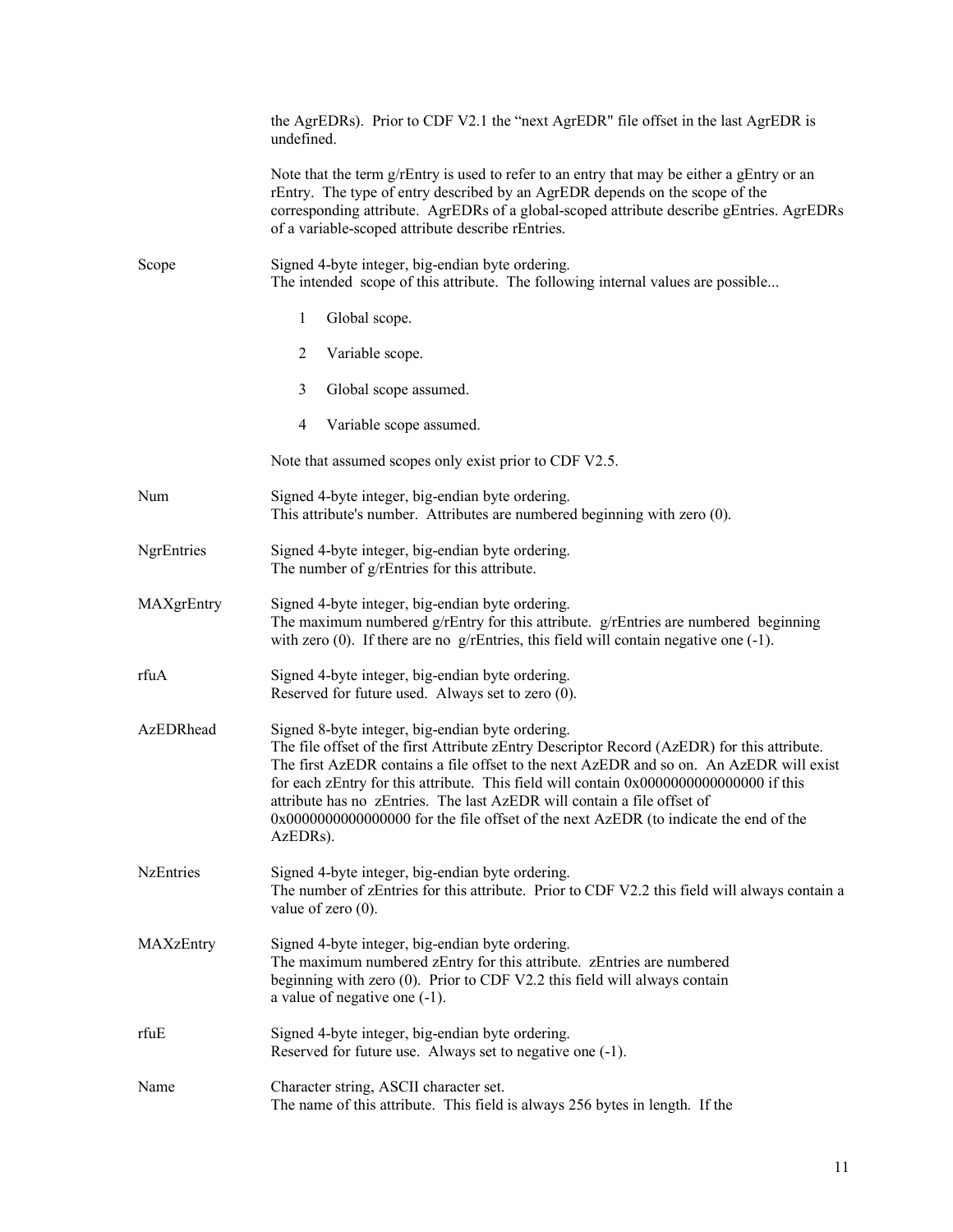the AgrEDRs). Prior to CDF V2.1 the "next AgrEDR" file offset in the last AgrEDR is undefined.

Note that the term g/rEntry is used to refer to an entry that may be either a gEntry or an rEntry. The type of entry described by an AgrEDR depends on the scope of the corresponding attribute. AgrEDRs of a global-scoped attribute describe gEntries. AgrEDRs of a variable-scoped attribute describe rEntries.

**Scope**

Signed 4-byte integer, big-endian byte ordering.
The intended scope of this attribute. The following internal values are possible...

- 1 Global scope.
- 2 Variable scope.
- 3 Global scope assumed.
- 4 Variable scope assumed.

Note that assumed scopes only exist prior to CDF V2.5.

**Num**

Signed 4-byte integer, big-endian byte ordering.
This attribute's number. Attributes are numbered beginning with zero (0).

**NgrEntries**

Signed 4-byte integer, big-endian byte ordering.
The number of g/rEntries for this attribute.

**MAXgrEntry**

Signed 4-byte integer, big-endian byte ordering.
The maximum numbered g/rEntry for this attribute. g/rEntries are numbered beginning with zero (0). If there are no g/rEntries, this field will contain negative one (-1).

**rfuA**

Signed 4-byte integer, big-endian byte ordering.
Reserved for future used. Always set to zero (0).

**AzEDRhead**

Signed 8-byte integer, big-endian byte ordering.
The file offset of the first Attribute zEntry Descriptor Record (AzEDR) for this attribute. The first AzEDR contains a file offset to the next AzEDR and so on. An AzEDR will exist for each zEntry for this attribute. This field will contain 0x0000000000000000 if this attribute has no zEntries. The last AzEDR will contain a file offset of 0x0000000000000000 for the file offset of the next AzEDR (to indicate the end of the AzEDRs).

**NzEntries**

Signed 4-byte integer, big-endian byte ordering.
The number of zEntries for this attribute. Prior to CDF V2.2 this field will always contain a value of zero (0).

**MAXzEntry**

Signed 4-byte integer, big-endian byte ordering.
The maximum numbered zEntry for this attribute. zEntries are numbered beginning with zero (0). Prior to CDF V2.2 this field will always contain a value of negative one (-1).

**rfuE**

Signed 4-byte integer, big-endian byte ordering.
Reserved for future use. Always set to negative one (-1).

**Name**

Character string, ASCII character set.
The name of this attribute. This field is always 256 bytes in length. If the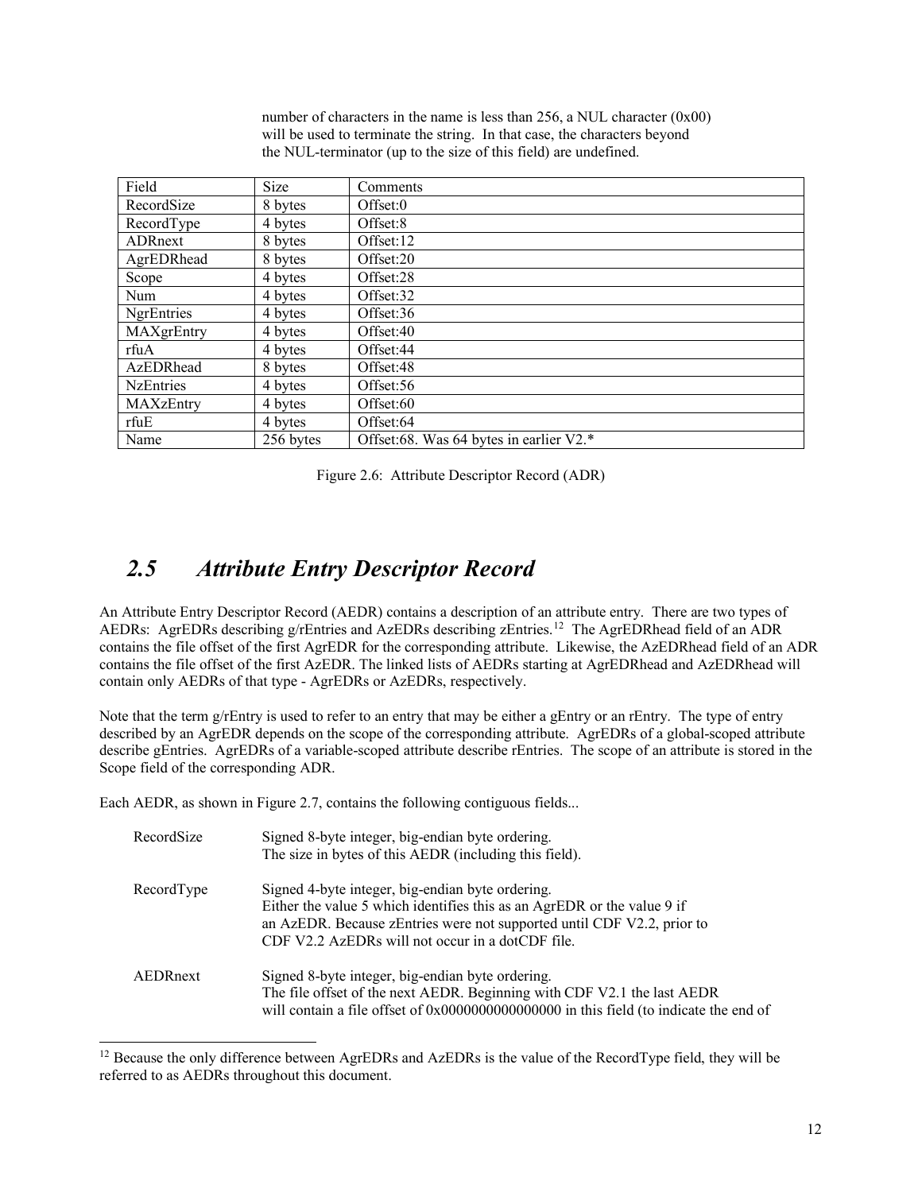number of characters in the name is less than 256, a NUL character (0x00) will be used to terminate the string. In that case, the characters beyond the NUL-terminator (up to the size of this field) are undefined.

| Field | Size | Comments |
|---|---|---|
| RecordSize | 8 bytes | Offset:0 |
| RecordType | 4 bytes | Offset:8 |
| ADRnext | 8 bytes | Offset:12 |
| AgrEDRhead | 8 bytes | Offset:20 |
| Scope | 4 bytes | Offset:28 |
| Num | 4 bytes | Offset:32 |
| NgrEntries | 4 bytes | Offset:36 |
| MAXgrEntry | 4 bytes | Offset:40 |
| rfuA | 4 bytes | Offset:44 |
| AzEDRhead | 8 bytes | Offset:48 |
| NzEntries | 4 bytes | Offset:56 |
| MAXzEntry | 4 bytes | Offset:60 |
| rfuE | 4 bytes | Offset:64 |
| Name | 256 bytes | Offset:68. Was 64 bytes in earlier V2.* |

Figure 2.6: Attribute Descriptor Record (ADR)

## *2.5 Attribute Entry Descriptor Record*

An Attribute Entry Descriptor Record (AEDR) contains a description of an attribute entry. There are two types of AEDRs: AgrEDRs describing g/rEntries and AzEDRs describing zEntries.[12] The AgrEDRhead field of an ADR contains the file offset of the first AgrEDR for the corresponding attribute. Likewise, the AzEDRhead field of an ADR contains the file offset of the first AzEDR. The linked lists of AEDRs starting at AgrEDRhead and AzEDRhead will contain only AEDRs of that type - AgrEDRs or AzEDRs, respectively.

Note that the term g/rEntry is used to refer to an entry that may be either a gEntry or an rEntry. The type of entry described by an AgrEDR depends on the scope of the corresponding attribute. AgrEDRs of a global-scoped attribute describe gEntries. AgrEDRs of a variable-scoped attribute describe rEntries. The scope of an attribute is stored in the Scope field of the corresponding ADR.

Each AEDR, as shown in Figure 2.7, contains the following contiguous fields...

RecordSize
: Signed 8-byte integer, big-endian byte ordering.
The size in bytes of this AEDR (including this field).

RecordType
: Signed 4-byte integer, big-endian byte ordering.
Either the value 5 which identifies this as an AgrEDR or the value 9 if an AzEDR. Because zEntries were not supported until CDF V2.2, prior to CDF V2.2 AzEDRs will not occur in a dotCDF file.

AEDRnext
: Signed 8-byte integer, big-endian byte ordering.
The file offset of the next AEDR. Beginning with CDF V2.1 the last AEDR will contain a file offset of 0x0000000000000000 in this field (to indicate the end of

[12] Because the only difference between AgrEDRs and AzEDRs is the value of the RecordType field, they will be referred to as AEDRs throughout this document.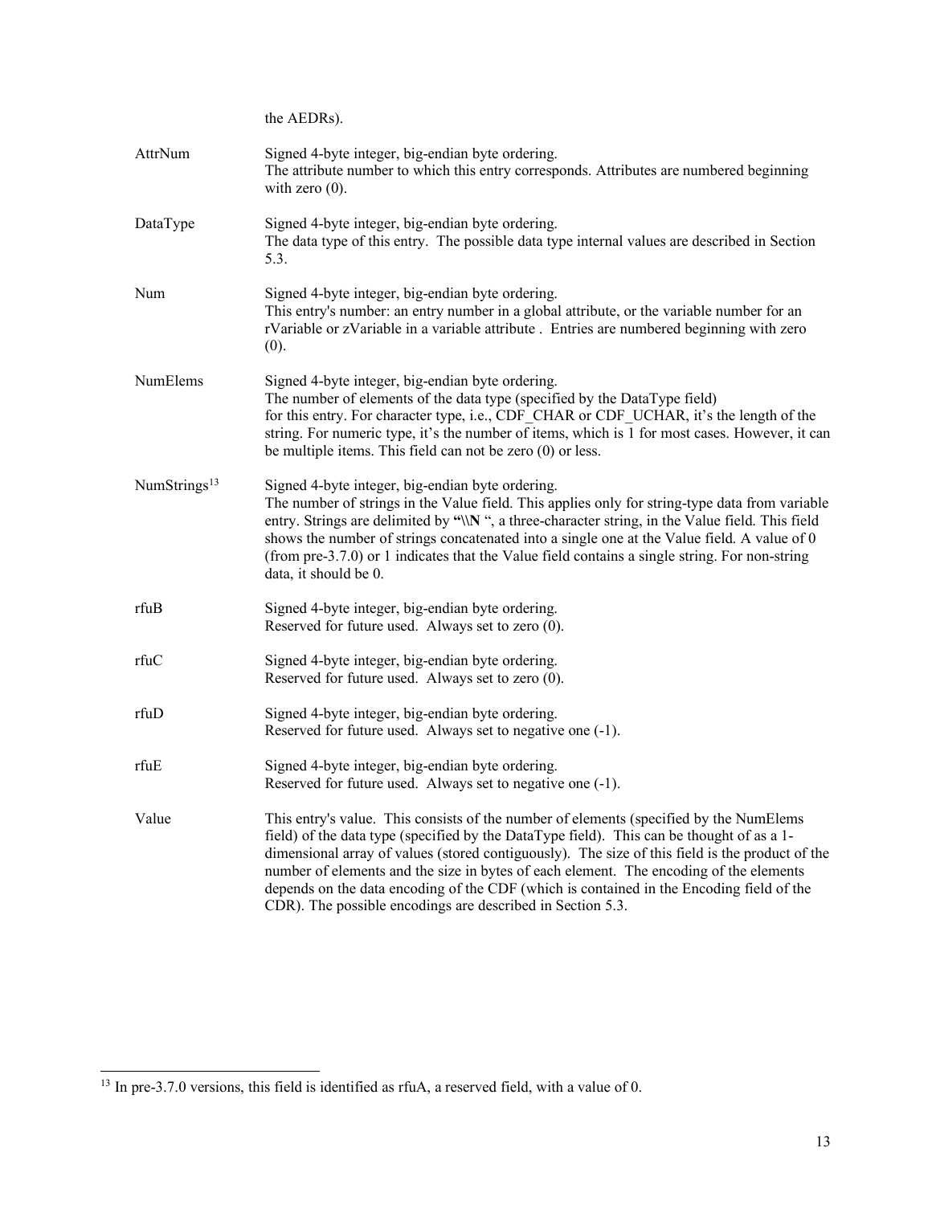the AEDRs).

| | |
|---|---|
| AttrNum | Signed 4-byte integer, big-endian byte ordering.<br>The attribute number to which this entry corresponds. Attributes are numbered beginning with zero (0). |
| DataType | Signed 4-byte integer, big-endian byte ordering.<br>The data type of this entry. The possible data type internal values are described in Section 5.3. |
| Num | Signed 4-byte integer, big-endian byte ordering.<br>This entry's number: an entry number in a global attribute, or the variable number for an rVariable or zVariable in a variable attribute . Entries are numbered beginning with zero (0). |
| NumElems | Signed 4-byte integer, big-endian byte ordering.<br>The number of elements of the data type (specified by the DataType field) for this entry. For character type, i.e., CDF_CHAR or CDF_UCHAR, it's the length of the string. For numeric type, it's the number of items, which is 1 for most cases. However, it can be multiple items. This field can not be zero (0) or less. |
| NumStrings[13] | Signed 4-byte integer, big-endian byte ordering.<br>The number of strings in the Value field. This applies only for string-type data from variable entry. Strings are delimited by **"\\N** ", a three-character string, in the Value field. This field shows the number of strings concatenated into a single one at the Value field. A value of 0 (from pre-3.7.0) or 1 indicates that the Value field contains a single string. For non-string data, it should be 0. |
| rfuB | Signed 4-byte integer, big-endian byte ordering.<br>Reserved for future used. Always set to zero (0). |
| rfuC | Signed 4-byte integer, big-endian byte ordering.<br>Reserved for future used. Always set to zero (0). |
| rfuD | Signed 4-byte integer, big-endian byte ordering.<br>Reserved for future used. Always set to negative one (-1). |
| rfuE | Signed 4-byte integer, big-endian byte ordering.<br>Reserved for future used. Always set to negative one (-1). |
| Value | This entry's value. This consists of the number of elements (specified by the NumElems field) of the data type (specified by the DataType field). This can be thought of as a 1-dimensional array of values (stored contiguously). The size of this field is the product of the number of elements and the size in bytes of each element. The encoding of the elements depends on the data encoding of the CDF (which is contained in the Encoding field of the CDR). The possible encodings are described in Section 5.3. |

[13] In pre-3.7.0 versions, this field is identified as rfuA, a reserved field, with a value of 0.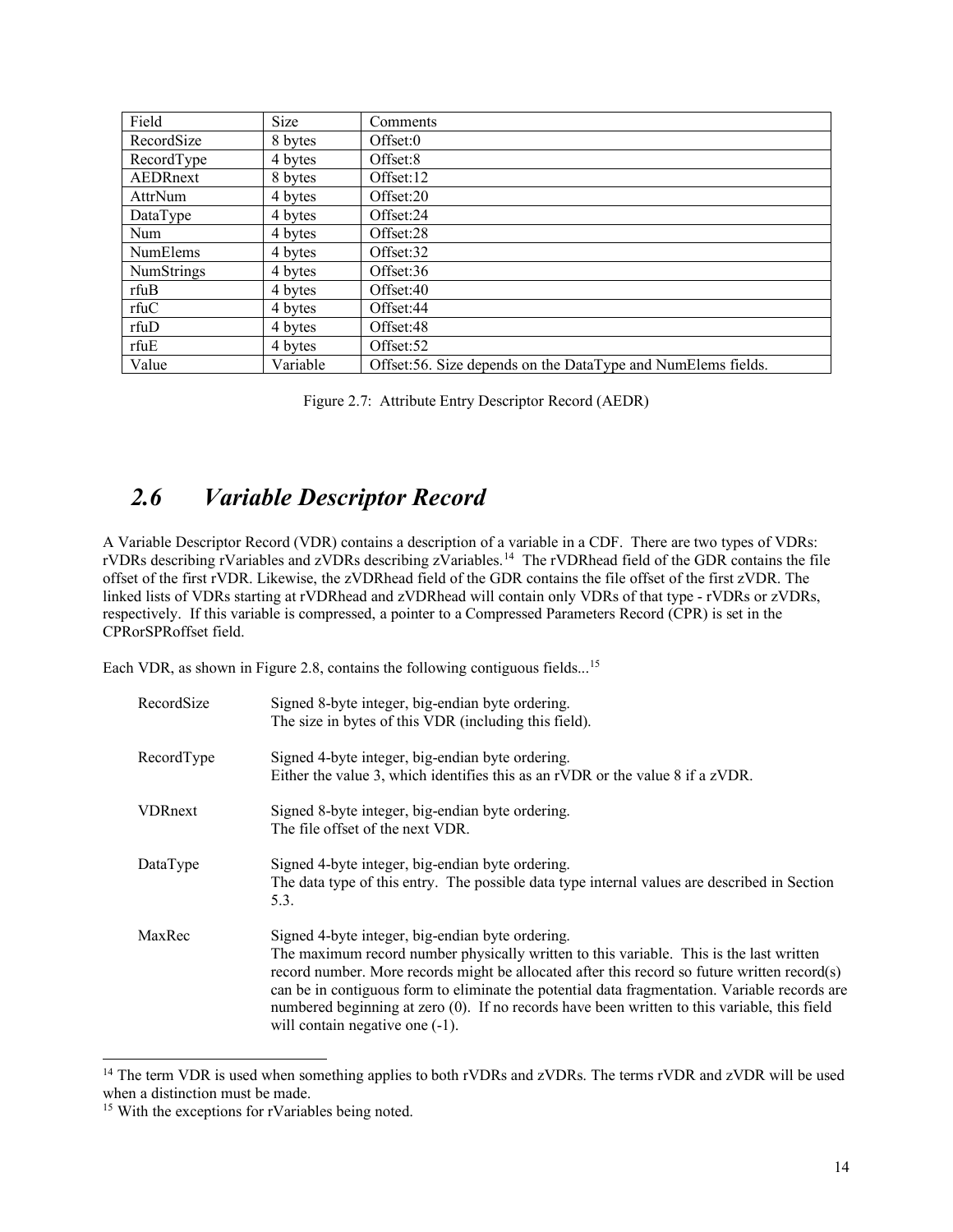| Field | Size | Comments |
| --- | --- | --- |
| RecordSize | 8 bytes | Offset:0 |
| RecordType | 4 bytes | Offset:8 |
| AEDRnext | 8 bytes | Offset:12 |
| AttrNum | 4 bytes | Offset:20 |
| DataType | 4 bytes | Offset:24 |
| Num | 4 bytes | Offset:28 |
| NumElems | 4 bytes | Offset:32 |
| NumStrings | 4 bytes | Offset:36 |
| rfuB | 4 bytes | Offset:40 |
| rfuC | 4 bytes | Offset:44 |
| rfuD | 4 bytes | Offset:48 |
| rfuE | 4 bytes | Offset:52 |
| Value | Variable | Offset:56. Size depends on the DataType and NumElems fields. |

Figure 2.7: Attribute Entry Descriptor Record (AEDR)

## *2.6 Variable Descriptor Record*

A Variable Descriptor Record (VDR) contains a description of a variable in a CDF. There are two types of VDRs: rVDRs describing rVariables and zVDRs describing zVariables.[14] The rVDRhead field of the GDR contains the file offset of the first rVDR. Likewise, the zVDRhead field of the GDR contains the file offset of the first zVDR. The linked lists of VDRs starting at rVDRhead and zVDRhead will contain only VDRs of that type - rVDRs or zVDRs, respectively. If this variable is compressed, a pointer to a Compressed Parameters Record (CPR) is set in the CPRorSPRoffset field.

Each VDR, as shown in Figure 2.8, contains the following contiguous fields...[15]

RecordSize
: Signed 8-byte integer, big-endian byte ordering.
The size in bytes of this VDR (including this field).

RecordType
: Signed 4-byte integer, big-endian byte ordering.
Either the value 3, which identifies this as an rVDR or the value 8 if a zVDR.

VDRnext
: Signed 8-byte integer, big-endian byte ordering.
The file offset of the next VDR.

DataType
: Signed 4-byte integer, big-endian byte ordering.
The data type of this entry. The possible data type internal values are described in Section 5.3.

MaxRec
: Signed 4-byte integer, big-endian byte ordering.
The maximum record number physically written to this variable. This is the last written record number. More records might be allocated after this record so future written record(s) can be in contiguous form to eliminate the potential data fragmentation. Variable records are numbered beginning at zero (0). If no records have been written to this variable, this field will contain negative one (-1).

---

[14] The term VDR is used when something applies to both rVDRs and zVDRs. The terms rVDR and zVDR will be used when a distinction must be made.

[15] With the exceptions for rVariables being noted.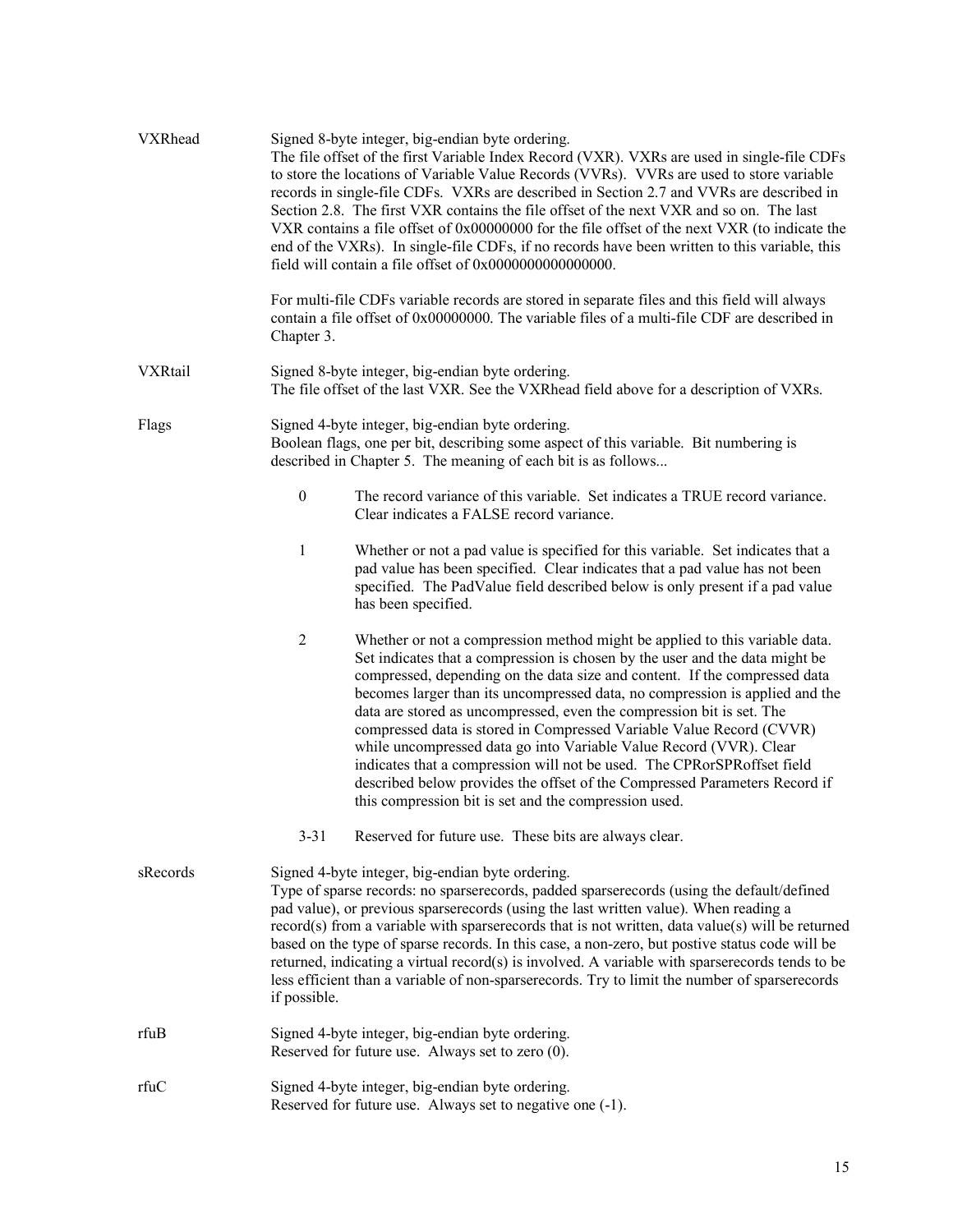VXRhead

Signed 8-byte integer, big-endian byte ordering.
The file offset of the first Variable Index Record (VXR). VXRs are used in single-file CDFs to store the locations of Variable Value Records (VVRs). VVRs are used to store variable records in single-file CDFs. VXRs are described in Section 2.7 and VVRs are described in Section 2.8. The first VXR contains the file offset of the next VXR and so on. The last VXR contains a file offset of 0x00000000 for the file offset of the next VXR (to indicate the end of the VXRs). In single-file CDFs, if no records have been written to this variable, this field will contain a file offset of 0x0000000000000000.

For multi-file CDFs variable records are stored in separate files and this field will always contain a file offset of 0x00000000. The variable files of a multi-file CDF are described in Chapter 3.

VXRtail

Signed 8-byte integer, big-endian byte ordering.
The file offset of the last VXR. See the VXRhead field above for a description of VXRs.

Flags

Signed 4-byte integer, big-endian byte ordering.
Boolean flags, one per bit, describing some aspect of this variable. Bit numbering is described in Chapter 5. The meaning of each bit is as follows...

- 0 — The record variance of this variable. Set indicates a TRUE record variance. Clear indicates a FALSE record variance.
- 1 — Whether or not a pad value is specified for this variable. Set indicates that a pad value has been specified. Clear indicates that a pad value has not been specified. The PadValue field described below is only present if a pad value has been specified.
- 2 — Whether or not a compression method might be applied to this variable data. Set indicates that a compression is chosen by the user and the data might be compressed, depending on the data size and content. If the compressed data becomes larger than its uncompressed data, no compression is applied and the data are stored as uncompressed, even the compression bit is set. The compressed data is stored in Compressed Variable Value Record (CVVR) while uncompressed data go into Variable Value Record (VVR). Clear indicates that a compression will not be used. The CPRorSPRoffset field described below provides the offset of the Compressed Parameters Record if this compression bit is set and the compression used.
- 3-31 — Reserved for future use. These bits are always clear.

sRecords

Signed 4-byte integer, big-endian byte ordering.
Type of sparse records: no sparserecords, padded sparserecords (using the default/defined pad value), or previous sparserecords (using the last written value). When reading a record(s) from a variable with sparserecords that is not written, data value(s) will be returned based on the type of sparse records. In this case, a non-zero, but postive status code will be returned, indicating a virtual record(s) is involved. A variable with sparserecords tends to be less efficient than a variable of non-sparserecords. Try to limit the number of sparserecords if possible.

rfuB

Signed 4-byte integer, big-endian byte ordering.
Reserved for future use. Always set to zero (0).

rfuC

Signed 4-byte integer, big-endian byte ordering.
Reserved for future use. Always set to negative one (-1).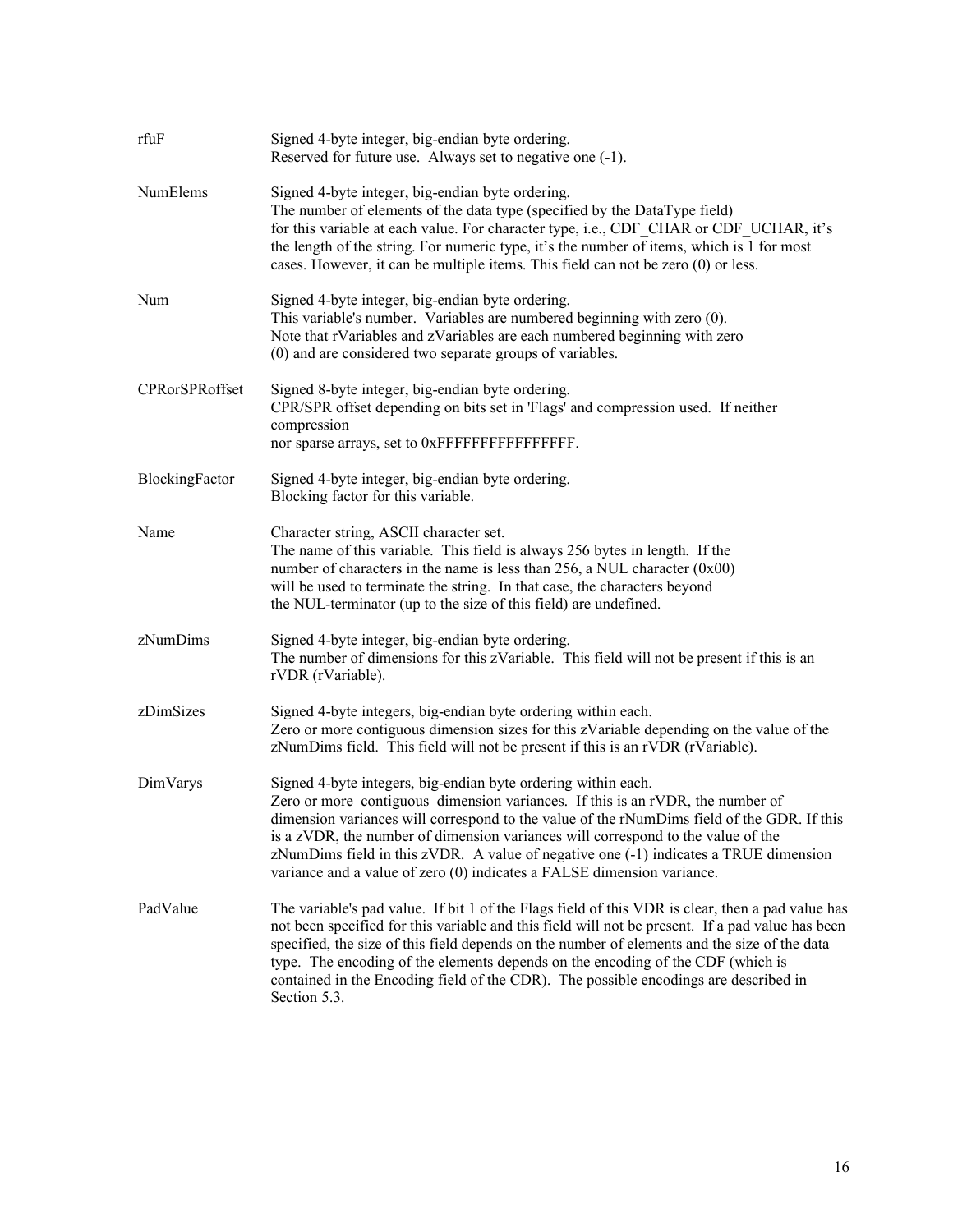| | |
|---|---|
| rfuF | Signed 4-byte integer, big-endian byte ordering.<br>Reserved for future use. Always set to negative one (-1). |
| NumElems | Signed 4-byte integer, big-endian byte ordering.<br>The number of elements of the data type (specified by the DataType field) for this variable at each value. For character type, i.e., CDF_CHAR or CDF_UCHAR, it's the length of the string. For numeric type, it's the number of items, which is 1 for most cases. However, it can be multiple items. This field can not be zero (0) or less. |
| Num | Signed 4-byte integer, big-endian byte ordering.<br>This variable's number. Variables are numbered beginning with zero (0). Note that rVariables and zVariables are each numbered beginning with zero (0) and are considered two separate groups of variables. |
| CPRorSPRoffset | Signed 8-byte integer, big-endian byte ordering.<br>CPR/SPR offset depending on bits set in 'Flags' and compression used. If neither compression nor sparse arrays, set to 0xFFFFFFFFFFFFFFFF. |
| BlockingFactor | Signed 4-byte integer, big-endian byte ordering.<br>Blocking factor for this variable. |
| Name | Character string, ASCII character set.<br>The name of this variable. This field is always 256 bytes in length. If the number of characters in the name is less than 256, a NUL character (0x00) will be used to terminate the string. In that case, the characters beyond the NUL-terminator (up to the size of this field) are undefined. |
| zNumDims | Signed 4-byte integer, big-endian byte ordering.<br>The number of dimensions for this zVariable. This field will not be present if this is an rVDR (rVariable). |
| zDimSizes | Signed 4-byte integers, big-endian byte ordering within each.<br>Zero or more contiguous dimension sizes for this zVariable depending on the value of the zNumDims field. This field will not be present if this is an rVDR (rVariable). |
| DimVarys | Signed 4-byte integers, big-endian byte ordering within each.<br>Zero or more contiguous dimension variances. If this is an rVDR, the number of dimension variances will correspond to the value of the rNumDims field of the GDR. If this is a zVDR, the number of dimension variances will correspond to the value of the zNumDims field in this zVDR. A value of negative one (-1) indicates a TRUE dimension variance and a value of zero (0) indicates a FALSE dimension variance. |
| PadValue | The variable's pad value. If bit 1 of the Flags field of this VDR is clear, then a pad value has not been specified for this variable and this field will not be present. If a pad value has been specified, the size of this field depends on the number of elements and the size of the data type. The encoding of the elements depends on the encoding of the CDF (which is contained in the Encoding field of the CDR). The possible encodings are described in Section 5.3. |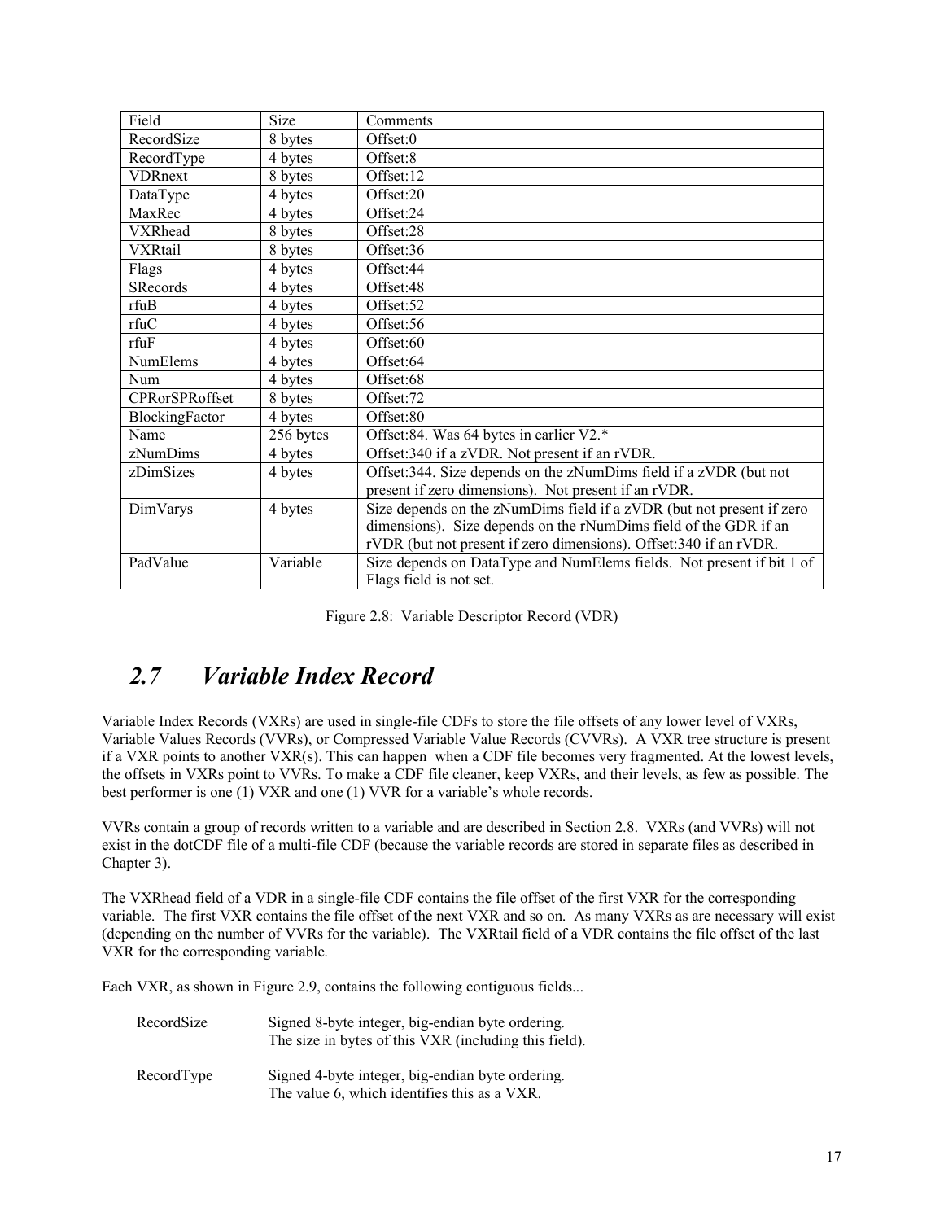| Field | Size | Comments |
| --- | --- | --- |
| RecordSize | 8 bytes | Offset:0 |
| RecordType | 4 bytes | Offset:8 |
| VDRnext | 8 bytes | Offset:12 |
| DataType | 4 bytes | Offset:20 |
| MaxRec | 4 bytes | Offset:24 |
| VXRhead | 8 bytes | Offset:28 |
| VXRtail | 8 bytes | Offset:36 |
| Flags | 4 bytes | Offset:44 |
| SRecords | 4 bytes | Offset:48 |
| rfuB | 4 bytes | Offset:52 |
| rfuC | 4 bytes | Offset:56 |
| rfuF | 4 bytes | Offset:60 |
| NumElems | 4 bytes | Offset:64 |
| Num | 4 bytes | Offset:68 |
| CPRorSPRoffset | 8 bytes | Offset:72 |
| BlockingFactor | 4 bytes | Offset:80 |
| Name | 256 bytes | Offset:84. Was 64 bytes in earlier V2.* |
| zNumDims | 4 bytes | Offset:340 if a zVDR. Not present if an rVDR. |
| zDimSizes | 4 bytes | Offset:344. Size depends on the zNumDims field if a zVDR (but not present if zero dimensions). Not present if an rVDR. |
| DimVarys | 4 bytes | Size depends on the zNumDims field if a zVDR (but not present if zero dimensions). Size depends on the rNumDims field of the GDR if an rVDR (but not present if zero dimensions). Offset:340 if an rVDR. |
| PadValue | Variable | Size depends on DataType and NumElems fields. Not present if bit 1 of Flags field is not set. |

Figure 2.8: Variable Descriptor Record (VDR)

## *2.7 Variable Index Record*

Variable Index Records (VXRs) are used in single-file CDFs to store the file offsets of any lower level of VXRs, Variable Values Records (VVRs), or Compressed Variable Value Records (CVVRs). A VXR tree structure is present if a VXR points to another VXR(s). This can happen when a CDF file becomes very fragmented. At the lowest levels, the offsets in VXRs point to VVRs. To make a CDF file cleaner, keep VXRs, and their levels, as few as possible. The best performer is one (1) VXR and one (1) VVR for a variable's whole records.

VVRs contain a group of records written to a variable and are described in Section 2.8. VXRs (and VVRs) will not exist in the dotCDF file of a multi-file CDF (because the variable records are stored in separate files as described in Chapter 3).

The VXRhead field of a VDR in a single-file CDF contains the file offset of the first VXR for the corresponding variable. The first VXR contains the file offset of the next VXR and so on. As many VXRs as are necessary will exist (depending on the number of VVRs for the variable). The VXRtail field of a VDR contains the file offset of the last VXR for the corresponding variable.

Each VXR, as shown in Figure 2.9, contains the following contiguous fields...

RecordSize — Signed 8-byte integer, big-endian byte ordering.
The size in bytes of this VXR (including this field).

RecordType — Signed 4-byte integer, big-endian byte ordering.
The value 6, which identifies this as a VXR.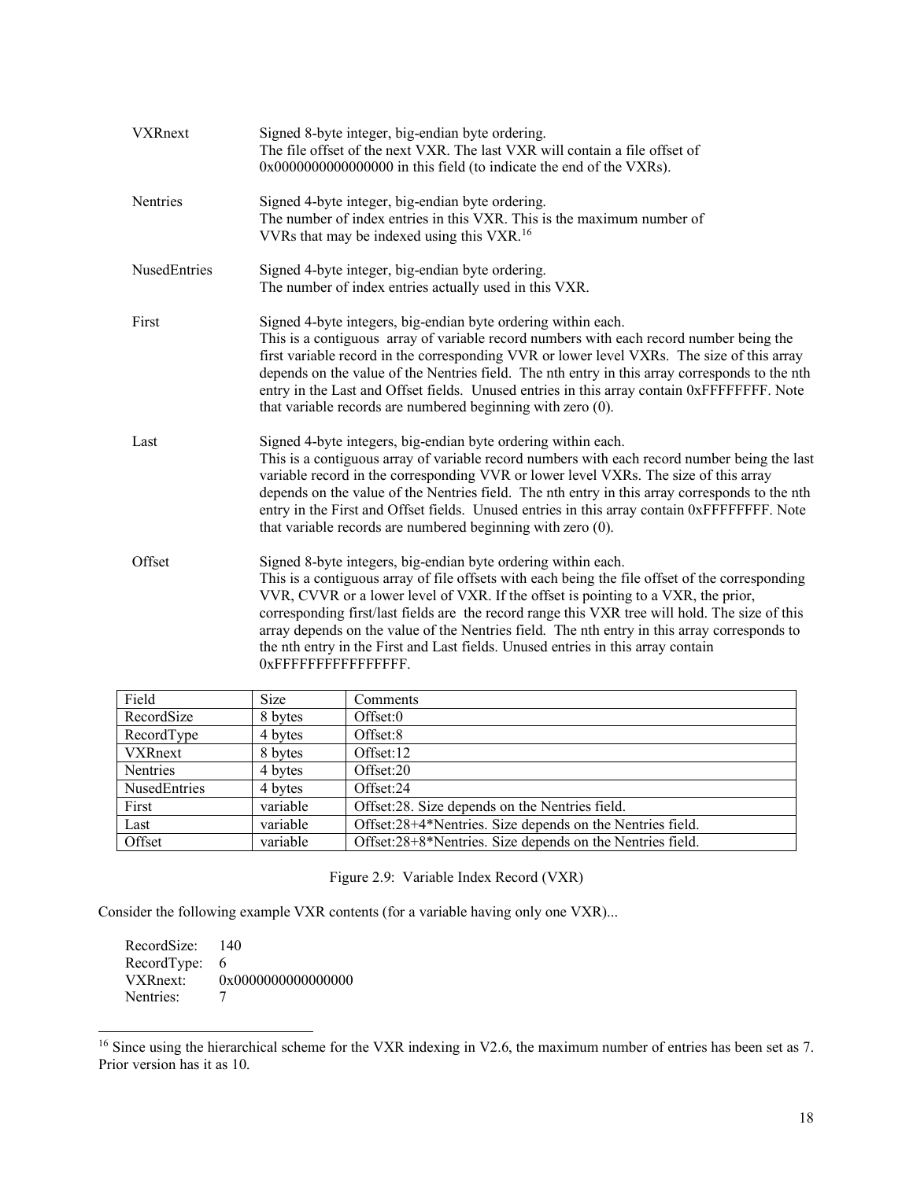VXRnext Signed 8-byte integer, big-endian byte ordering.
The file offset of the next VXR. The last VXR will contain a file offset of 0x0000000000000000 in this field (to indicate the end of the VXRs).

Nentries Signed 4-byte integer, big-endian byte ordering.
The number of index entries in this VXR. This is the maximum number of VVRs that may be indexed using this VXR.[16]

NusedEntries Signed 4-byte integer, big-endian byte ordering.
The number of index entries actually used in this VXR.

First Signed 4-byte integers, big-endian byte ordering within each.
This is a contiguous array of variable record numbers with each record number being the first variable record in the corresponding VVR or lower level VXRs. The size of this array depends on the value of the Nentries field. The nth entry in this array corresponds to the nth entry in the Last and Offset fields. Unused entries in this array contain 0xFFFFFFFF. Note that variable records are numbered beginning with zero (0).

Last Signed 4-byte integers, big-endian byte ordering within each.
This is a contiguous array of variable record numbers with each record number being the last variable record in the corresponding VVR or lower level VXRs. The size of this array depends on the value of the Nentries field. The nth entry in this array corresponds to the nth entry in the First and Offset fields. Unused entries in this array contain 0xFFFFFFFF. Note that variable records are numbered beginning with zero (0).

Offset Signed 8-byte integers, big-endian byte ordering within each.
This is a contiguous array of file offsets with each being the file offset of the corresponding VVR, CVVR or a lower level of VXR. If the offset is pointing to a VXR, the prior, corresponding first/last fields are the record range this VXR tree will hold. The size of this array depends on the value of the Nentries field. The nth entry in this array corresponds to the nth entry in the First and Last fields. Unused entries in this array contain 0xFFFFFFFFFFFFFFFF.

| Field | Size | Comments |
|---|---|---|
| RecordSize | 8 bytes | Offset:0 |
| RecordType | 4 bytes | Offset:8 |
| VXRnext | 8 bytes | Offset:12 |
| Nentries | 4 bytes | Offset:20 |
| NusedEntries | 4 bytes | Offset:24 |
| First | variable | Offset:28. Size depends on the Nentries field. |
| Last | variable | Offset:28+4*Nentries. Size depends on the Nentries field. |
| Offset | variable | Offset:28+8*Nentries. Size depends on the Nentries field. |

Figure 2.9: Variable Index Record (VXR)

Consider the following example VXR contents (for a variable having only one VXR)...

```
RecordSize:   140
RecordType:   6
VXRnext:      0x0000000000000000
Nentries:     7
```

[16] Since using the hierarchical scheme for the VXR indexing in V2.6, the maximum number of entries has been set as 7. Prior version has it as 10.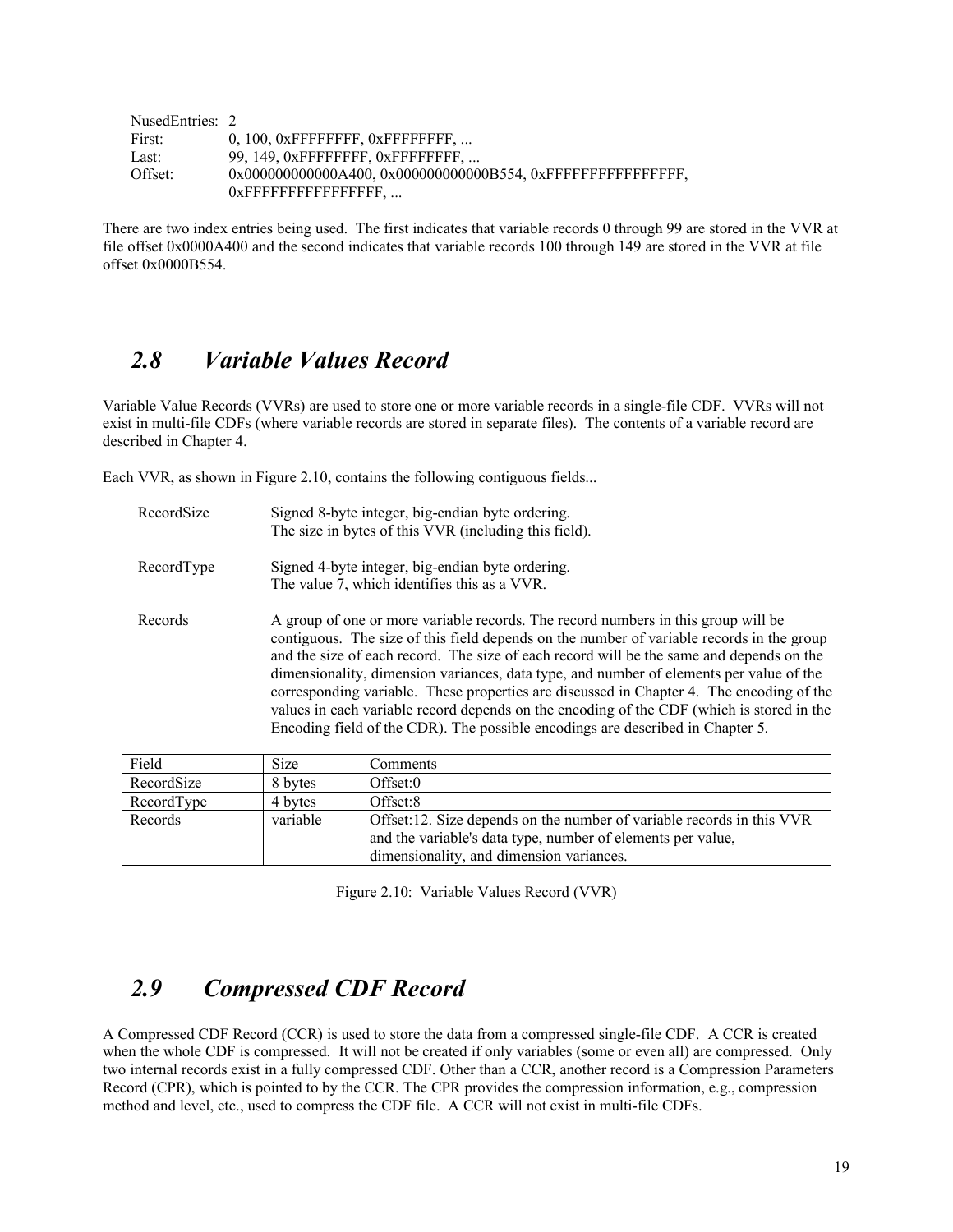NusedEntries: 2
First: 0, 100, 0xFFFFFFFF, 0xFFFFFFFF, ...
Last: 99, 149, 0xFFFFFFFF, 0xFFFFFFFF, ...
Offset: 0x000000000000A400, 0x000000000000B554, 0xFFFFFFFFFFFFFFFF, 0xFFFFFFFFFFFFFFFF, ...

There are two index entries being used. The first indicates that variable records 0 through 99 are stored in the VVR at file offset 0x0000A400 and the second indicates that variable records 100 through 149 are stored in the VVR at file offset 0x0000B554.

## *2.8 Variable Values Record*

Variable Value Records (VVRs) are used to store one or more variable records in a single-file CDF. VVRs will not exist in multi-file CDFs (where variable records are stored in separate files). The contents of a variable record are described in Chapter 4.

Each VVR, as shown in Figure 2.10, contains the following contiguous fields...

RecordSize
: Signed 8-byte integer, big-endian byte ordering.
The size in bytes of this VVR (including this field).

RecordType
: Signed 4-byte integer, big-endian byte ordering.
The value 7, which identifies this as a VVR.

Records
: A group of one or more variable records. The record numbers in this group will be contiguous. The size of this field depends on the number of variable records in the group and the size of each record. The size of each record will be the same and depends on the dimensionality, dimension variances, data type, and number of elements per value of the corresponding variable. These properties are discussed in Chapter 4. The encoding of the values in each variable record depends on the encoding of the CDF (which is stored in the Encoding field of the CDR). The possible encodings are described in Chapter 5.

| Field | Size | Comments |
| --- | --- | --- |
| RecordSize | 8 bytes | Offset:0 |
| RecordType | 4 bytes | Offset:8 |
| Records | variable | Offset:12. Size depends on the number of variable records in this VVR and the variable's data type, number of elements per value, dimensionality, and dimension variances. |

Figure 2.10: Variable Values Record (VVR)

## *2.9 Compressed CDF Record*

A Compressed CDF Record (CCR) is used to store the data from a compressed single-file CDF. A CCR is created when the whole CDF is compressed. It will not be created if only variables (some or even all) are compressed. Only two internal records exist in a fully compressed CDF. Other than a CCR, another record is a Compression Parameters Record (CPR), which is pointed to by the CCR. The CPR provides the compression information, e.g., compression method and level, etc., used to compress the CDF file. A CCR will not exist in multi-file CDFs.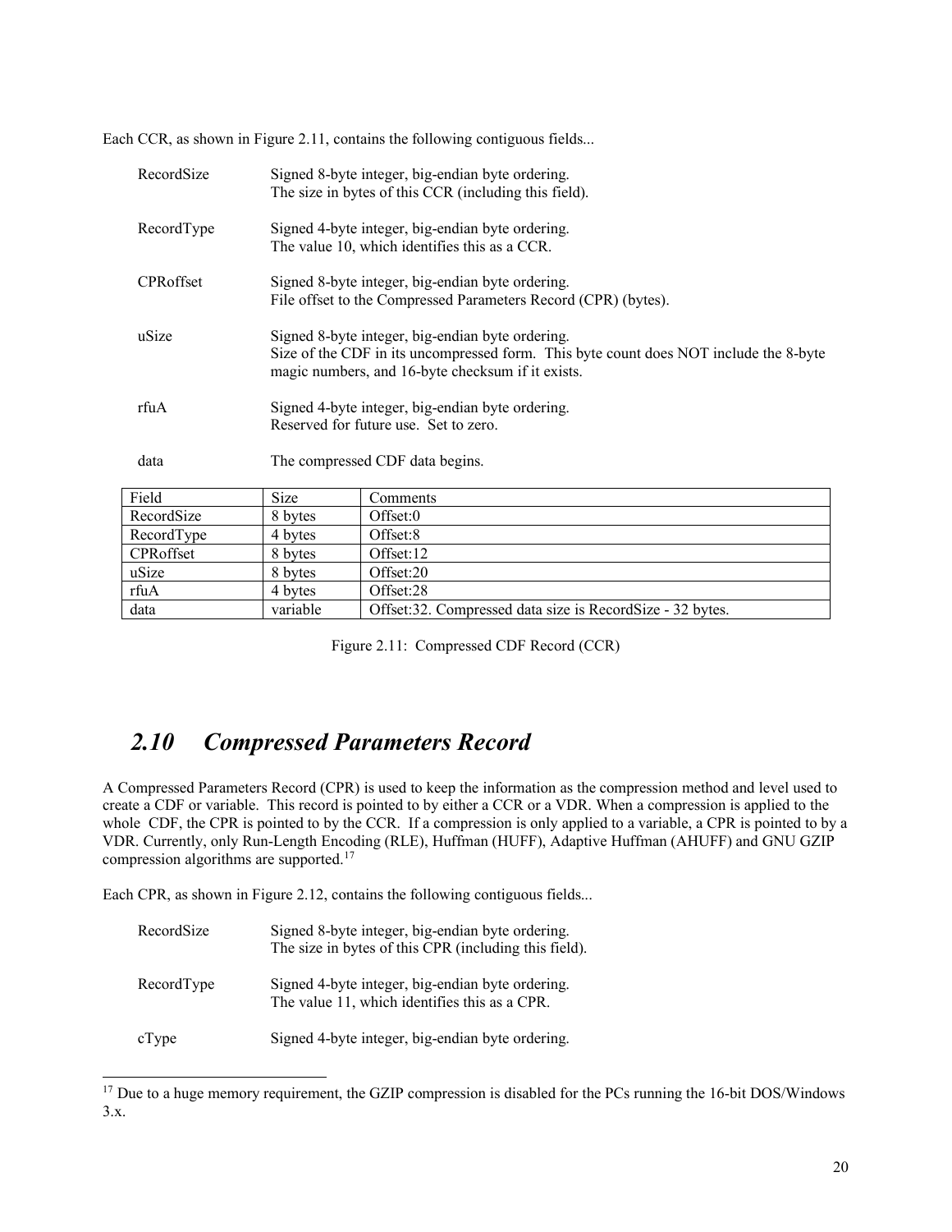Each CCR, as shown in Figure 2.11, contains the following contiguous fields...

RecordSize — Signed 8-byte integer, big-endian byte ordering.
The size in bytes of this CCR (including this field).

RecordType — Signed 4-byte integer, big-endian byte ordering.
The value 10, which identifies this as a CCR.

CPRoffset — Signed 8-byte integer, big-endian byte ordering.
File offset to the Compressed Parameters Record (CPR) (bytes).

uSize — Signed 8-byte integer, big-endian byte ordering.
Size of the CDF in its uncompressed form. This byte count does NOT include the 8-byte magic numbers, and 16-byte checksum if it exists.

rfuA — Signed 4-byte integer, big-endian byte ordering.
Reserved for future use. Set to zero.

data — The compressed CDF data begins.

| Field | Size | Comments |
|---|---|---|
| RecordSize | 8 bytes | Offset:0 |
| RecordType | 4 bytes | Offset:8 |
| CPRoffset | 8 bytes | Offset:12 |
| uSize | 8 bytes | Offset:20 |
| rfuA | 4 bytes | Offset:28 |
| data | variable | Offset:32. Compressed data size is RecordSize - 32 bytes. |

Figure 2.11: Compressed CDF Record (CCR)

## *2.10 Compressed Parameters Record*

A Compressed Parameters Record (CPR) is used to keep the information as the compression method and level used to create a CDF or variable. This record is pointed to by either a CCR or a VDR. When a compression is applied to the whole CDF, the CPR is pointed to by the CCR. If a compression is only applied to a variable, a CPR is pointed to by a VDR. Currently, only Run-Length Encoding (RLE), Huffman (HUFF), Adaptive Huffman (AHUFF) and GNU GZIP compression algorithms are supported.[17]

Each CPR, as shown in Figure 2.12, contains the following contiguous fields...

RecordSize — Signed 8-byte integer, big-endian byte ordering.
The size in bytes of this CPR (including this field).

RecordType — Signed 4-byte integer, big-endian byte ordering.
The value 11, which identifies this as a CPR.

cType — Signed 4-byte integer, big-endian byte ordering.

[17] Due to a huge memory requirement, the GZIP compression is disabled for the PCs running the 16-bit DOS/Windows 3.x.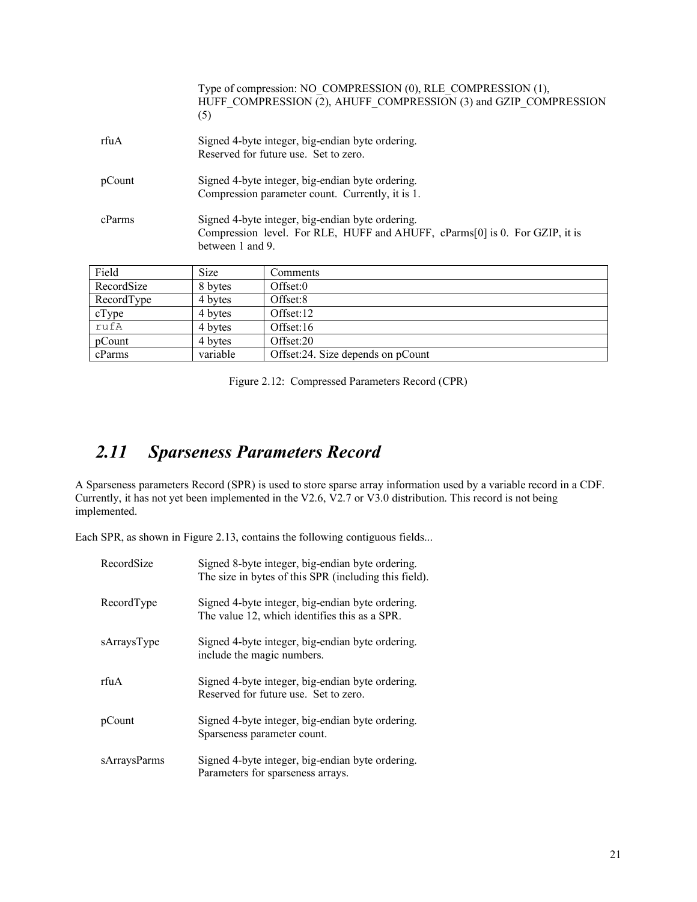Type of compression: NO_COMPRESSION (0), RLE_COMPRESSION (1), HUFF_COMPRESSION (2), AHUFF_COMPRESSION (3) and GZIP_COMPRESSION (5)

rfuA
: Signed 4-byte integer, big-endian byte ordering.
Reserved for future use. Set to zero.

pCount
: Signed 4-byte integer, big-endian byte ordering.
Compression parameter count. Currently, it is 1.

cParms
: Signed 4-byte integer, big-endian byte ordering.
Compression level. For RLE, HUFF and AHUFF, cParms[0] is 0. For GZIP, it is between 1 and 9.

| Field | Size | Comments |
|---|---|---|
| RecordSize | 8 bytes | Offset:0 |
| RecordType | 4 bytes | Offset:8 |
| cType | 4 bytes | Offset:12 |
| rufA | 4 bytes | Offset:16 |
| pCount | 4 bytes | Offset:20 |
| cParms | variable | Offset:24. Size depends on pCount |

Figure 2.12: Compressed Parameters Record (CPR)

## *2.11 Sparseness Parameters Record*

A Sparseness parameters Record (SPR) is used to store sparse array information used by a variable record in a CDF. Currently, it has not yet been implemented in the V2.6, V2.7 or V3.0 distribution. This record is not being implemented.

Each SPR, as shown in Figure 2.13, contains the following contiguous fields...

RecordSize
: Signed 8-byte integer, big-endian byte ordering.
The size in bytes of this SPR (including this field).

RecordType
: Signed 4-byte integer, big-endian byte ordering.
The value 12, which identifies this as a SPR.

sArraysType
: Signed 4-byte integer, big-endian byte ordering.
include the magic numbers.

rfuA
: Signed 4-byte integer, big-endian byte ordering.
Reserved for future use. Set to zero.

pCount
: Signed 4-byte integer, big-endian byte ordering.
Sparseness parameter count.

sArraysParms
: Signed 4-byte integer, big-endian byte ordering.
Parameters for sparseness arrays.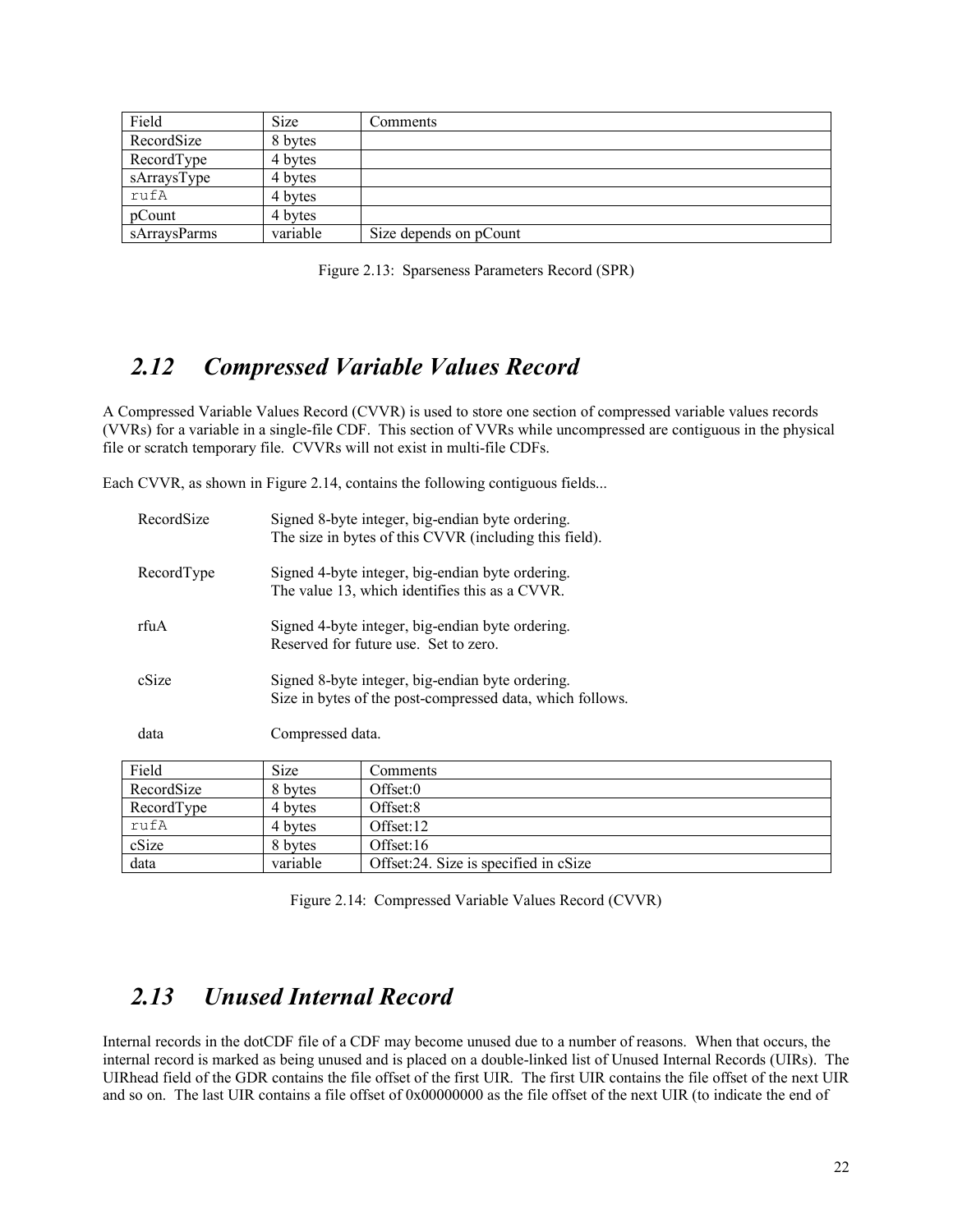| Field | Size | Comments |
| --- | --- | --- |
| RecordSize | 8 bytes | |
| RecordType | 4 bytes | |
| sArraysType | 4 bytes | |
| rufA | 4 bytes | |
| pCount | 4 bytes | |
| sArraysParms | variable | Size depends on pCount |

Figure 2.13: Sparseness Parameters Record (SPR)

## 2.12 Compressed Variable Values Record

A Compressed Variable Values Record (CVVR) is used to store one section of compressed variable values records (VVRs) for a variable in a single-file CDF. This section of VVRs while uncompressed are contiguous in the physical file or scratch temporary file. CVVRs will not exist in multi-file CDFs.

Each CVVR, as shown in Figure 2.14, contains the following contiguous fields...

RecordSize — Signed 8-byte integer, big-endian byte ordering.
The size in bytes of this CVVR (including this field).

RecordType — Signed 4-byte integer, big-endian byte ordering.
The value 13, which identifies this as a CVVR.

rfuA — Signed 4-byte integer, big-endian byte ordering.
Reserved for future use. Set to zero.

cSize — Signed 8-byte integer, big-endian byte ordering.
Size in bytes of the post-compressed data, which follows.

data — Compressed data.

| Field | Size | Comments |
| --- | --- | --- |
| RecordSize | 8 bytes | Offset:0 |
| RecordType | 4 bytes | Offset:8 |
| rufA | 4 bytes | Offset:12 |
| cSize | 8 bytes | Offset:16 |
| data | variable | Offset:24. Size is specified in cSize |

Figure 2.14: Compressed Variable Values Record (CVVR)

## 2.13 Unused Internal Record

Internal records in the dotCDF file of a CDF may become unused due to a number of reasons. When that occurs, the internal record is marked as being unused and is placed on a double-linked list of Unused Internal Records (UIRs). The UIRhead field of the GDR contains the file offset of the first UIR. The first UIR contains the file offset of the next UIR and so on. The last UIR contains a file offset of 0x00000000 as the file offset of the next UIR (to indicate the end of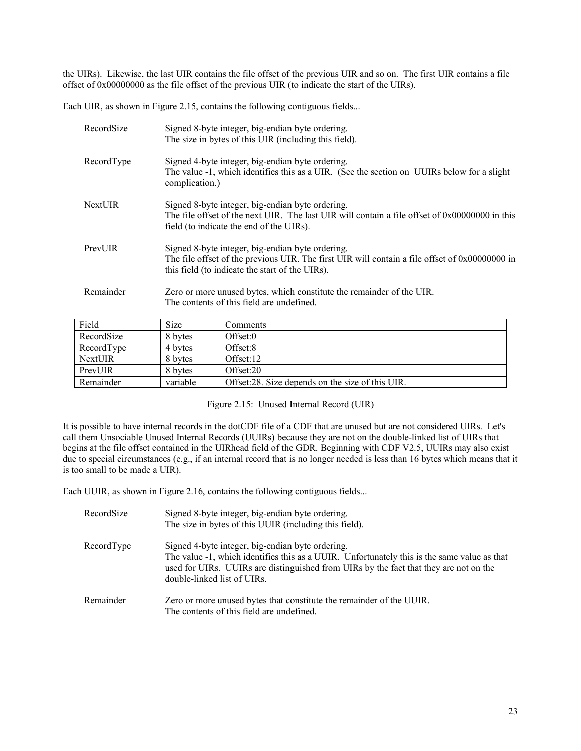the UIRs). Likewise, the last UIR contains the file offset of the previous UIR and so on. The first UIR contains a file offset of 0x00000000 as the file offset of the previous UIR (to indicate the start of the UIRs).

Each UIR, as shown in Figure 2.15, contains the following contiguous fields...

RecordSize
: Signed 8-byte integer, big-endian byte ordering.
The size in bytes of this UIR (including this field).

RecordType
: Signed 4-byte integer, big-endian byte ordering.
The value -1, which identifies this as a UIR. (See the section on UUIRs below for a slight complication.)

NextUIR
: Signed 8-byte integer, big-endian byte ordering.
The file offset of the next UIR. The last UIR will contain a file offset of 0x00000000 in this field (to indicate the end of the UIRs).

PrevUIR
: Signed 8-byte integer, big-endian byte ordering.
The file offset of the previous UIR. The first UIR will contain a file offset of 0x00000000 in this field (to indicate the start of the UIRs).

Remainder
: Zero or more unused bytes, which constitute the remainder of the UIR.
The contents of this field are undefined.

| Field | Size | Comments |
|---|---|---|
| RecordSize | 8 bytes | Offset:0 |
| RecordType | 4 bytes | Offset:8 |
| NextUIR | 8 bytes | Offset:12 |
| PrevUIR | 8 bytes | Offset:20 |
| Remainder | variable | Offset:28. Size depends on the size of this UIR. |

Figure 2.15: Unused Internal Record (UIR)

It is possible to have internal records in the dotCDF file of a CDF that are unused but are not considered UIRs. Let's call them Unsociable Unused Internal Records (UUIRs) because they are not on the double-linked list of UIRs that begins at the file offset contained in the UIRhead field of the GDR. Beginning with CDF V2.5, UUIRs may also exist due to special circumstances (e.g., if an internal record that is no longer needed is less than 16 bytes which means that it is too small to be made a UIR).

Each UUIR, as shown in Figure 2.16, contains the following contiguous fields...

RecordSize
: Signed 8-byte integer, big-endian byte ordering.
The size in bytes of this UUIR (including this field).

RecordType
: Signed 4-byte integer, big-endian byte ordering.
The value -1, which identifies this as a UUIR. Unfortunately this is the same value as that used for UIRs. UUIRs are distinguished from UIRs by the fact that they are not on the double-linked list of UIRs.

Remainder
: Zero or more unused bytes that constitute the remainder of the UUIR.
The contents of this field are undefined.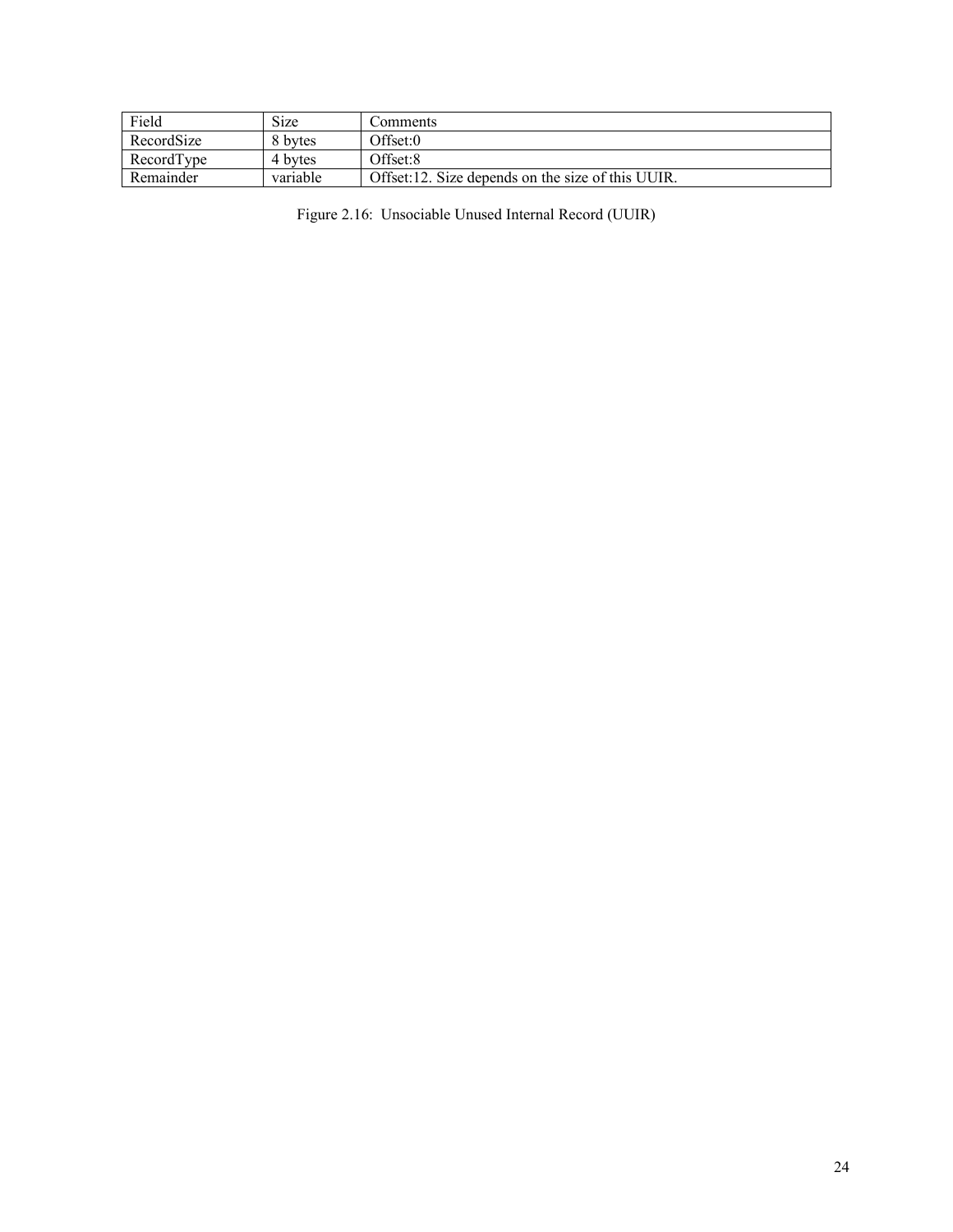| Field | Size | Comments |
| --- | --- | --- |
| RecordSize | 8 bytes | Offset:0 |
| RecordType | 4 bytes | Offset:8 |
| Remainder | variable | Offset:12. Size depends on the size of this UUIR. |

Figure 2.16: Unsociable Unused Internal Record (UUIR)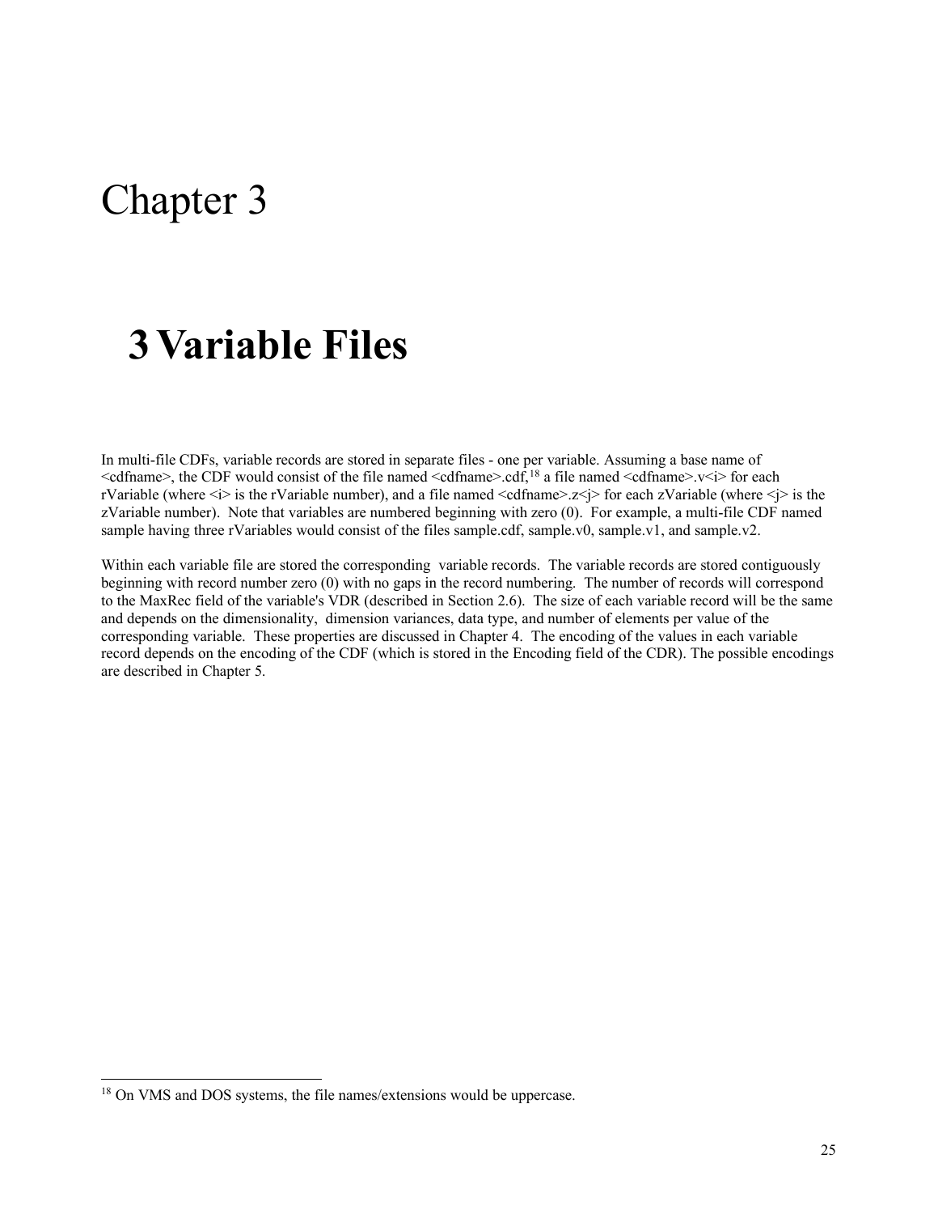# Chapter 3

# 3 Variable Files

In multi-file CDFs, variable records are stored in separate files - one per variable. Assuming a base name of <cdfname>, the CDF would consist of the file named <cdfname>.cdf,[18] a file named <cdfname>.v<i> for each rVariable (where <i> is the rVariable number), and a file named <cdfname>.z<j> for each zVariable (where <j> is the zVariable number). Note that variables are numbered beginning with zero (0). For example, a multi-file CDF named sample having three rVariables would consist of the files sample.cdf, sample.v0, sample.v1, and sample.v2.

Within each variable file are stored the corresponding variable records. The variable records are stored contiguously beginning with record number zero (0) with no gaps in the record numbering. The number of records will correspond to the MaxRec field of the variable's VDR (described in Section 2.6). The size of each variable record will be the same and depends on the dimensionality, dimension variances, data type, and number of elements per value of the corresponding variable. These properties are discussed in Chapter 4. The encoding of the values in each variable record depends on the encoding of the CDF (which is stored in the Encoding field of the CDR). The possible encodings are described in Chapter 5.

---

[18] On VMS and DOS systems, the file names/extensions would be uppercase.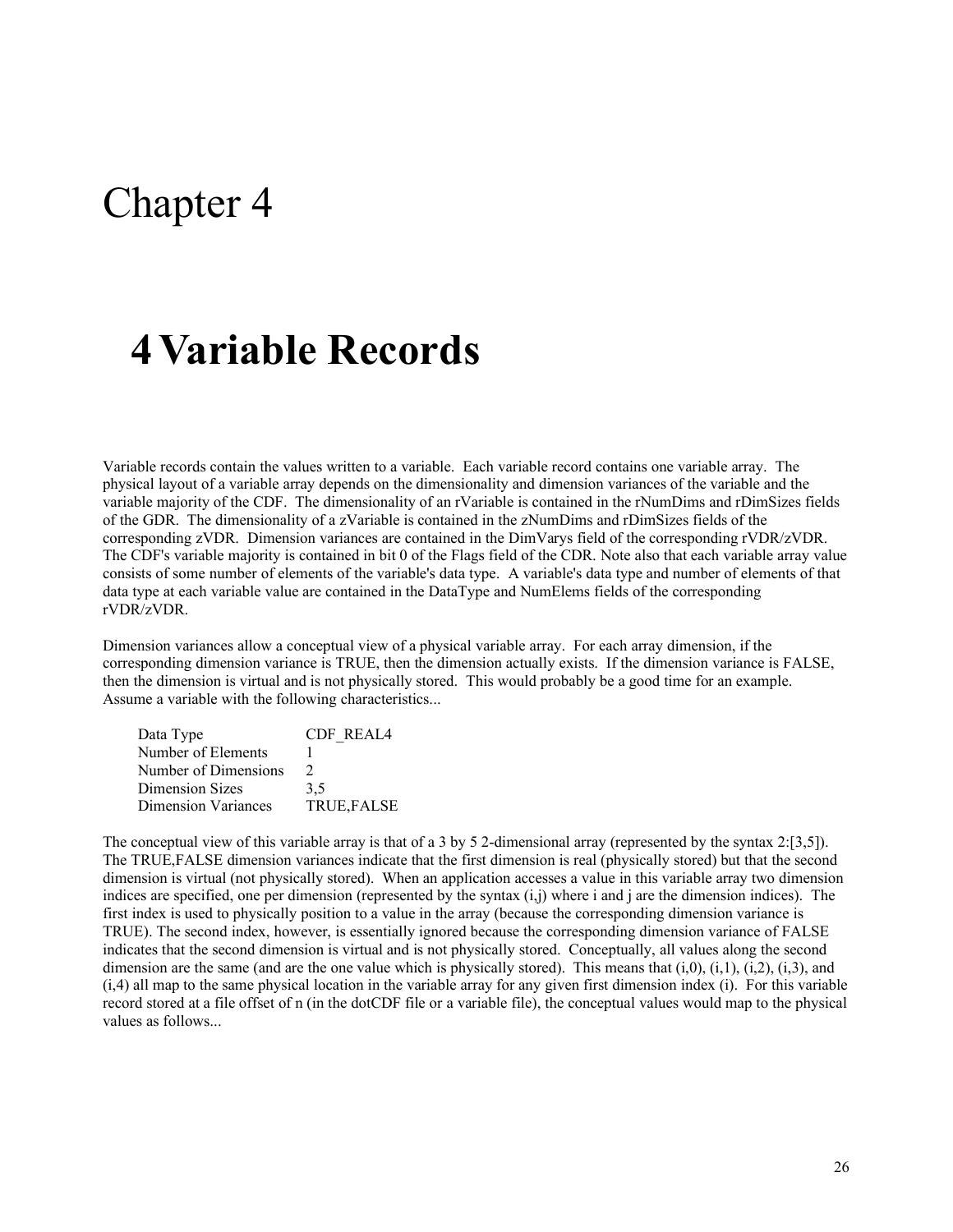# Chapter 4

## 4 Variable Records

Variable records contain the values written to a variable. Each variable record contains one variable array. The physical layout of a variable array depends on the dimensionality and dimension variances of the variable and the variable majority of the CDF. The dimensionality of an rVariable is contained in the rNumDims and rDimSizes fields of the GDR. The dimensionality of a zVariable is contained in the zNumDims and rDimSizes fields of the corresponding zVDR. Dimension variances are contained in the DimVarys field of the corresponding rVDR/zVDR. The CDF's variable majority is contained in bit 0 of the Flags field of the CDR. Note also that each variable array value consists of some number of elements of the variable's data type. A variable's data type and number of elements of that data type at each variable value are contained in the DataType and NumElems fields of the corresponding rVDR/zVDR.

Dimension variances allow a conceptual view of a physical variable array. For each array dimension, if the corresponding dimension variance is TRUE, then the dimension actually exists. If the dimension variance is FALSE, then the dimension is virtual and is not physically stored. This would probably be a good time for an example. Assume a variable with the following characteristics...

| | |
|---|---|
| Data Type | CDF_REAL4 |
| Number of Elements | 1 |
| Number of Dimensions | 2 |
| Dimension Sizes | 3,5 |
| Dimension Variances | TRUE,FALSE |

The conceptual view of this variable array is that of a 3 by 5 2-dimensional array (represented by the syntax 2:[3,5]). The TRUE,FALSE dimension variances indicate that the first dimension is real (physically stored) but that the second dimension is virtual (not physically stored). When an application accesses a value in this variable array two dimension indices are specified, one per dimension (represented by the syntax (i,j) where i and j are the dimension indices). The first index is used to physically position to a value in the array (because the corresponding dimension variance is TRUE). The second index, however, is essentially ignored because the corresponding dimension variance of FALSE indicates that the second dimension is virtual and is not physically stored. Conceptually, all values along the second dimension are the same (and are the one value which is physically stored). This means that (i,0), (i,1), (i,2), (i,3), and (i,4) all map to the same physical location in the variable array for any given first dimension index (i). For this variable record stored at a file offset of n (in the dotCDF file or a variable file), the conceptual values would map to the physical values as follows...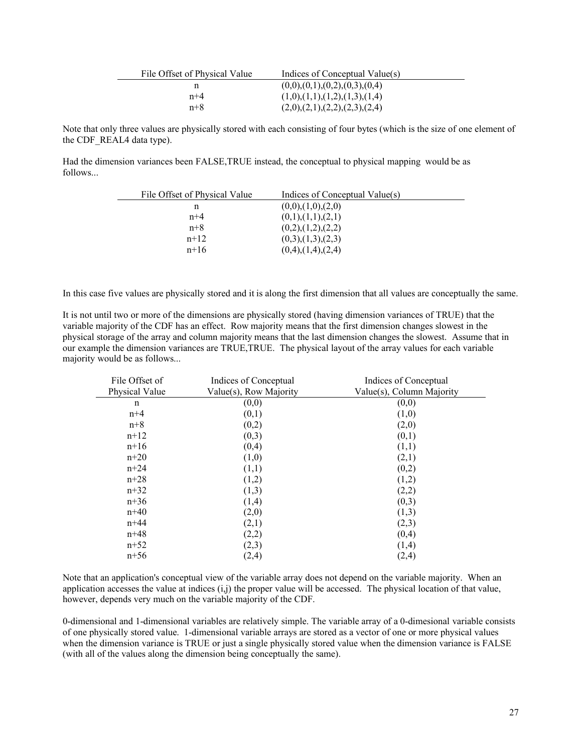| File Offset of Physical Value | Indices of Conceptual Value(s) |
|---|---|
| n | (0,0),(0,1),(0,2),(0,3),(0,4) |
| n+4 | (1,0),(1,1),(1,2),(1,3),(1,4) |
| n+8 | (2,0),(2,1),(2,2),(2,3),(2,4) |

Note that only three values are physically stored with each consisting of four bytes (which is the size of one element of the CDF_REAL4 data type).

Had the dimension variances been FALSE,TRUE instead, the conceptual to physical mapping would be as follows...

| File Offset of Physical Value | Indices of Conceptual Value(s) |
|---|---|
| n | (0,0),(1,0),(2,0) |
| n+4 | (0,1),(1,1),(2,1) |
| n+8 | (0,2),(1,2),(2,2) |
| n+12 | (0,3),(1,3),(2,3) |
| n+16 | (0,4),(1,4),(2,4) |

In this case five values are physically stored and it is along the first dimension that all values are conceptually the same.

It is not until two or more of the dimensions are physically stored (having dimension variances of TRUE) that the variable majority of the CDF has an effect. Row majority means that the first dimension changes slowest in the physical storage of the array and column majority means that the last dimension changes the slowest. Assume that in our example the dimension variances are TRUE,TRUE. The physical layout of the array values for each variable majority would be as follows...

| File Offset of Physical Value | Indices of Conceptual Value(s), Row Majority | Indices of Conceptual Value(s), Column Majority |
|---|---|---|
| n | (0,0) | (0,0) |
| n+4 | (0,1) | (1,0) |
| n+8 | (0,2) | (2,0) |
| n+12 | (0,3) | (0,1) |
| n+16 | (0,4) | (1,1) |
| n+20 | (1,0) | (2,1) |
| n+24 | (1,1) | (0,2) |
| n+28 | (1,2) | (1,2) |
| n+32 | (1,3) | (2,2) |
| n+36 | (1,4) | (0,3) |
| n+40 | (2,0) | (1,3) |
| n+44 | (2,1) | (2,3) |
| n+48 | (2,2) | (0,4) |
| n+52 | (2,3) | (1,4) |
| n+56 | (2,4) | (2,4) |

Note that an application's conceptual view of the variable array does not depend on the variable majority. When an application accesses the value at indices (i,j) the proper value will be accessed. The physical location of that value, however, depends very much on the variable majority of the CDF.

0-dimensional and 1-dimensional variables are relatively simple. The variable array of a 0-dimesional variable consists of one physically stored value. 1-dimensional variable arrays are stored as a vector of one or more physical values when the dimension variance is TRUE or just a single physically stored value when the dimension variance is FALSE (with all of the values along the dimension being conceptually the same).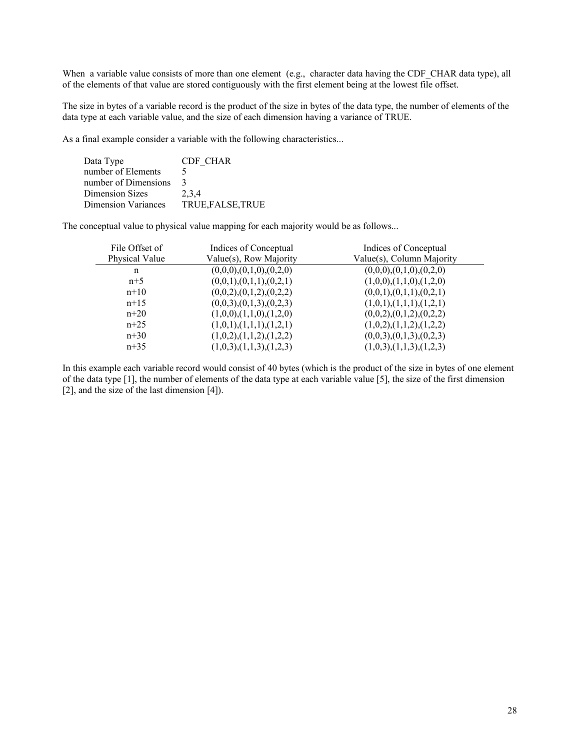When a variable value consists of more than one element (e.g., character data having the CDF_CHAR data type), all of the elements of that value are stored contiguously with the first element being at the lowest file offset.

The size in bytes of a variable record is the product of the size in bytes of the data type, the number of elements of the data type at each variable value, and the size of each dimension having a variance of TRUE.

As a final example consider a variable with the following characteristics...

| | |
|---|---|
| Data Type | CDF_CHAR |
| number of Elements | 5 |
| number of Dimensions | 3 |
| Dimension Sizes | 2,3,4 |
| Dimension Variances | TRUE,FALSE,TRUE |

The conceptual value to physical value mapping for each majority would be as follows...

| File Offset of Physical Value | Indices of Conceptual Value(s), Row Majority | Indices of Conceptual Value(s), Column Majority |
|---|---|---|
| n | (0,0,0),(0,1,0),(0,2,0) | (0,0,0),(0,1,0),(0,2,0) |
| n+5 | (0,0,1),(0,1,1),(0,2,1) | (1,0,0),(1,1,0),(1,2,0) |
| n+10 | (0,0,2),(0,1,2),(0,2,2) | (0,0,1),(0,1,1),(0,2,1) |
| n+15 | (0,0,3),(0,1,3),(0,2,3) | (1,0,1),(1,1,1),(1,2,1) |
| n+20 | (1,0,0),(1,1,0),(1,2,0) | (0,0,2),(0,1,2),(0,2,2) |
| n+25 | (1,0,1),(1,1,1),(1,2,1) | (1,0,2),(1,1,2),(1,2,2) |
| n+30 | (1,0,2),(1,1,2),(1,2,2) | (0,0,3),(0,1,3),(0,2,3) |
| n+35 | (1,0,3),(1,1,3),(1,2,3) | (1,0,3),(1,1,3),(1,2,3) |

In this example each variable record would consist of 40 bytes (which is the product of the size in bytes of one element of the data type [1], the number of elements of the data type at each variable value [5], the size of the first dimension [2], and the size of the last dimension [4]).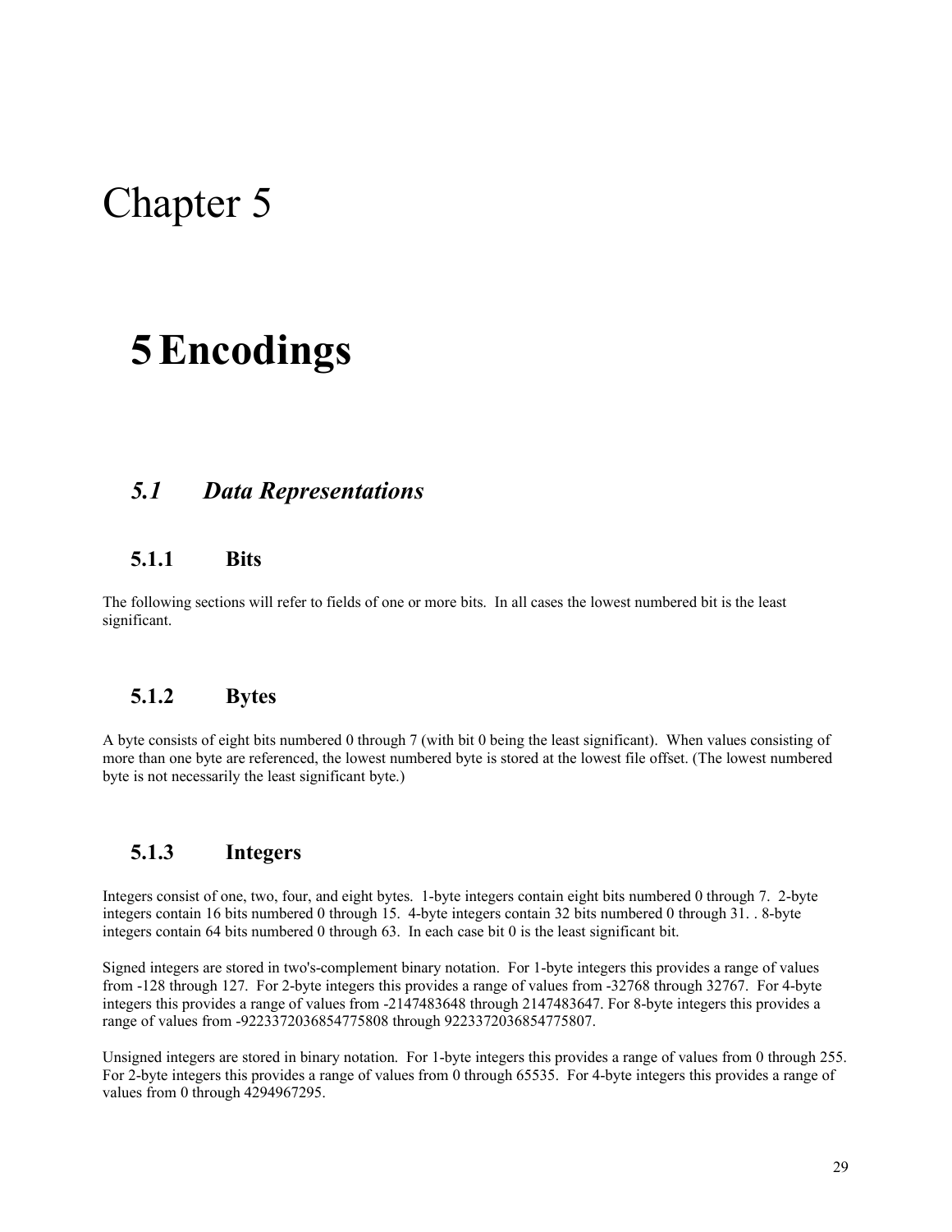# Chapter 5

# 5 Encodings

## *5.1 Data Representations*

### 5.1.1 Bits

The following sections will refer to fields of one or more bits. In all cases the lowest numbered bit is the least significant.

### 5.1.2 Bytes

A byte consists of eight bits numbered 0 through 7 (with bit 0 being the least significant). When values consisting of more than one byte are referenced, the lowest numbered byte is stored at the lowest file offset. (The lowest numbered byte is not necessarily the least significant byte.)

### 5.1.3 Integers

Integers consist of one, two, four, and eight bytes. 1-byte integers contain eight bits numbered 0 through 7. 2-byte integers contain 16 bits numbered 0 through 15. 4-byte integers contain 32 bits numbered 0 through 31. . 8-byte integers contain 64 bits numbered 0 through 63. In each case bit 0 is the least significant bit.

Signed integers are stored in two's-complement binary notation. For 1-byte integers this provides a range of values from -128 through 127. For 2-byte integers this provides a range of values from -32768 through 32767. For 4-byte integers this provides a range of values from -2147483648 through 2147483647. For 8-byte integers this provides a range of values from -9223372036854775808 through 9223372036854775807.

Unsigned integers are stored in binary notation. For 1-byte integers this provides a range of values from 0 through 255. For 2-byte integers this provides a range of values from 0 through 65535. For 4-byte integers this provides a range of values from 0 through 4294967295.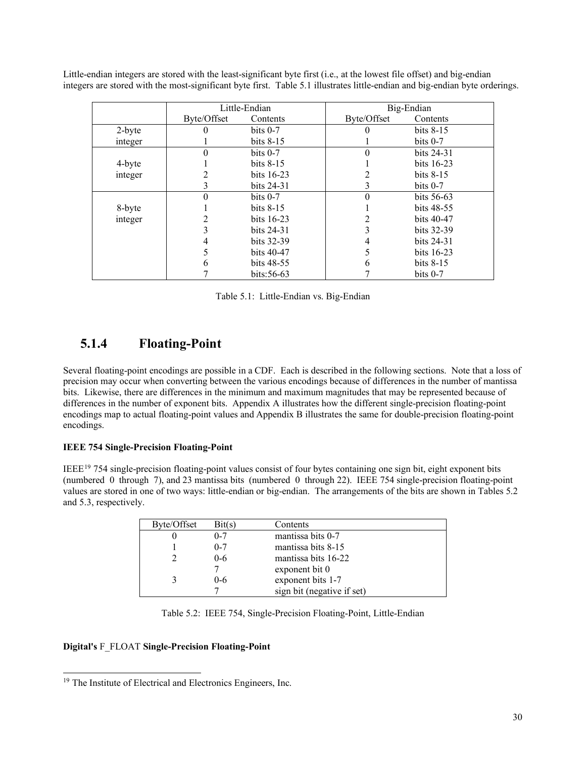Little-endian integers are stored with the least-significant byte first (i.e., at the lowest file offset) and big-endian integers are stored with the most-significant byte first. Table 5.1 illustrates little-endian and big-endian byte orderings.

| | Little-Endian | | Big-Endian | |
|---|---|---|---|---|
| | Byte/Offset | Contents | Byte/Offset | Contents |
| 2-byte integer | 0 | bits 0-7 | 0 | bits 8-15 |
| | 1 | bits 8-15 | 1 | bits 0-7 |
| 4-byte integer | 0 | bits 0-7 | 0 | bits 24-31 |
| | 1 | bits 8-15 | 1 | bits 16-23 |
| | 2 | bits 16-23 | 2 | bits 8-15 |
| | 3 | bits 24-31 | 3 | bits 0-7 |
| 8-byte integer | 0 | bits 0-7 | 0 | bits 56-63 |
| | 1 | bits 8-15 | 1 | bits 48-55 |
| | 2 | bits 16-23 | 2 | bits 40-47 |
| | 3 | bits 24-31 | 3 | bits 32-39 |
| | 4 | bits 32-39 | 4 | bits 24-31 |
| | 5 | bits 40-47 | 5 | bits 16-23 |
| | 6 | bits 48-55 | 6 | bits 8-15 |
| | 7 | bits:56-63 | 7 | bits 0-7 |

Table 5.1: Little-Endian vs. Big-Endian

### 5.1.4 Floating-Point

Several floating-point encodings are possible in a CDF. Each is described in the following sections. Note that a loss of precision may occur when converting between the various encodings because of differences in the number of mantissa bits. Likewise, there are differences in the minimum and maximum magnitudes that may be represented because of differences in the number of exponent bits. Appendix A illustrates how the different single-precision floating-point encodings map to actual floating-point values and Appendix B illustrates the same for double-precision floating-point encodings.

**IEEE 754 Single-Precision Floating-Point**

IEEE[19] 754 single-precision floating-point values consist of four bytes containing one sign bit, eight exponent bits (numbered 0 through 7), and 23 mantissa bits (numbered 0 through 22). IEEE 754 single-precision floating-point values are stored in one of two ways: little-endian or big-endian. The arrangements of the bits are shown in Tables 5.2 and 5.3, respectively.

| Byte/Offset | Bit(s) | Contents |
|---|---|---|
| 0 | 0-7 | mantissa bits 0-7 |
| 1 | 0-7 | mantissa bits 8-15 |
| 2 | 0-6 | mantissa bits 16-22 |
| | 7 | exponent bit 0 |
| 3 | 0-6 | exponent bits 1-7 |
| | 7 | sign bit (negative if set) |

Table 5.2: IEEE 754, Single-Precision Floating-Point, Little-Endian

**Digital's** F_FLOAT **Single-Precision Floating-Point**

[19] The Institute of Electrical and Electronics Engineers, Inc.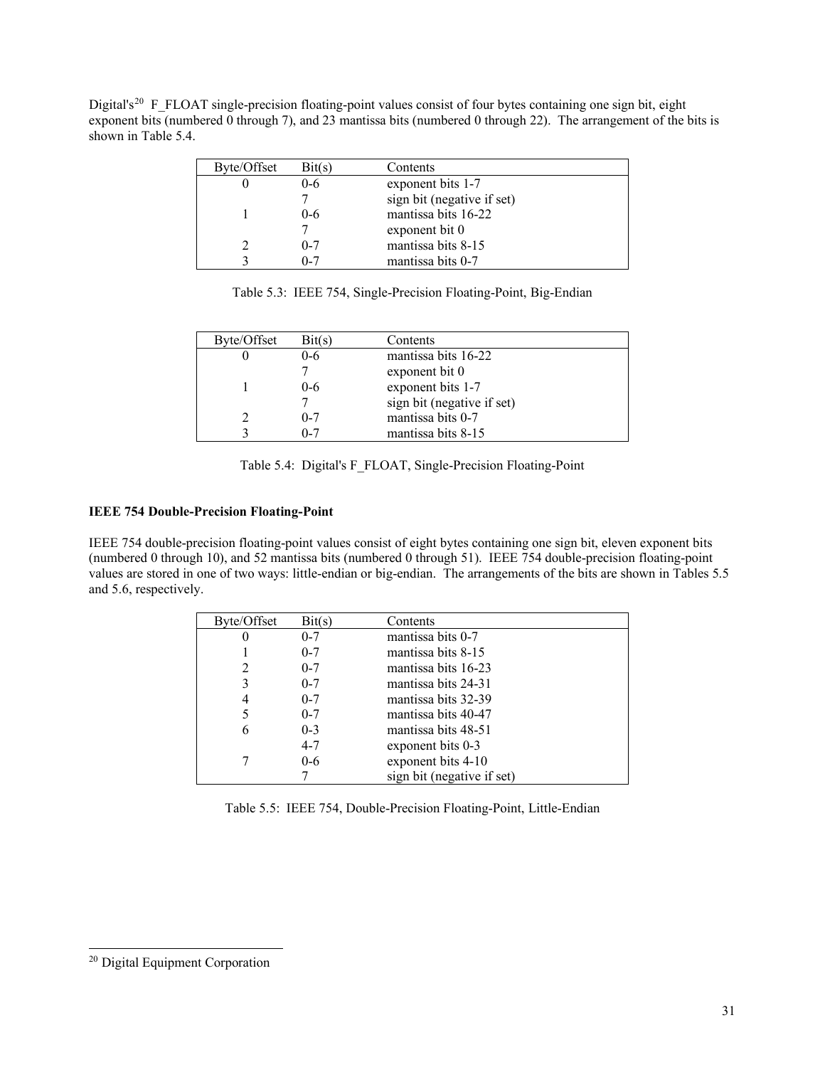Digital's[20] F_FLOAT single-precision floating-point values consist of four bytes containing one sign bit, eight exponent bits (numbered 0 through 7), and 23 mantissa bits (numbered 0 through 22). The arrangement of the bits is shown in Table 5.4.

| Byte/Offset | Bit(s) | Contents |
|---|---|---|
| 0 | 0-6 | exponent bits 1-7 |
| | 7 | sign bit (negative if set) |
| 1 | 0-6 | mantissa bits 16-22 |
| | 7 | exponent bit 0 |
| 2 | 0-7 | mantissa bits 8-15 |
| 3 | 0-7 | mantissa bits 0-7 |

Table 5.3: IEEE 754, Single-Precision Floating-Point, Big-Endian

| Byte/Offset | Bit(s) | Contents |
|---|---|---|
| 0 | 0-6 | mantissa bits 16-22 |
| | 7 | exponent bit 0 |
| 1 | 0-6 | exponent bits 1-7 |
| | 7 | sign bit (negative if set) |
| 2 | 0-7 | mantissa bits 0-7 |
| 3 | 0-7 | mantissa bits 8-15 |

Table 5.4: Digital's F_FLOAT, Single-Precision Floating-Point

**IEEE 754 Double-Precision Floating-Point**

IEEE 754 double-precision floating-point values consist of eight bytes containing one sign bit, eleven exponent bits (numbered 0 through 10), and 52 mantissa bits (numbered 0 through 51). IEEE 754 double-precision floating-point values are stored in one of two ways: little-endian or big-endian. The arrangements of the bits are shown in Tables 5.5 and 5.6, respectively.

| Byte/Offset | Bit(s) | Contents |
|---|---|---|
| 0 | 0-7 | mantissa bits 0-7 |
| 1 | 0-7 | mantissa bits 8-15 |
| 2 | 0-7 | mantissa bits 16-23 |
| 3 | 0-7 | mantissa bits 24-31 |
| 4 | 0-7 | mantissa bits 32-39 |
| 5 | 0-7 | mantissa bits 40-47 |
| 6 | 0-3 | mantissa bits 48-51 |
| | 4-7 | exponent bits 0-3 |
| 7 | 0-6 | exponent bits 4-10 |
| | 7 | sign bit (negative if set) |

Table 5.5: IEEE 754, Double-Precision Floating-Point, Little-Endian

[20] Digital Equipment Corporation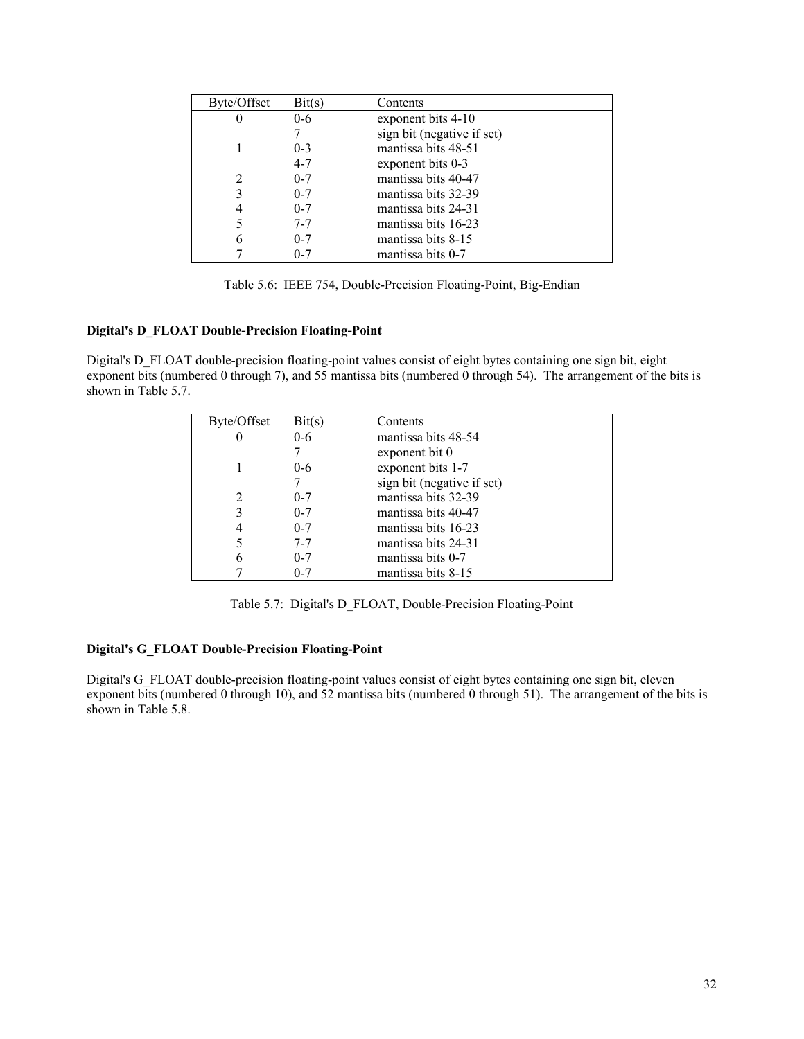| Byte/Offset | Bit(s) | Contents |
|---|---|---|
| 0 | 0-6 | exponent bits 4-10 |
| | 7 | sign bit (negative if set) |
| 1 | 0-3 | mantissa bits 48-51 |
| | 4-7 | exponent bits 0-3 |
| 2 | 0-7 | mantissa bits 40-47 |
| 3 | 0-7 | mantissa bits 32-39 |
| 4 | 0-7 | mantissa bits 24-31 |
| 5 | 7-7 | mantissa bits 16-23 |
| 6 | 0-7 | mantissa bits 8-15 |
| 7 | 0-7 | mantissa bits 0-7 |

Table 5.6: IEEE 754, Double-Precision Floating-Point, Big-Endian

**Digital's D_FLOAT Double-Precision Floating-Point**

Digital's D_FLOAT double-precision floating-point values consist of eight bytes containing one sign bit, eight exponent bits (numbered 0 through 7), and 55 mantissa bits (numbered 0 through 54). The arrangement of the bits is shown in Table 5.7.

| Byte/Offset | Bit(s) | Contents |
|---|---|---|
| 0 | 0-6 | mantissa bits 48-54 |
| | 7 | exponent bit 0 |
| 1 | 0-6 | exponent bits 1-7 |
| | 7 | sign bit (negative if set) |
| 2 | 0-7 | mantissa bits 32-39 |
| 3 | 0-7 | mantissa bits 40-47 |
| 4 | 0-7 | mantissa bits 16-23 |
| 5 | 7-7 | mantissa bits 24-31 |
| 6 | 0-7 | mantissa bits 0-7 |
| 7 | 0-7 | mantissa bits 8-15 |

Table 5.7: Digital's D_FLOAT, Double-Precision Floating-Point

**Digital's G_FLOAT Double-Precision Floating-Point**

Digital's G_FLOAT double-precision floating-point values consist of eight bytes containing one sign bit, eleven exponent bits (numbered 0 through 10), and 52 mantissa bits (numbered 0 through 51). The arrangement of the bits is shown in Table 5.8.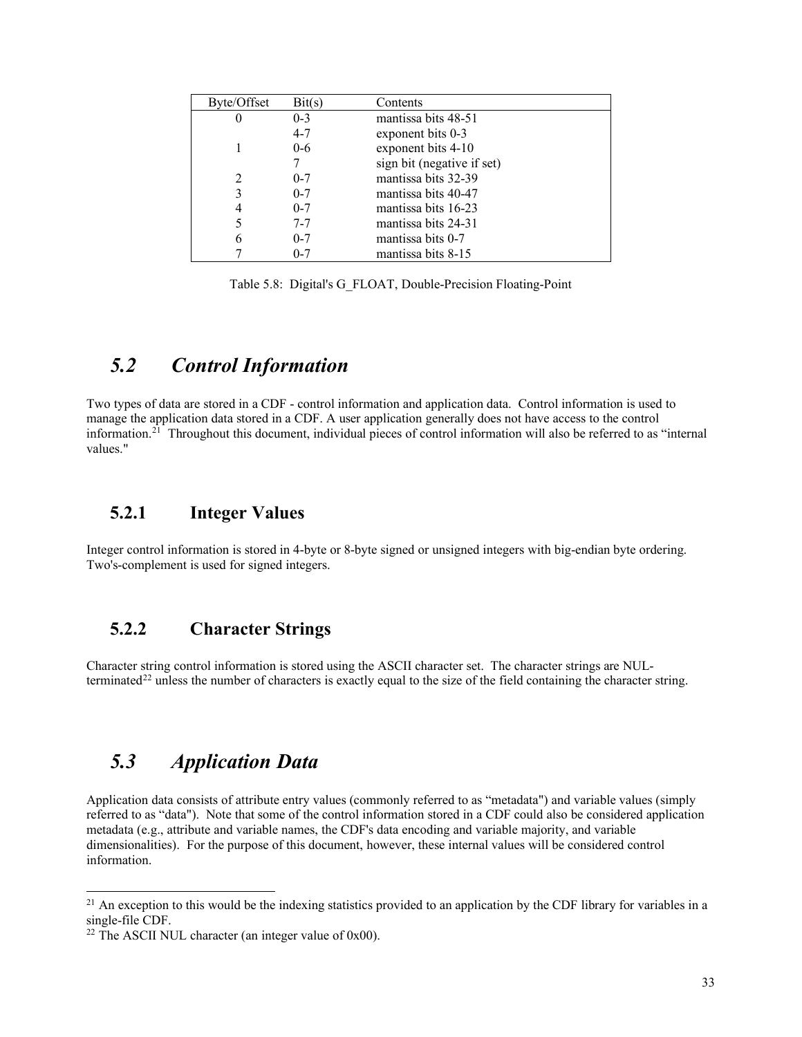| Byte/Offset | Bit(s) | Contents |
|---|---|---|
| 0 | 0-3 | mantissa bits 48-51 |
| | 4-7 | exponent bits 0-3 |
| 1 | 0-6 | exponent bits 4-10 |
| | 7 | sign bit (negative if set) |
| 2 | 0-7 | mantissa bits 32-39 |
| 3 | 0-7 | mantissa bits 40-47 |
| 4 | 0-7 | mantissa bits 16-23 |
| 5 | 7-7 | mantissa bits 24-31 |
| 6 | 0-7 | mantissa bits 0-7 |
| 7 | 0-7 | mantissa bits 8-15 |

Table 5.8: Digital's G_FLOAT, Double-Precision Floating-Point

## *5.2 Control Information*

Two types of data are stored in a CDF - control information and application data. Control information is used to manage the application data stored in a CDF. A user application generally does not have access to the control information.[21] Throughout this document, individual pieces of control information will also be referred to as "internal values."

### 5.2.1 Integer Values

Integer control information is stored in 4-byte or 8-byte signed or unsigned integers with big-endian byte ordering. Two's-complement is used for signed integers.

### 5.2.2 Character Strings

Character string control information is stored using the ASCII character set. The character strings are NUL-terminated[22] unless the number of characters is exactly equal to the size of the field containing the character string.

## *5.3 Application Data*

Application data consists of attribute entry values (commonly referred to as "metadata") and variable values (simply referred to as "data"). Note that some of the control information stored in a CDF could also be considered application metadata (e.g., attribute and variable names, the CDF's data encoding and variable majority, and variable dimensionalities). For the purpose of this document, however, these internal values will be considered control information.

---

[21] An exception to this would be the indexing statistics provided to an application by the CDF library for variables in a single-file CDF.

[22] The ASCII NUL character (an integer value of 0x00).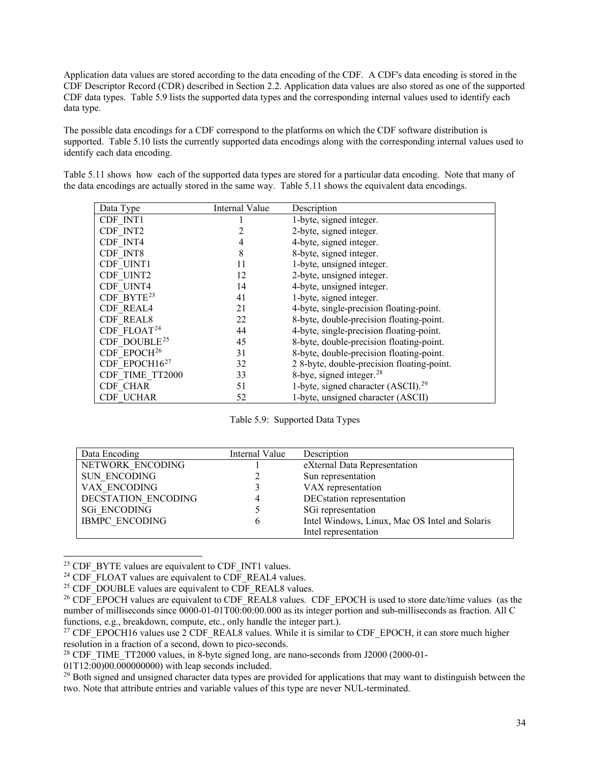Application data values are stored according to the data encoding of the CDF. A CDF's data encoding is stored in the CDF Descriptor Record (CDR) described in Section 2.2. Application data values are also stored as one of the supported CDF data types. Table 5.9 lists the supported data types and the corresponding internal values used to identify each data type.

The possible data encodings for a CDF correspond to the platforms on which the CDF software distribution is supported. Table 5.10 lists the currently supported data encodings along with the corresponding internal values used to identify each data encoding.

Table 5.11 shows how each of the supported data types are stored for a particular data encoding. Note that many of the data encodings are actually stored in the same way. Table 5.11 shows the equivalent data encodings.

| Data Type | Internal Value | Description |
|---|---|---|
| CDF_INT1 | 1 | 1-byte, signed integer. |
| CDF_INT2 | 2 | 2-byte, signed integer. |
| CDF_INT4 | 4 | 4-byte, signed integer. |
| CDF_INT8 | 8 | 8-byte, signed integer. |
| CDF_UINT1 | 11 | 1-byte, unsigned integer. |
| CDF_UINT2 | 12 | 2-byte, unsigned integer. |
| CDF_UINT4 | 14 | 4-byte, unsigned integer. |
| CDF_BYTE[23] | 41 | 1-byte, signed integer. |
| CDF_REAL4 | 21 | 4-byte, single-precision floating-point. |
| CDF_REAL8 | 22 | 8-byte, double-precision floating-point. |
| CDF_FLOAT[24] | 44 | 4-byte, single-precision floating-point. |
| CDF_DOUBLE[25] | 45 | 8-byte, double-precision floating-point. |
| CDF_EPOCH[26] | 31 | 8-byte, double-precision floating-point. |
| CDF_EPOCH16[27] | 32 | 2 8-byte, double-precision floating-point. |
| CDF_TIME_TT2000 | 33 | 8-bye, signed integer.[28] |
| CDF_CHAR | 51 | 1-byte, signed character (ASCII).[29] |
| CDF_UCHAR | 52 | 1-byte, unsigned character (ASCII) |

Table 5.9: Supported Data Types

| Data Encoding | Internal Value | Description |
|---|---|---|
| NETWORK_ENCODING | 1 | eXternal Data Representation |
| SUN_ENCODING | 2 | Sun representation |
| VAX_ENCODING | 3 | VAX representation |
| DECSTATION_ENCODING | 4 | DECstation representation |
| SGi_ENCODING | 5 | SGi representation |
| IBMPC_ENCODING | 6 | Intel Windows, Linux, Mac OS Intel and Solaris Intel representation |

[23] CDF_BYTE values are equivalent to CDF_INT1 values.

[24] CDF_FLOAT values are equivalent to CDF_REAL4 values.

[25] CDF_DOUBLE values are equivalent to CDF_REAL8 values.

[26] CDF_EPOCH values are equivalent to CDF_REAL8 values. CDF_EPOCH is used to store date/time values (as the number of milliseconds since 0000-01-01T00:00:00.000 as its integer portion and sub-milliseconds as fraction. All C functions, e.g., breakdown, compute, etc., only handle the integer part.).

[27] CDF_EPOCH16 values use 2 CDF_REAL8 values. While it is similar to CDF_EPOCH, it can store much higher resolution in a fraction of a second, down to pico-seconds.

[28] CDF_TIME_TT2000 values, in 8-byte signed long, are nano-seconds from J2000 (2000-01-01T12:00)00.000000000) with leap seconds included.

[29] Both signed and unsigned character data types are provided for applications that may want to distinguish between the two. Note that attribute entries and variable values of this type are never NUL-terminated.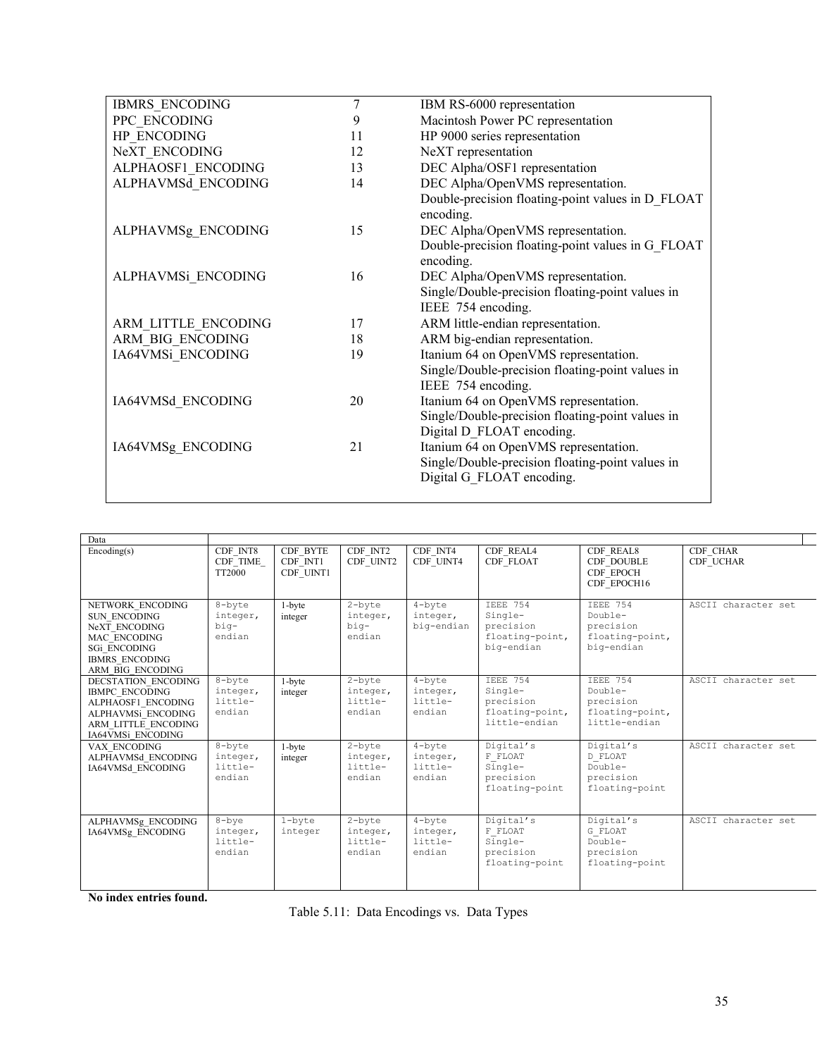| | | |
|---|---|---|
| IBMRS_ENCODING | 7 | IBM RS-6000 representation |
| PPC_ENCODING | 9 | Macintosh Power PC representation |
| HP_ENCODING | 11 | HP 9000 series representation |
| NeXT_ENCODING | 12 | NeXT representation |
| ALPHAOSF1_ENCODING | 13 | DEC Alpha/OSF1 representation |
| ALPHAVMSd_ENCODING | 14 | DEC Alpha/OpenVMS representation. Double-precision floating-point values in D_FLOAT encoding. |
| ALPHAVMSg_ENCODING | 15 | DEC Alpha/OpenVMS representation. Double-precision floating-point values in G_FLOAT encoding. |
| ALPHAVMSi_ENCODING | 16 | DEC Alpha/OpenVMS representation. Single/Double-precision floating-point values in IEEE 754 encoding. |
| ARM_LITTLE_ENCODING | 17 | ARM little-endian representation. |
| ARM_BIG_ENCODING | 18 | ARM big-endian representation. |
| IA64VMSi_ENCODING | 19 | Itanium 64 on OpenVMS representation. Single/Double-precision floating-point values in IEEE 754 encoding. |
| IA64VMSd_ENCODING | 20 | Itanium 64 on OpenVMS representation. Single/Double-precision floating-point values in Digital D_FLOAT encoding. |
| IA64VMSg_ENCODING | 21 | Itanium 64 on OpenVMS representation. Single/Double-precision floating-point values in Digital G_FLOAT encoding. |

| Data Encoding(s) | CDF_INT8 CDF_TIME_TT2000 | CDF_BYTE CDF_INT1 CDF_UINT1 | CDF_INT2 CDF_UINT2 | CDF_INT4 CDF_UINT4 | CDF_REAL4 CDF_FLOAT | CDF_REAL8 CDF_DOUBLE CDF_EPOCH CDF_EPOCH16 | CDF_CHAR CDF_UCHAR |
|---|---|---|---|---|---|---|---|
| NETWORK_ENCODING SUN_ENCODING NeXT_ENCODING MAC_ENCODING SGi_ENCODING IBMRS_ENCODING ARM_BIG_ENCODING | 8-byte integer, big-endian | 1-byte integer | 2-byte integer, big-endian | 4-byte integer, big-endian | IEEE 754 Single-precision floating-point, big-endian | IEEE 754 Double-precision floating-point, big-endian | ASCII character set |
| DECSTATION_ENCODING IBMPC_ENCODING ALPHAOSF1_ENCODING ALPHAVMSi_ENCODING ARM_LITTLE_ENCODING IA64VMSi_ENCODING | 8-byte integer, little-endian | 1-byte integer | 2-byte integer, little-endian | 4-byte integer, little-endian | IEEE 754 Single-precision floating-point, little-endian | IEEE 754 Double-precision floating-point, little-endian | ASCII character set |
| VAX_ENCODING ALPHAVMSd_ENCODING IA64VMSd_ENCODING | 8-byte integer, little-endian | 1-byte integer | 2-byte integer, little-endian | 4-byte integer, little-endian | Digital's F_FLOAT Single-precision floating-point | Digital's D_FLOAT Double-precision floating-point | ASCII character set |
| ALPHAVMSg_ENCODING IA64VMSg_ENCODING | 8-bye integer, little-endian | 1-byte integer | 2-byte integer, little-endian | 4-byte integer, little-endian | Digital's F_FLOAT Single-precision floating-point | Digital's G_FLOAT Double-precision floating-point | ASCII character set |

**No index entries found.**

Table 5.11: Data Encodings vs. Data Types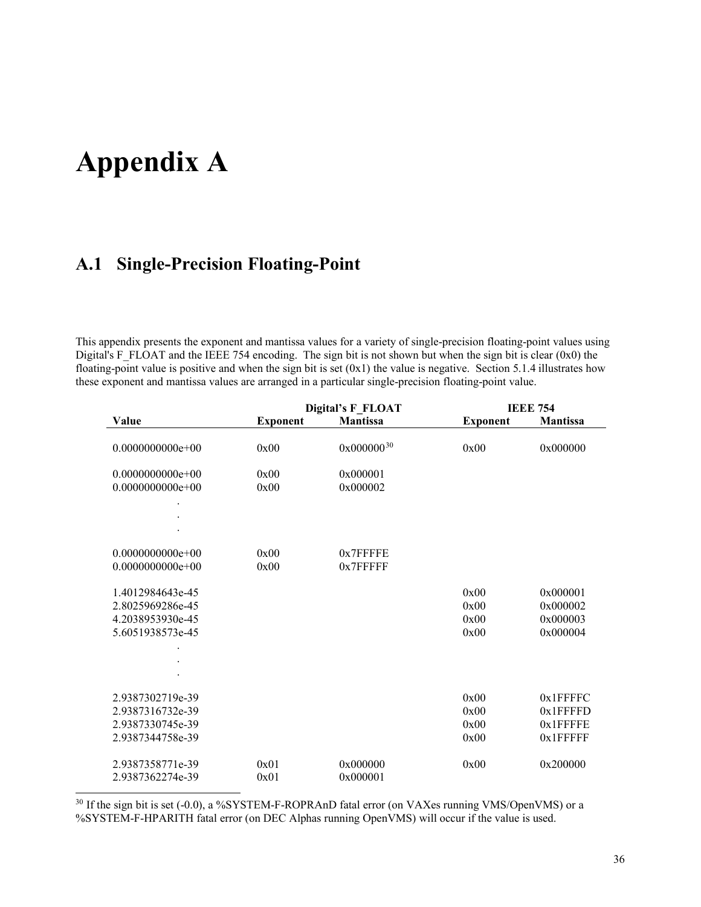# Appendix A

## A.1 Single-Precision Floating-Point

This appendix presents the exponent and mantissa values for a variety of single-precision floating-point values using Digital's F_FLOAT and the IEEE 754 encoding. The sign bit is not shown but when the sign bit is clear (0x0) the floating-point value is positive and when the sign bit is set (0x1) the value is negative. Section 5.1.4 illustrates how these exponent and mantissa values are arranged in a particular single-precision floating-point value.

| | Digital's F_FLOAT | | IEEE 754 | |
|---|---|---|---|---|
| **Value** | **Exponent** | **Mantissa** | **Exponent** | **Mantissa** |
| 0.0000000000e+00 | 0x00 | 0x000000[30] | 0x00 | 0x000000 |
| 0.0000000000e+00 | 0x00 | 0x000001 | | |
| 0.0000000000e+00 | 0x00 | 0x000002 | | |
| . | | | | |
| . | | | | |
| . | | | | |
| 0.0000000000e+00 | 0x00 | 0x7FFFFE | | |
| 0.0000000000e+00 | 0x00 | 0x7FFFFF | | |
| 1.4012984643e-45 | | | 0x00 | 0x000001 |
| 2.8025969286e-45 | | | 0x00 | 0x000002 |
| 4.2038953930e-45 | | | 0x00 | 0x000003 |
| 5.6051938573e-45 | | | 0x00 | 0x000004 |
| . | | | | |
| . | | | | |
| . | | | | |
| 2.9387302719e-39 | | | 0x00 | 0x1FFFFC |
| 2.9387316732e-39 | | | 0x00 | 0x1FFFFD |
| 2.9387330745e-39 | | | 0x00 | 0x1FFFFE |
| 2.9387344758e-39 | | | 0x00 | 0x1FFFFF |
| 2.9387358771e-39 | 0x01 | 0x000000 | 0x00 | 0x200000 |
| 2.9387362274e-39 | 0x01 | 0x000001 | | |

[30] If the sign bit is set (-0.0), a %SYSTEM-F-ROPRAnD fatal error (on VAXes running VMS/OpenVMS) or a %SYSTEM-F-HPARITH fatal error (on DEC Alphas running OpenVMS) will occur if the value is used.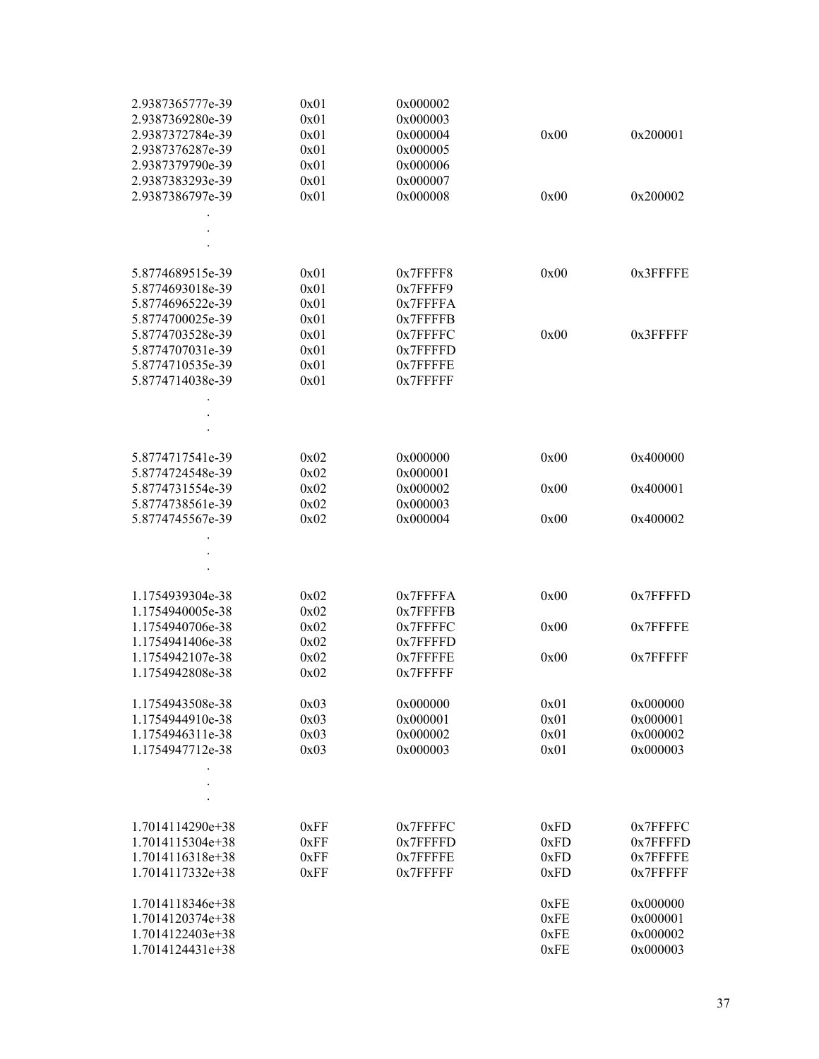| | | | | |
|---|---|---|---|---|
| 2.9387365777e-39 | 0x01 | 0x000002 | | |
| 2.9387369280e-39 | 0x01 | 0x000003 | | |
| 2.9387372784e-39 | 0x01 | 0x000004 | 0x00 | 0x200001 |
| 2.9387376287e-39 | 0x01 | 0x000005 | | |
| 2.9387379790e-39 | 0x01 | 0x000006 | | |
| 2.9387383293e-39 | 0x01 | 0x000007 | | |
| 2.9387386797e-39 | 0x01 | 0x000008 | 0x00 | 0x200002 |
| . | | | | |
| . | | | | |
| . | | | | |
| 5.8774689515e-39 | 0x01 | 0x7FFFF8 | 0x00 | 0x3FFFFE |
| 5.8774693018e-39 | 0x01 | 0x7FFFF9 | | |
| 5.8774696522e-39 | 0x01 | 0x7FFFFA | | |
| 5.8774700025e-39 | 0x01 | 0x7FFFFB | | |
| 5.8774703528e-39 | 0x01 | 0x7FFFFC | 0x00 | 0x3FFFFF |
| 5.8774707031e-39 | 0x01 | 0x7FFFFD | | |
| 5.8774710535e-39 | 0x01 | 0x7FFFFE | | |
| 5.8774714038e-39 | 0x01 | 0x7FFFFF | | |
| . | | | | |
| . | | | | |
| . | | | | |
| 5.8774717541e-39 | 0x02 | 0x000000 | 0x00 | 0x400000 |
| 5.8774724548e-39 | 0x02 | 0x000001 | | |
| 5.8774731554e-39 | 0x02 | 0x000002 | 0x00 | 0x400001 |
| 5.8774738561e-39 | 0x02 | 0x000003 | | |
| 5.8774745567e-39 | 0x02 | 0x000004 | 0x00 | 0x400002 |
| . | | | | |
| . | | | | |
| . | | | | |
| 1.1754939304e-38 | 0x02 | 0x7FFFFA | 0x00 | 0x7FFFFD |
| 1.1754940005e-38 | 0x02 | 0x7FFFFB | | |
| 1.1754940706e-38 | 0x02 | 0x7FFFFC | 0x00 | 0x7FFFFE |
| 1.1754941406e-38 | 0x02 | 0x7FFFFD | | |
| 1.1754942107e-38 | 0x02 | 0x7FFFFE | 0x00 | 0x7FFFFF |
| 1.1754942808e-38 | 0x02 | 0x7FFFFF | | |
| 1.1754943508e-38 | 0x03 | 0x000000 | 0x01 | 0x000000 |
| 1.1754944910e-38 | 0x03 | 0x000001 | 0x01 | 0x000001 |
| 1.1754946311e-38 | 0x03 | 0x000002 | 0x01 | 0x000002 |
| 1.1754947712e-38 | 0x03 | 0x000003 | 0x01 | 0x000003 |
| . | | | | |
| . | | | | |
| . | | | | |
| 1.7014114290e+38 | 0xFF | 0x7FFFFC | 0xFD | 0x7FFFFC |
| 1.7014115304e+38 | 0xFF | 0x7FFFFD | 0xFD | 0x7FFFFD |
| 1.7014116318e+38 | 0xFF | 0x7FFFFE | 0xFD | 0x7FFFFE |
| 1.7014117332e+38 | 0xFF | 0x7FFFFF | 0xFD | 0x7FFFFF |
| 1.7014118346e+38 | | | 0xFE | 0x000000 |
| 1.7014120374e+38 | | | 0xFE | 0x000001 |
| 1.7014122403e+38 | | | 0xFE | 0x000002 |
| 1.7014124431e+38 | | | 0xFE | 0x000003 |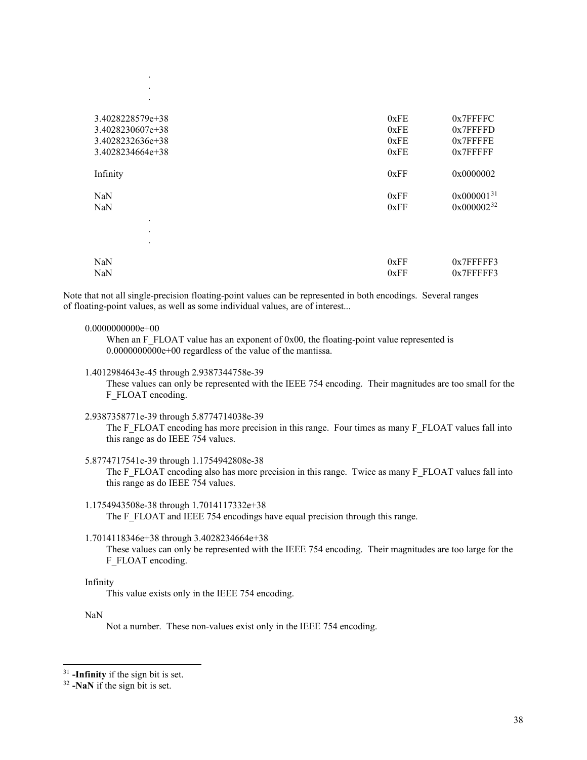| | | |
|---|---|---|
| . | | |
| . | | |
| . | | |
| 3.4028228579e+38 | 0xFE | 0x7FFFFC |
| 3.4028230607e+38 | 0xFE | 0x7FFFFD |
| 3.4028232636e+38 | 0xFE | 0x7FFFFE |
| 3.4028234664e+38 | 0xFE | 0x7FFFFF |
| Infinity | 0xFF | 0x0000002 |
| NaN | 0xFF | 0x000001[31] |
| NaN | 0xFF | 0x000002[32] |
| . | | |
| . | | |
| . | | |
| NaN | 0xFF | 0x7FFFFF3 |
| NaN | 0xFF | 0x7FFFFF3 |

Note that not all single-precision floating-point values can be represented in both encodings. Several ranges of floating-point values, as well as some individual values, are of interest...

0.0000000000e+00
: When an F_FLOAT value has an exponent of 0x00, the floating-point value represented is 0.0000000000e+00 regardless of the value of the mantissa.

1.4012984643e-45 through 2.9387344758e-39
: These values can only be represented with the IEEE 754 encoding. Their magnitudes are too small for the F_FLOAT encoding.

2.9387358771e-39 through 5.8774714038e-39
: The F_FLOAT encoding has more precision in this range. Four times as many F_FLOAT values fall into this range as do IEEE 754 values.

5.8774717541e-39 through 1.1754942808e-38
: The F_FLOAT encoding also has more precision in this range. Twice as many F_FLOAT values fall into this range as do IEEE 754 values.

1.1754943508e-38 through 1.7014117332e+38
: The F_FLOAT and IEEE 754 encodings have equal precision through this range.

1.7014118346e+38 through 3.4028234664e+38
: These values can only be represented with the IEEE 754 encoding. Their magnitudes are too large for the F_FLOAT encoding.

Infinity
: This value exists only in the IEEE 754 encoding.

NaN
: Not a number. These non-values exist only in the IEEE 754 encoding.

---

[31] **-Infinity** if the sign bit is set.

[32] **-NaN** if the sign bit is set.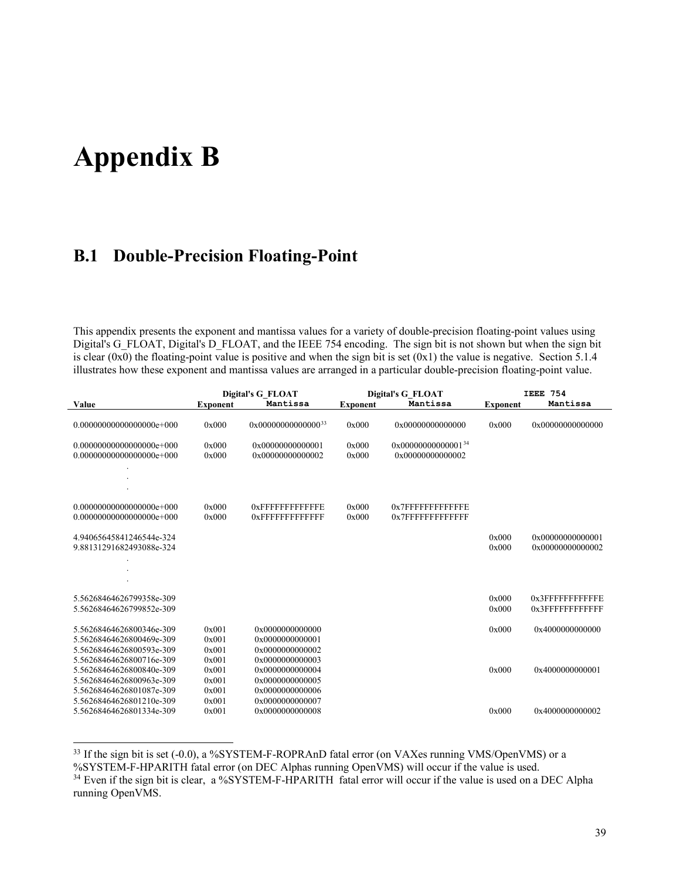# Appendix B

## B.1 Double-Precision Floating-Point

This appendix presents the exponent and mantissa values for a variety of double-precision floating-point values using Digital's G_FLOAT, Digital's D_FLOAT, and the IEEE 754 encoding. The sign bit is not shown but when the sign bit is clear (0x0) the floating-point value is positive and when the sign bit is set (0x1) the value is negative. Section 5.1.4 illustrates how these exponent and mantissa values are arranged in a particular double-precision floating-point value.

| | Digital's G_FLOAT | | Digital's G_FLOAT | | IEEE 754 | |
|---|---|---|---|---|---|---|
| Value | Exponent | Mantissa | Exponent | Mantissa | Exponent | Mantissa |
| 0.00000000000000000e+000 | 0x000 | 0x0000000000000[33] | 0x000 | 0x0000000000000 | 0x000 | 0x0000000000000 |
| 0.00000000000000000e+000 | 0x000 | 0x0000000000001 | 0x000 | 0x0000000000001[34] | | |
| 0.00000000000000000e+000 | 0x000 | 0x0000000000002 | 0x000 | 0x0000000000002 | | |
| . | | | | | | |
| . | | | | | | |
| . | | | | | | |
| 0.00000000000000000e+000 | 0x000 | 0xFFFFFFFFFFFFE | 0x000 | 0x7FFFFFFFFFFFE | | |
| 0.00000000000000000e+000 | 0x000 | 0xFFFFFFFFFFFFF | 0x000 | 0x7FFFFFFFFFFFF | | |
| 4.94065645841246544e-324 | | | | | 0x000 | 0x0000000000001 |
| 9.88131291682493088e-324 | | | | | 0x000 | 0x0000000000002 |
| . | | | | | | |
| . | | | | | | |
| . | | | | | | |
| 5.56268464626799358e-309 | | | | | 0x000 | 0x3FFFFFFFFFFFE |
| 5.56268464626799852e-309 | | | | | 0x000 | 0x3FFFFFFFFFFFF |
| 5.56268464626800346e-309 | 0x001 | 0x0000000000000 | | | 0x000 | 0x4000000000000 |
| 5.56268464626800469e-309 | 0x001 | 0x0000000000001 | | | | |
| 5.56268464626800593e-309 | 0x001 | 0x0000000000002 | | | | |
| 5.56268464626800716e-309 | 0x001 | 0x0000000000003 | | | | |
| 5.56268464626800840e-309 | 0x001 | 0x0000000000004 | | | 0x000 | 0x4000000000001 |
| 5.56268464626800963e-309 | 0x001 | 0x0000000000005 | | | | |
| 5.56268464626801087e-309 | 0x001 | 0x0000000000006 | | | | |
| 5.56268464626801210e-309 | 0x001 | 0x0000000000007 | | | | |
| 5.56268464626801334e-309 | 0x001 | 0x0000000000008 | | | 0x000 | 0x4000000000002 |

[33] If the sign bit is set (-0.0), a %SYSTEM-F-ROPRAnD fatal error (on VAXes running VMS/OpenVMS) or a %SYSTEM-F-HPARITH fatal error (on DEC Alphas running OpenVMS) will occur if the value is used.

[34] Even if the sign bit is clear, a %SYSTEM-F-HPARITH fatal error will occur if the value is used on a DEC Alpha running OpenVMS.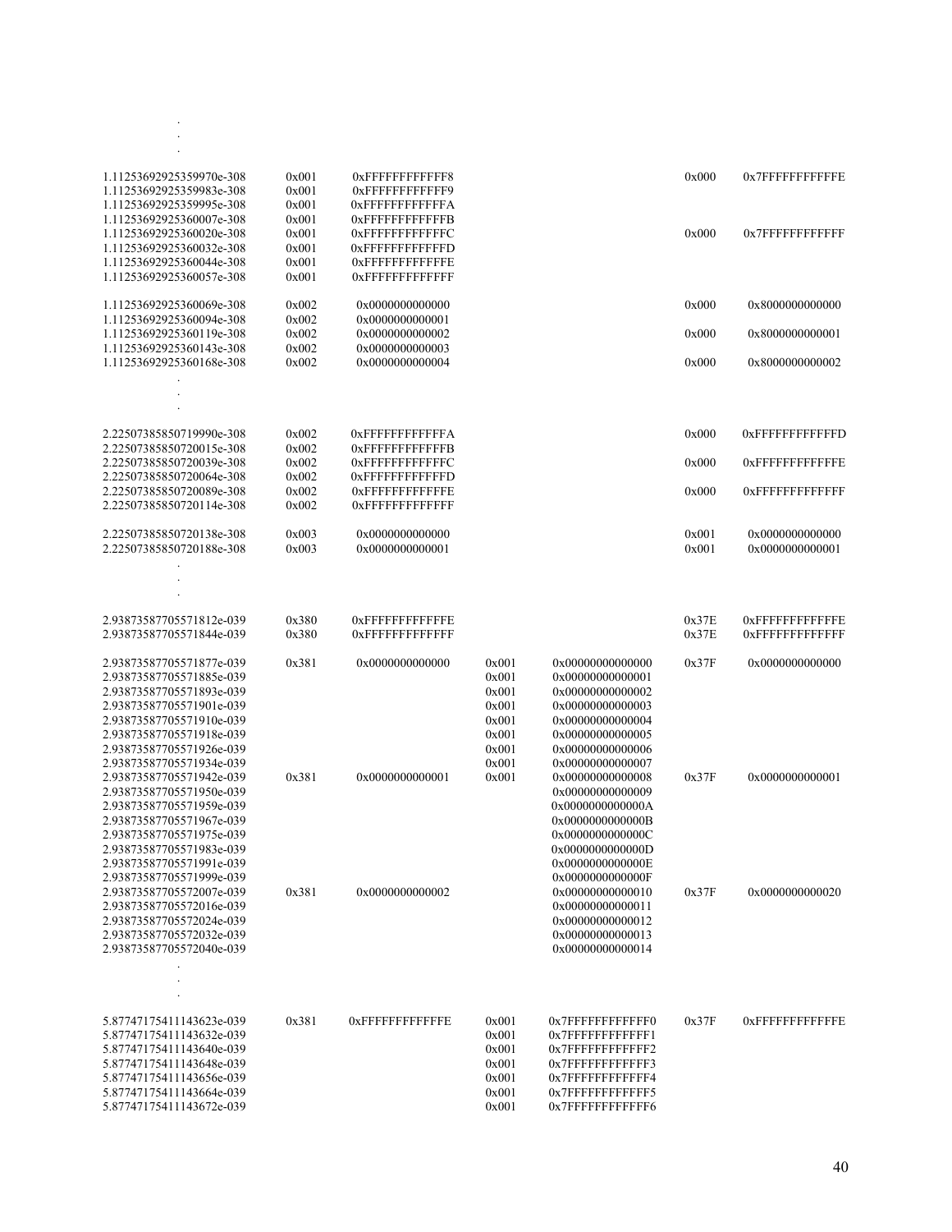| | | | | | | |
|---|---|---|---|---|---|---|
| . | | | | | | |
| . | | | | | | |
| . | | | | | | |
| 1.11253692925359970e-308 | 0x001 | 0xFFFFFFFFFFFF8 | | | 0x000 | 0x7FFFFFFFFFFFE |
| 1.11253692925359983e-308 | 0x001 | 0xFFFFFFFFFFFF9 | | | | |
| 1.11253692925359995e-308 | 0x001 | 0xFFFFFFFFFFFFA | | | | |
| 1.11253692925360007e-308 | 0x001 | 0xFFFFFFFFFFFFB | | | | |
| 1.11253692925360020e-308 | 0x001 | 0xFFFFFFFFFFFFC | | | 0x000 | 0x7FFFFFFFFFFFF |
| 1.11253692925360032e-308 | 0x001 | 0xFFFFFFFFFFFFD | | | | |
| 1.11253692925360044e-308 | 0x001 | 0xFFFFFFFFFFFFE | | | | |
| 1.11253692925360057e-308 | 0x001 | 0xFFFFFFFFFFFFF | | | | |
| 1.11253692925360069e-308 | 0x002 | 0x0000000000000 | | | 0x000 | 0x8000000000000 |
| 1.11253692925360094e-308 | 0x002 | 0x0000000000001 | | | | |
| 1.11253692925360119e-308 | 0x002 | 0x0000000000002 | | | 0x000 | 0x8000000000001 |
| 1.11253692925360143e-308 | 0x002 | 0x0000000000003 | | | | |
| 1.11253692925360168e-308 | 0x002 | 0x0000000000004 | | | 0x000 | 0x8000000000002 |
| . | | | | | | |
| . | | | | | | |
| . | | | | | | |
| 2.22507385850719990e-308 | 0x002 | 0xFFFFFFFFFFFFA | | | 0x000 | 0xFFFFFFFFFFFFD |
| 2.22507385850720015e-308 | 0x002 | 0xFFFFFFFFFFFFB | | | | |
| 2.22507385850720039e-308 | 0x002 | 0xFFFFFFFFFFFFC | | | 0x000 | 0xFFFFFFFFFFFFE |
| 2.22507385850720064e-308 | 0x002 | 0xFFFFFFFFFFFFD | | | | |
| 2.22507385850720089e-308 | 0x002 | 0xFFFFFFFFFFFFE | | | 0x000 | 0xFFFFFFFFFFFFF |
| 2.22507385850720114e-308 | 0x002 | 0xFFFFFFFFFFFFF | | | | |
| 2.22507385850720138e-308 | 0x003 | 0x0000000000000 | | | 0x001 | 0x0000000000000 |
| 2.22507385850720188e-308 | 0x003 | 0x0000000000001 | | | 0x001 | 0x0000000000001 |
| . | | | | | | |
| . | | | | | | |
| . | | | | | | |
| 2.93873587705571812e-039 | 0x380 | 0xFFFFFFFFFFFFE | | | 0x37E | 0xFFFFFFFFFFFFE |
| 2.93873587705571844e-039 | 0x380 | 0xFFFFFFFFFFFFF | | | 0x37E | 0xFFFFFFFFFFFFF |
| 2.93873587705571877e-039 | 0x381 | 0x0000000000000 | 0x001 | 0x00000000000000 | 0x37F | 0x0000000000000 |
| 2.93873587705571885e-039 | | | 0x001 | 0x00000000000001 | | |
| 2.93873587705571893e-039 | | | 0x001 | 0x00000000000002 | | |
| 2.93873587705571901e-039 | | | 0x001 | 0x00000000000003 | | |
| 2.93873587705571910e-039 | | | 0x001 | 0x00000000000004 | | |
| 2.93873587705571918e-039 | | | 0x001 | 0x00000000000005 | | |
| 2.93873587705571926e-039 | | | 0x001 | 0x00000000000006 | | |
| 2.93873587705571934e-039 | | | 0x001 | 0x00000000000007 | | |
| 2.93873587705571942e-039 | 0x381 | 0x0000000000001 | 0x001 | 0x00000000000008 | 0x37F | 0x0000000000001 |
| 2.93873587705571950e-039 | | | | 0x00000000000009 | | |
| 2.93873587705571959e-039 | | | | 0x0000000000000A | | |
| 2.93873587705571967e-039 | | | | 0x0000000000000B | | |
| 2.93873587705571975e-039 | | | | 0x0000000000000C | | |
| 2.93873587705571983e-039 | | | | 0x0000000000000D | | |
| 2.93873587705571991e-039 | | | | 0x0000000000000E | | |
| 2.93873587705571999e-039 | | | | 0x0000000000000F | | |
| 2.93873587705572007e-039 | 0x381 | 0x0000000000002 | | 0x00000000000010 | 0x37F | 0x0000000000020 |
| 2.93873587705572016e-039 | | | | 0x00000000000011 | | |
| 2.93873587705572024e-039 | | | | 0x00000000000012 | | |
| 2.93873587705572032e-039 | | | | 0x00000000000013 | | |
| 2.93873587705572040e-039 | | | | 0x00000000000014 | | |
| . | | | | | | |
| . | | | | | | |
| . | | | | | | |
| 5.87747175411143623e-039 | 0x381 | 0xFFFFFFFFFFFFE | 0x001 | 0x7FFFFFFFFFFFF0 | 0x37F | 0xFFFFFFFFFFFFE |
| 5.87747175411143632e-039 | | | 0x001 | 0x7FFFFFFFFFFFF1 | | |
| 5.87747175411143640e-039 | | | 0x001 | 0x7FFFFFFFFFFFF2 | | |
| 5.87747175411143648e-039 | | | 0x001 | 0x7FFFFFFFFFFFF3 | | |
| 5.87747175411143656e-039 | | | 0x001 | 0x7FFFFFFFFFFFF4 | | |
| 5.87747175411143664e-039 | | | 0x001 | 0x7FFFFFFFFFFFF5 | | |
| 5.87747175411143672e-039 | | | 0x001 | 0x7FFFFFFFFFFFF6 | | |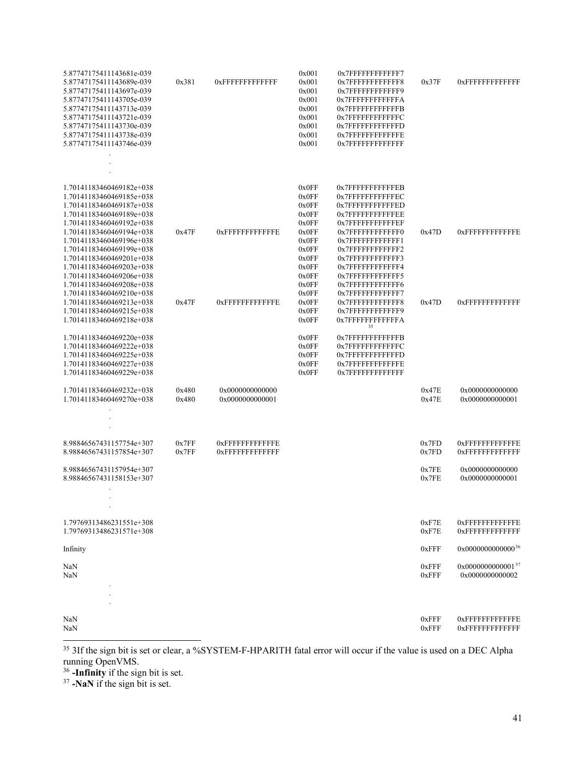| | | | | | | |
|---|---|---|---|---|---|---|
| 5.87747175411143681e-039 | | | 0x001 | 0x7FFFFFFFFFFFF7 | | |
| 5.87747175411143689e-039 | 0x381 | 0xFFFFFFFFFFFFF | 0x001 | 0x7FFFFFFFFFFFF8 | 0x37F | 0xFFFFFFFFFFFFF |
| 5.87747175411143697e-039 | | | 0x001 | 0x7FFFFFFFFFFFF9 | | |
| 5.87747175411143705e-039 | | | 0x001 | 0x7FFFFFFFFFFFFA | | |
| 5.87747175411143713e-039 | | | 0x001 | 0x7FFFFFFFFFFFFB | | |
| 5.87747175411143721e-039 | | | 0x001 | 0x7FFFFFFFFFFFFC | | |
| 5.87747175411143730e-039 | | | 0x001 | 0x7FFFFFFFFFFFFD | | |
| 5.87747175411143738e-039 | | | 0x001 | 0x7FFFFFFFFFFFFE | | |
| 5.87747175411143746e-039 | | | 0x001 | 0x7FFFFFFFFFFFFF | | |
| . | | | | | | |
| . | | | | | | |
| . | | | | | | |
| 1.70141183460469182e+038 | | | 0x0FF | 0x7FFFFFFFFFFFEB | | |
| 1.70141183460469185e+038 | | | 0x0FF | 0x7FFFFFFFFFFFEC | | |
| 1.70141183460469187e+038 | | | 0x0FF | 0x7FFFFFFFFFFFED | | |
| 1.70141183460469189e+038 | | | 0x0FF | 0x7FFFFFFFFFFFEE | | |
| 1.70141183460469192e+038 | | | 0x0FF | 0x7FFFFFFFFFFFEF | | |
| 1.70141183460469194e+038 | 0x47F | 0xFFFFFFFFFFFFE | 0x0FF | 0x7FFFFFFFFFFFF0 | 0x47D | 0xFFFFFFFFFFFFE |
| 1.70141183460469196e+038 | | | 0x0FF | 0x7FFFFFFFFFFFF1 | | |
| 1.70141183460469199e+038 | | | 0x0FF | 0x7FFFFFFFFFFFF2 | | |
| 1.70141183460469201e+038 | | | 0x0FF | 0x7FFFFFFFFFFFF3 | | |
| 1.70141183460469203e+038 | | | 0x0FF | 0x7FFFFFFFFFFFF4 | | |
| 1.70141183460469206e+038 | | | 0x0FF | 0x7FFFFFFFFFFFF5 | | |
| 1.70141183460469208e+038 | | | 0x0FF | 0x7FFFFFFFFFFFF6 | | |
| 1.70141183460469210e+038 | | | 0x0FF | 0x7FFFFFFFFFFFF7 | | |
| 1.70141183460469213e+038 | 0x47F | 0xFFFFFFFFFFFFE | 0x0FF | 0x7FFFFFFFFFFFF8 | 0x47D | 0xFFFFFFFFFFFFF |
| 1.70141183460469215e+038 | | | 0x0FF | 0x7FFFFFFFFFFFF9 | | |
| 1.70141183460469218e+038 | | | 0x0FF | 0x7FFFFFFFFFFFFA[35] | | |
| 1.70141183460469220e+038 | | | 0x0FF | 0x7FFFFFFFFFFFFB | | |
| 1.70141183460469222e+038 | | | 0x0FF | 0x7FFFFFFFFFFFFC | | |
| 1.70141183460469225e+038 | | | 0x0FF | 0x7FFFFFFFFFFFFD | | |
| 1.70141183460469227e+038 | | | 0x0FF | 0x7FFFFFFFFFFFFE | | |
| 1.70141183460469229e+038 | | | 0x0FF | 0x7FFFFFFFFFFFFF | | |
| 1.70141183460469232e+038 | 0x480 | 0x0000000000000 | | | 0x47E | 0x0000000000000 |
| 1.70141183460469270e+038 | 0x480 | 0x0000000000001 | | | 0x47E | 0x0000000000001 |
| . | | | | | | |
| . | | | | | | |
| . | | | | | | |
| 8.98846567431157754e+307 | 0x7FF | 0xFFFFFFFFFFFFE | | | 0x7FD | 0xFFFFFFFFFFFFE |
| 8.98846567431157854e+307 | 0x7FF | 0xFFFFFFFFFFFFF | | | 0x7FD | 0xFFFFFFFFFFFFF |
| 8.98846567431157954e+307 | | | | | 0x7FE | 0x0000000000000 |
| 8.98846567431158153e+307 | | | | | 0x7FE | 0x0000000000001 |
| . | | | | | | |
| . | | | | | | |
| . | | | | | | |
| 1.79769313486231551e+308 | | | | | 0xF7E | 0xFFFFFFFFFFFFE |
| 1.79769313486231571e+308 | | | | | 0xF7E | 0xFFFFFFFFFFFFF |
| Infinity | | | | | 0xFFF | 0x0000000000000[36] |
| NaN | | | | | 0xFFF | 0x0000000000001[37] |
| NaN | | | | | 0xFFF | 0x0000000000002 |
| . | | | | | | |
| . | | | | | | |
| . | | | | | | |
| NaN | | | | | 0xFFF | 0xFFFFFFFFFFFFE |
| NaN | | | | | 0xFFF | 0xFFFFFFFFFFFFF |

[35] 3If the sign bit is set or clear, a %SYSTEM-F-HPARITH fatal error will occur if the value is used on a DEC Alpha running OpenVMS.

[36] **-Infinity** if the sign bit is set.

[37] **-NaN** if the sign bit is set.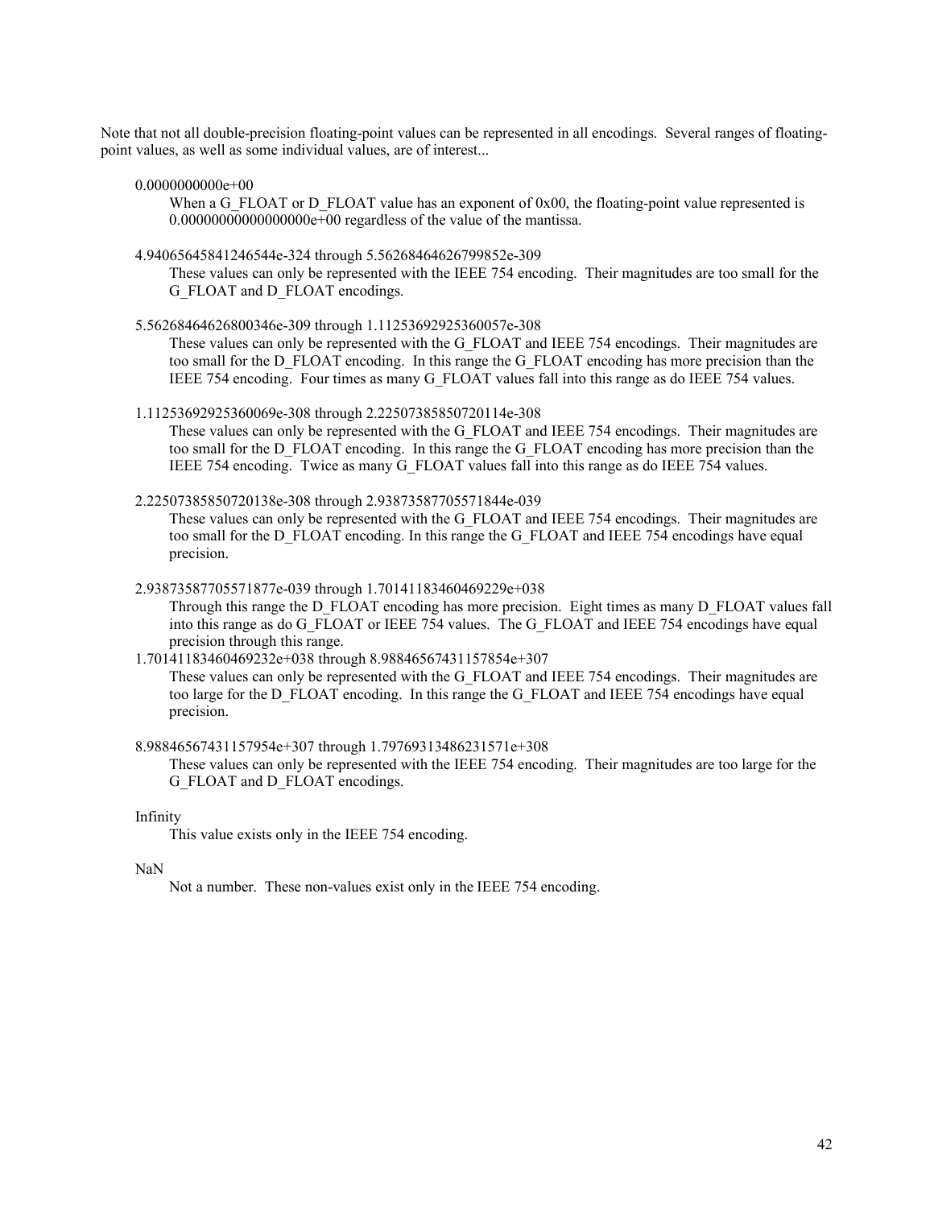Note that not all double-precision floating-point values can be represented in all encodings. Several ranges of floating-point values, as well as some individual values, are of interest...

0.0000000000e+00
: When a G_FLOAT or D_FLOAT value has an exponent of 0x00, the floating-point value represented is 0.00000000000000000e+00 regardless of the value of the mantissa.

4.94065645841246544e-324 through 5.56268464626799852e-309
: These values can only be represented with the IEEE 754 encoding. Their magnitudes are too small for the G_FLOAT and D_FLOAT encodings.

5.56268464626800346e-309 through 1.11253692925360057e-308
: These values can only be represented with the G_FLOAT and IEEE 754 encodings. Their magnitudes are too small for the D_FLOAT encoding. In this range the G_FLOAT encoding has more precision than the IEEE 754 encoding. Four times as many G_FLOAT values fall into this range as do IEEE 754 values.

1.11253692925360069e-308 through 2.22507385850720114e-308
: These values can only be represented with the G_FLOAT and IEEE 754 encodings. Their magnitudes are too small for the D_FLOAT encoding. In this range the G_FLOAT encoding has more precision than the IEEE 754 encoding. Twice as many G_FLOAT values fall into this range as do IEEE 754 values.

2.22507385850720138e-308 through 2.93873587705571844e-039
: These values can only be represented with the G_FLOAT and IEEE 754 encodings. Their magnitudes are too small for the D_FLOAT encoding. In this range the G_FLOAT and IEEE 754 encodings have equal precision.

2.93873587705571877e-039 through 1.70141183460469229e+038
: Through this range the D_FLOAT encoding has more precision. Eight times as many D_FLOAT values fall into this range as do G_FLOAT or IEEE 754 values. The G_FLOAT and IEEE 754 encodings have equal precision through this range.

1.70141183460469232e+038 through 8.98846567431157854e+307
: These values can only be represented with the G_FLOAT and IEEE 754 encodings. Their magnitudes are too large for the D_FLOAT encoding. In this range the G_FLOAT and IEEE 754 encodings have equal precision.

8.98846567431157954e+307 through 1.79769313486231571e+308
: These values can only be represented with the IEEE 754 encoding. Their magnitudes are too large for the G_FLOAT and D_FLOAT encodings.

Infinity
: This value exists only in the IEEE 754 encoding.

NaN
: Not a number. These non-values exist only in the IEEE 754 encoding.